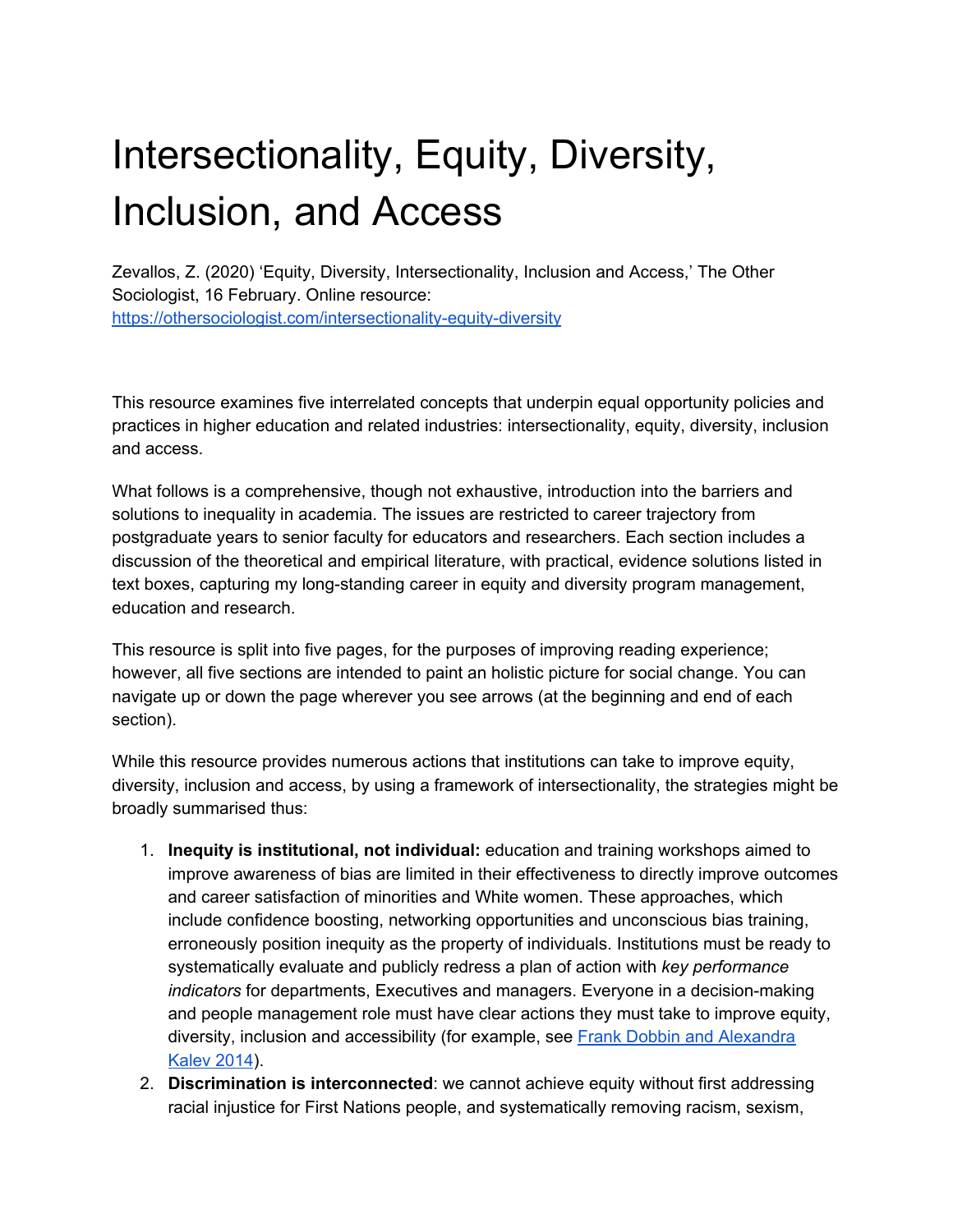# Intersectionality, Equity, Diversity, Inclusion, and Access

Zevallos, Z. (2020) 'Equity, Diversity, Intersectionality, Inclusion and Access,' The Other Sociologist, 16 February. Online resource: [https://othersociologist.com/intersectionality-equity-diversity](https://othersociologist.com/intersectionality-equity-diversity)

This resource examines five interrelated concepts that underpin equal opportunity policies and practices in higher education and related industries: intersectionality, equity, diversity, inclusion and access.

What follows is a comprehensive, though not exhaustive, introduction into the barriers and solutions to inequality in academia. The issues are restricted to career trajectory from postgraduate years to senior faculty for educators and researchers. Each section includes a discussion of the theoretical and empirical literature, with practical, evidence solutions listed in text boxes, capturing my long-standing career in equity and diversity program management, education and research.

This resource is split into five pages, for the purposes of improving reading experience; however, all five sections are intended to paint an holistic picture for social change. You can navigate up or down the page wherever you see arrows (at the beginning and end of each section).

While this resource provides numerous actions that institutions can take to improve equity, diversity, inclusion and access, by using a framework of intersectionality, the strategies might be broadly summarised thus:

1. **Inequity is institutional, not individual:** education and training workshops aimed to improve awareness of bias are limited in their effectiveness to directly improve outcomes and career satisfaction of minorities and White women. These approaches, which include confidence boosting, networking opportunities and unconscious bias training, erroneously position inequity as the property of individuals. Institutions must be ready to systematically evaluate and publicly redress a plan of action with *key performance indicators* for departments, Executives and managers. Everyone in a decision-making and people management role must have clear actions they must take to improve equity, diversity, inclusion and accessibility (for example, see [Frank Dobbin and Alexandra Kalev 2014](#)).
2. **Discrimination is interconnected**: we cannot achieve equity without first addressing racial injustice for First Nations people, and systematically removing racism, sexism,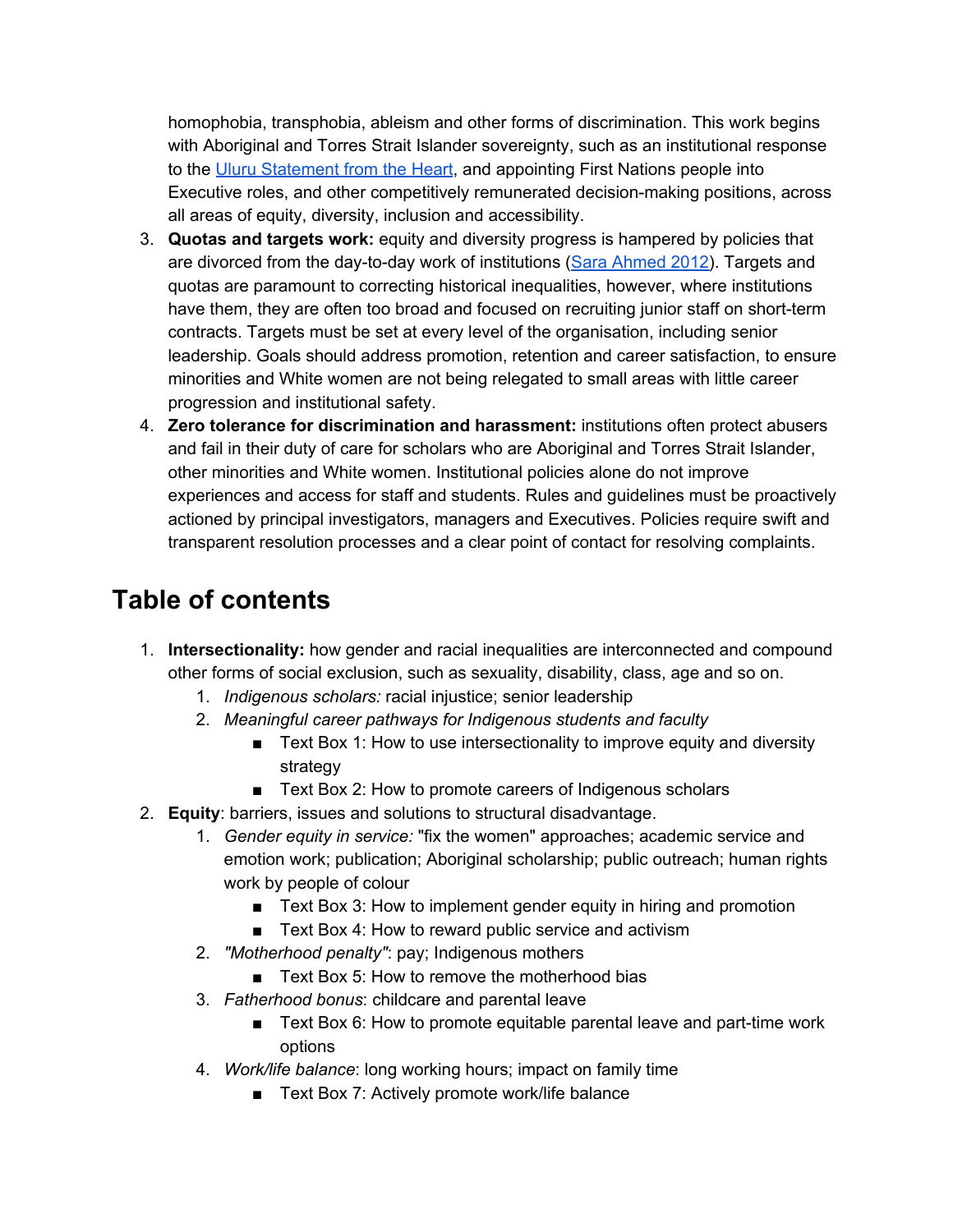homophobia, transphobia, ableism and other forms of discrimination. This work begins with Aboriginal and Torres Strait Islander sovereignty, such as an institutional response to the [Uluru Statement from the Heart](), and appointing First Nations people into Executive roles, and other competitively remunerated decision-making positions, across all areas of equity, diversity, inclusion and accessibility.

3. **Quotas and targets work:** equity and diversity progress is hampered by policies that are divorced from the day-to-day work of institutions ([Sara Ahmed 2012]()). Targets and quotas are paramount to correcting historical inequalities, however, where institutions have them, they are often too broad and focused on recruiting junior staff on short-term contracts. Targets must be set at every level of the organisation, including senior leadership. Goals should address promotion, retention and career satisfaction, to ensure minorities and White women are not being relegated to small areas with little career progression and institutional safety.
4. **Zero tolerance for discrimination and harassment:** institutions often protect abusers and fail in their duty of care for scholars who are Aboriginal and Torres Strait Islander, other minorities and White women. Institutional policies alone do not improve experiences and access for staff and students. Rules and guidelines must be proactively actioned by principal investigators, managers and Executives. Policies require swift and transparent resolution processes and a clear point of contact for resolving complaints.

# Table of contents

1. **Intersectionality:** how gender and racial inequalities are interconnected and compound other forms of social exclusion, such as sexuality, disability, class, age and so on.
   1. *Indigenous scholars:* racial injustice; senior leadership
   2. *Meaningful career pathways for Indigenous students and faculty*
      - Text Box 1: How to use intersectionality to improve equity and diversity strategy
      - Text Box 2: How to promote careers of Indigenous scholars
2. **Equity**: barriers, issues and solutions to structural disadvantage.
   1. *Gender equity in service:* "fix the women" approaches; academic service and emotion work; publication; Aboriginal scholarship; public outreach; human rights work by people of colour
      - Text Box 3: How to implement gender equity in hiring and promotion
      - Text Box 4: How to reward public service and activism
   2. *"Motherhood penalty"*: pay; Indigenous mothers
      - Text Box 5: How to remove the motherhood bias
   3. *Fatherhood bonus*: childcare and parental leave
      - Text Box 6: How to promote equitable parental leave and part-time work options
   4. *Work/life balance*: long working hours; impact on family time
      - Text Box 7: Actively promote work/life balance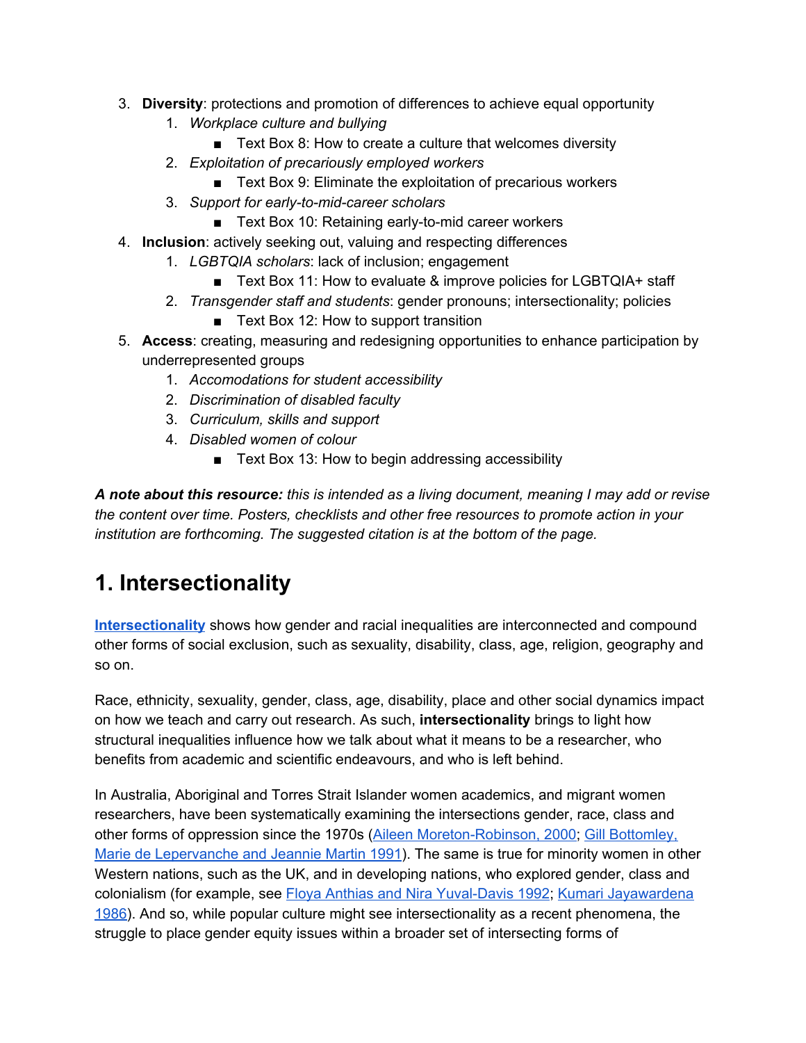3. **Diversity**: protections and promotion of differences to achieve equal opportunity
    1. *Workplace culture and bullying*
        - Text Box 8: How to create a culture that welcomes diversity
    2. *Exploitation of precariously employed workers*
        - Text Box 9: Eliminate the exploitation of precarious workers
    3. *Support for early-to-mid-career scholars*
        - Text Box 10: Retaining early-to-mid career workers
4. **Inclusion**: actively seeking out, valuing and respecting differences
    1. *LGBTQIA scholars*: lack of inclusion; engagement
        - Text Box 11: How to evaluate & improve policies for LGBTQIA+ staff
    2. *Transgender staff and students*: gender pronouns; intersectionality; policies
        - Text Box 12: How to support transition
5. **Access**: creating, measuring and redesigning opportunities to enhance participation by underrepresented groups
    1. *Accomodations for student accessibility*
    2. *Discrimination of disabled faculty*
    3. *Curriculum, skills and support*
    4. *Disabled women of colour*
        - Text Box 13: How to begin addressing accessibility

***A note about this resource:*** *this is intended as a living document, meaning I may add or revise the content over time. Posters, checklists and other free resources to promote action in your institution are forthcoming. The suggested citation is at the bottom of the page.*

# 1. Intersectionality

**Intersectionality** shows how gender and racial inequalities are interconnected and compound other forms of social exclusion, such as sexuality, disability, class, age, religion, geography and so on.

Race, ethnicity, sexuality, gender, class, age, disability, place and other social dynamics impact on how we teach and carry out research. As such, **intersectionality** brings to light how structural inequalities influence how we talk about what it means to be a researcher, who benefits from academic and scientific endeavours, and who is left behind.

In Australia, Aboriginal and Torres Strait Islander women academics, and migrant women researchers, have been systematically examining the intersections gender, race, class and other forms of oppression since the 1970s (Aileen Moreton-Robinson, 2000; Gill Bottomley, Marie de Lepervanche and Jeannie Martin 1991). The same is true for minority women in other Western nations, such as the UK, and in developing nations, who explored gender, class and colonialism (for example, see Floya Anthias and Nira Yuval-Davis 1992; Kumari Jayawardena 1986). And so, while popular culture might see intersectionality as a recent phenomena, the struggle to place gender equity issues within a broader set of intersecting forms of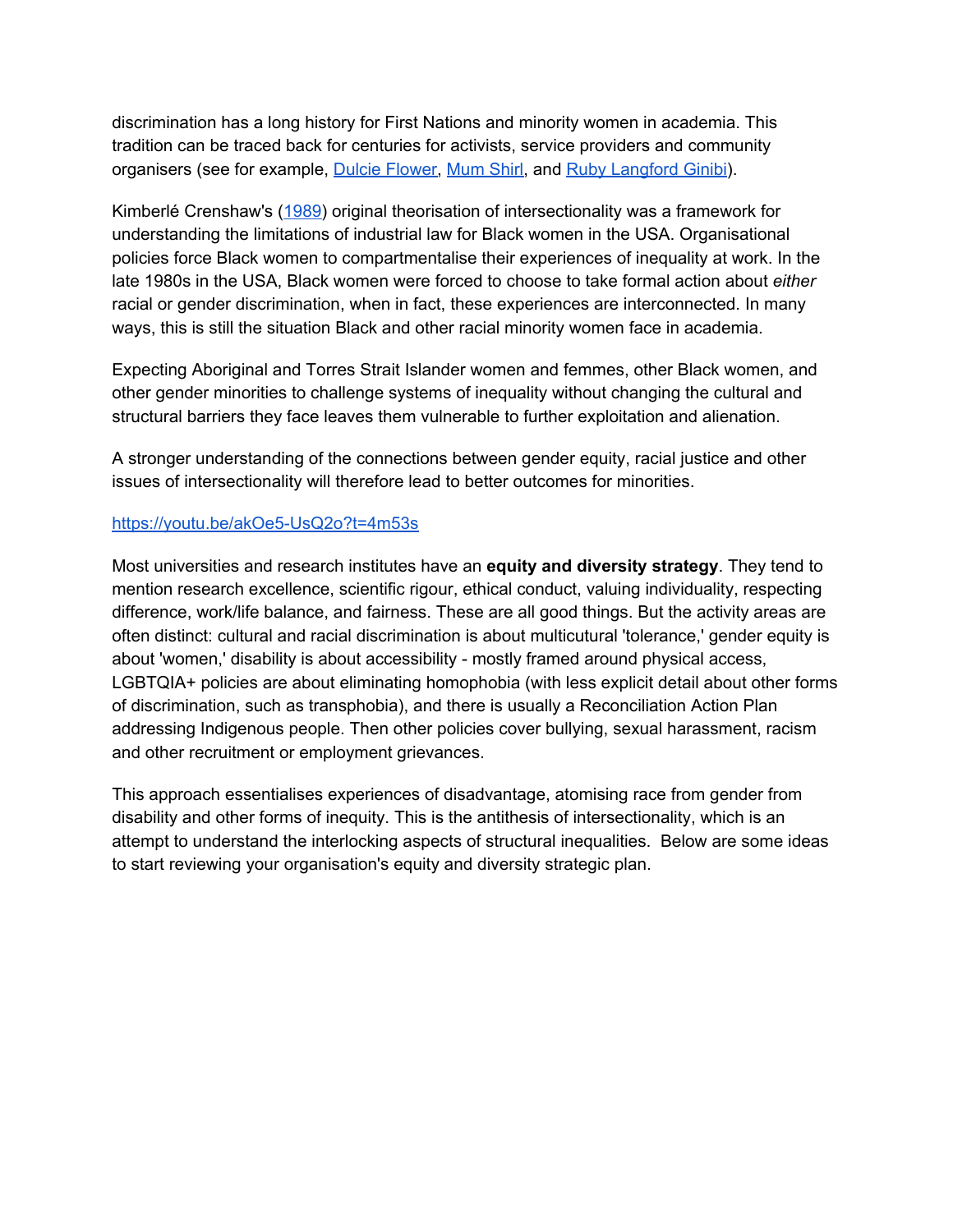discrimination has a long history for First Nations and minority women in academia. This tradition can be traced back for centuries for activists, service providers and community organisers (see for example, Dulcie Flower, Mum Shirl, and Ruby Langford Ginibi).

Kimberlé Crenshaw's (1989) original theorisation of intersectionality was a framework for understanding the limitations of industrial law for Black women in the USA. Organisational policies force Black women to compartmentalise their experiences of inequality at work. In the late 1980s in the USA, Black women were forced to choose to take formal action about *either* racial or gender discrimination, when in fact, these experiences are interconnected. In many ways, this is still the situation Black and other racial minority women face in academia.

Expecting Aboriginal and Torres Strait Islander women and femmes, other Black women, and other gender minorities to challenge systems of inequality without changing the cultural and structural barriers they face leaves them vulnerable to further exploitation and alienation.

A stronger understanding of the connections between gender equity, racial justice and other issues of intersectionality will therefore lead to better outcomes for minorities.

https://youtu.be/akOe5-UsQ2o?t=4m53s

Most universities and research institutes have an **equity and diversity strategy**. They tend to mention research excellence, scientific rigour, ethical conduct, valuing individuality, respecting difference, work/life balance, and fairness. These are all good things. But the activity areas are often distinct: cultural and racial discrimination is about multicutural 'tolerance,' gender equity is about 'women,' disability is about accessibility - mostly framed around physical access, LGBTQIA+ policies are about eliminating homophobia (with less explicit detail about other forms of discrimination, such as transphobia), and there is usually a Reconciliation Action Plan addressing Indigenous people. Then other policies cover bullying, sexual harassment, racism and other recruitment or employment grievances.

This approach essentialises experiences of disadvantage, atomising race from gender from disability and other forms of inequity. This is the antithesis of intersectionality, which is an attempt to understand the interlocking aspects of structural inequalities. Below are some ideas to start reviewing your organisation's equity and diversity strategic plan.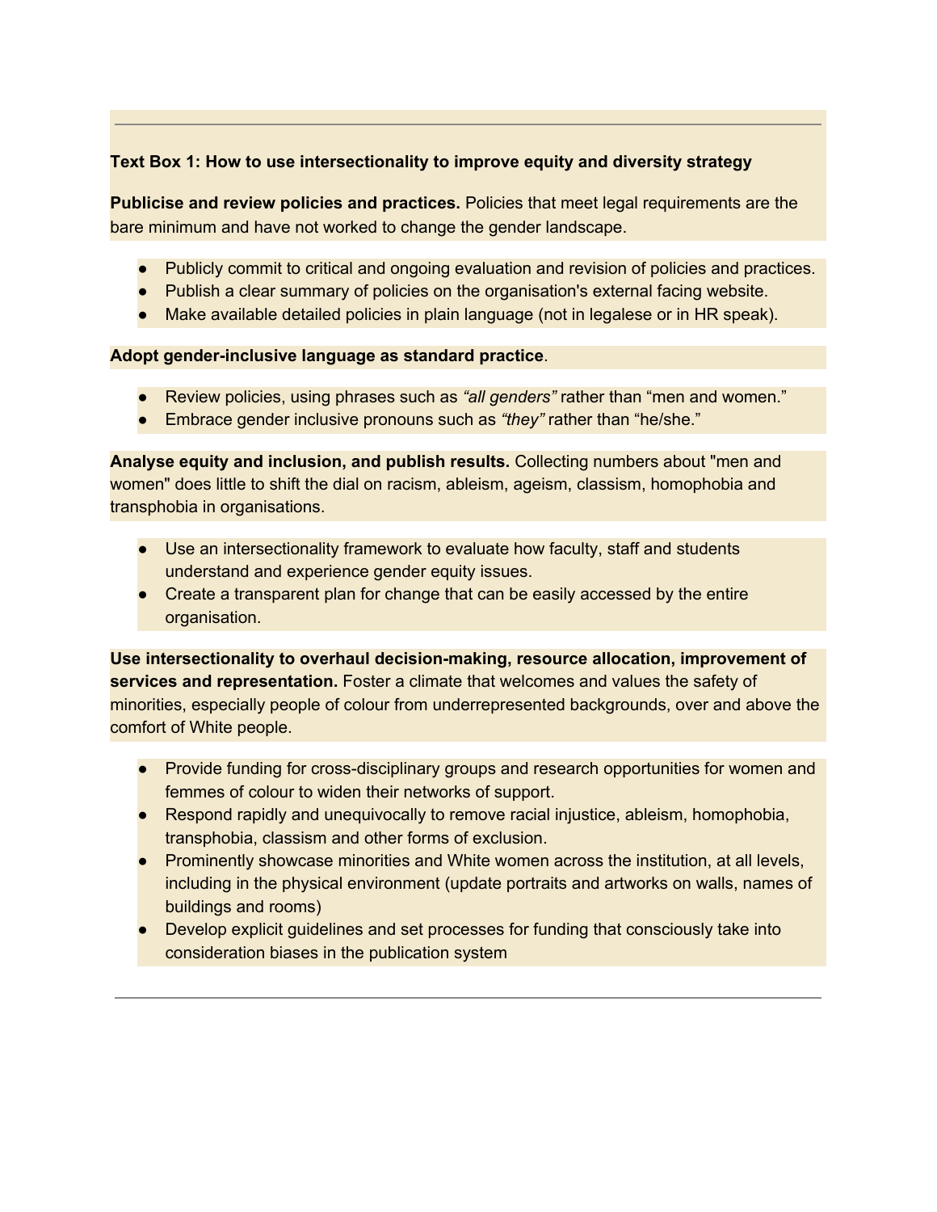---

**Text Box 1: How to use intersectionality to improve equity and diversity strategy**

**Publicise and review policies and practices.** Policies that meet legal requirements are the bare minimum and have not worked to change the gender landscape.

- Publicly commit to critical and ongoing evaluation and revision of policies and practices.
- Publish a clear summary of policies on the organisation's external facing website.
- Make available detailed policies in plain language (not in legalese or in HR speak).

**Adopt gender-inclusive language as standard practice**.

- Review policies, using phrases such as *"all genders"* rather than "men and women."
- Embrace gender inclusive pronouns such as *"they"* rather than "he/she."

**Analyse equity and inclusion, and publish results.** Collecting numbers about "men and women" does little to shift the dial on racism, ableism, ageism, classism, homophobia and transphobia in organisations.

- Use an intersectionality framework to evaluate how faculty, staff and students understand and experience gender equity issues.
- Create a transparent plan for change that can be easily accessed by the entire organisation.

**Use intersectionality to overhaul decision-making, resource allocation, improvement of services and representation.** Foster a climate that welcomes and values the safety of minorities, especially people of colour from underrepresented backgrounds, over and above the comfort of White people.

- Provide funding for cross-disciplinary groups and research opportunities for women and femmes of colour to widen their networks of support.
- Respond rapidly and unequivocally to remove racial injustice, ableism, homophobia, transphobia, classism and other forms of exclusion.
- Prominently showcase minorities and White women across the institution, at all levels, including in the physical environment (update portraits and artworks on walls, names of buildings and rooms)
- Develop explicit guidelines and set processes for funding that consciously take into consideration biases in the publication system

---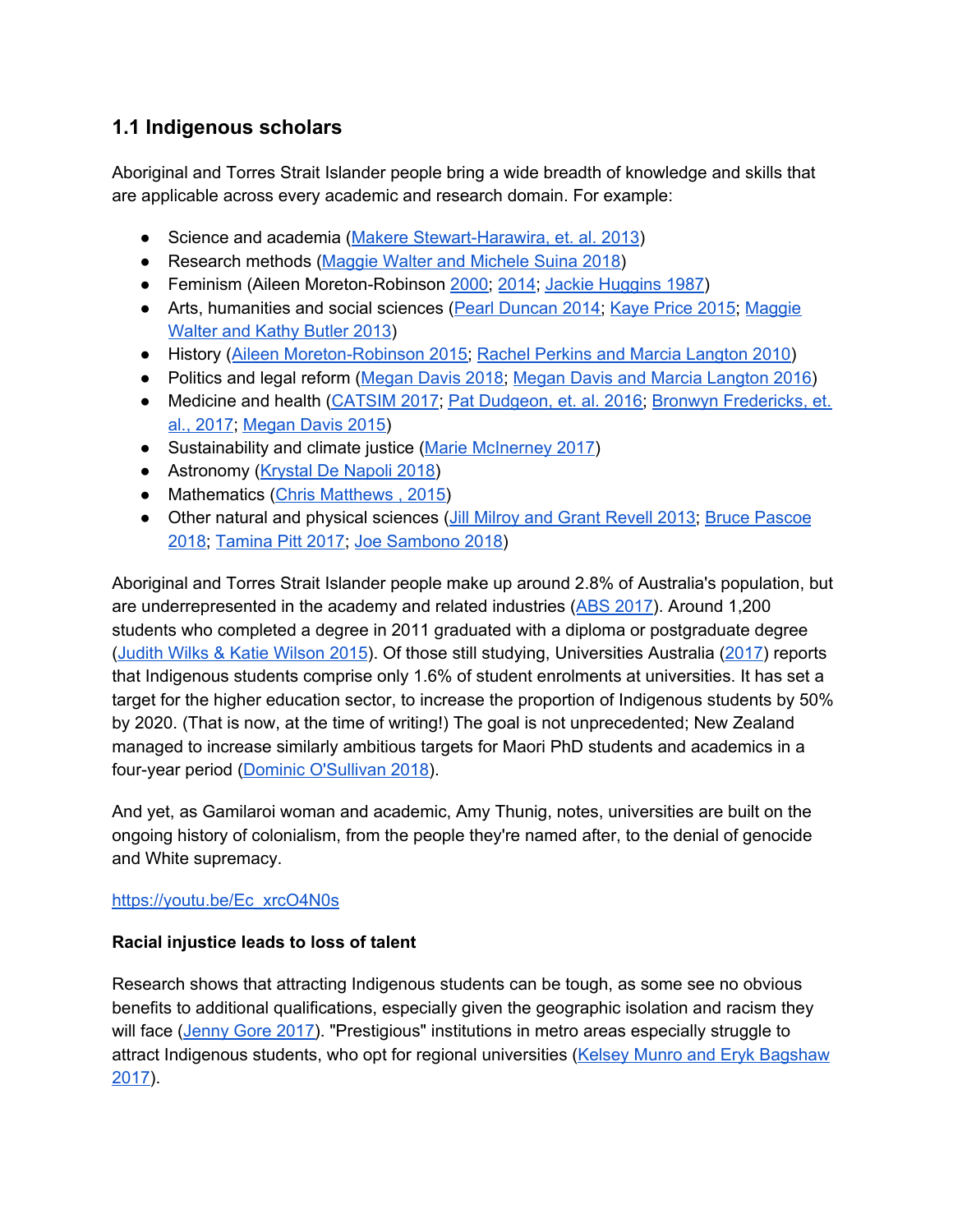## 1.1 Indigenous scholars

Aboriginal and Torres Strait Islander people bring a wide breadth of knowledge and skills that are applicable across every academic and research domain. For example:

- Science and academia (Makere Stewart-Harawira, et. al. 2013)
- Research methods (Maggie Walter and Michele Suina 2018)
- Feminism (Aileen Moreton-Robinson 2000; 2014; Jackie Huggins 1987)
- Arts, humanities and social sciences (Pearl Duncan 2014; Kaye Price 2015; Maggie Walter and Kathy Butler 2013)
- History (Aileen Moreton-Robinson 2015; Rachel Perkins and Marcia Langton 2010)
- Politics and legal reform (Megan Davis 2018; Megan Davis and Marcia Langton 2016)
- Medicine and health (CATSIM 2017; Pat Dudgeon, et. al. 2016; Bronwyn Fredericks, et. al., 2017; Megan Davis 2015)
- Sustainability and climate justice (Marie McInerney 2017)
- Astronomy (Krystal De Napoli 2018)
- Mathematics (Chris Matthews , 2015)
- Other natural and physical sciences (Jill Milroy and Grant Revell 2013; Bruce Pascoe 2018; Tamina Pitt 2017; Joe Sambono 2018)

Aboriginal and Torres Strait Islander people make up around 2.8% of Australia's population, but are underrepresented in the academy and related industries (ABS 2017). Around 1,200 students who completed a degree in 2011 graduated with a diploma or postgraduate degree (Judith Wilks & Katie Wilson 2015). Of those still studying, Universities Australia (2017) reports that Indigenous students comprise only 1.6% of student enrolments at universities. It has set a target for the higher education sector, to increase the proportion of Indigenous students by 50% by 2020. (That is now, at the time of writing!) The goal is not unprecedented; New Zealand managed to increase similarly ambitious targets for Maori PhD students and academics in a four-year period (Dominic O'Sullivan 2018).

And yet, as Gamilaroi woman and academic, Amy Thunig, notes, universities are built on the ongoing history of colonialism, from the people they're named after, to the denial of genocide and White supremacy.

https://youtu.be/Ec_xrcO4N0s

**Racial injustice leads to loss of talent**

Research shows that attracting Indigenous students can be tough, as some see no obvious benefits to additional qualifications, especially given the geographic isolation and racism they will face (Jenny Gore 2017). "Prestigious" institutions in metro areas especially struggle to attract Indigenous students, who opt for regional universities (Kelsey Munro and Eryk Bagshaw 2017).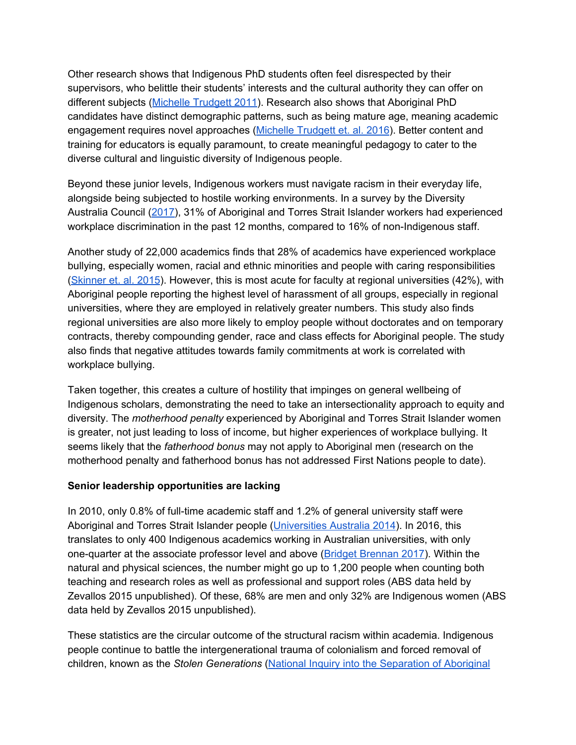Other research shows that Indigenous PhD students often feel disrespected by their supervisors, who belittle their students' interests and the cultural authority they can offer on different subjects (Michelle Trudgett 2011). Research also shows that Aboriginal PhD candidates have distinct demographic patterns, such as being mature age, meaning academic engagement requires novel approaches (Michelle Trudgett et. al. 2016). Better content and training for educators is equally paramount, to create meaningful pedagogy to cater to the diverse cultural and linguistic diversity of Indigenous people.

Beyond these junior levels, Indigenous workers must navigate racism in their everyday life, alongside being subjected to hostile working environments. In a survey by the Diversity Australia Council (2017), 31% of Aboriginal and Torres Strait Islander workers had experienced workplace discrimination in the past 12 months, compared to 16% of non-Indigenous staff.

Another study of 22,000 academics finds that 28% of academics have experienced workplace bullying, especially women, racial and ethnic minorities and people with caring responsibilities (Skinner et. al. 2015). However, this is most acute for faculty at regional universities (42%), with Aboriginal people reporting the highest level of harassment of all groups, especially in regional universities, where they are employed in relatively greater numbers. This study also finds regional universities are also more likely to employ people without doctorates and on temporary contracts, thereby compounding gender, race and class effects for Aboriginal people. The study also finds that negative attitudes towards family commitments at work is correlated with workplace bullying.

Taken together, this creates a culture of hostility that impinges on general wellbeing of Indigenous scholars, demonstrating the need to take an intersectionality approach to equity and diversity. The *motherhood penalty* experienced by Aboriginal and Torres Strait Islander women is greater, not just leading to loss of income, but higher experiences of workplace bullying. It seems likely that the *fatherhood bonus* may not apply to Aboriginal men (research on the motherhood penalty and fatherhood bonus has not addressed First Nations people to date).

**Senior leadership opportunities are lacking**

In 2010, only 0.8% of full-time academic staff and 1.2% of general university staff were Aboriginal and Torres Strait Islander people (Universities Australia 2014). In 2016, this translates to only 400 Indigenous academics working in Australian universities, with only one-quarter at the associate professor level and above (Bridget Brennan 2017). Within the natural and physical sciences, the number might go up to 1,200 people when counting both teaching and research roles as well as professional and support roles (ABS data held by Zevallos 2015 unpublished). Of these, 68% are men and only 32% are Indigenous women (ABS data held by Zevallos 2015 unpublished).

These statistics are the circular outcome of the structural racism within academia. Indigenous people continue to battle the intergenerational trauma of colonialism and forced removal of children, known as the *Stolen Generations* (National Inquiry into the Separation of Aboriginal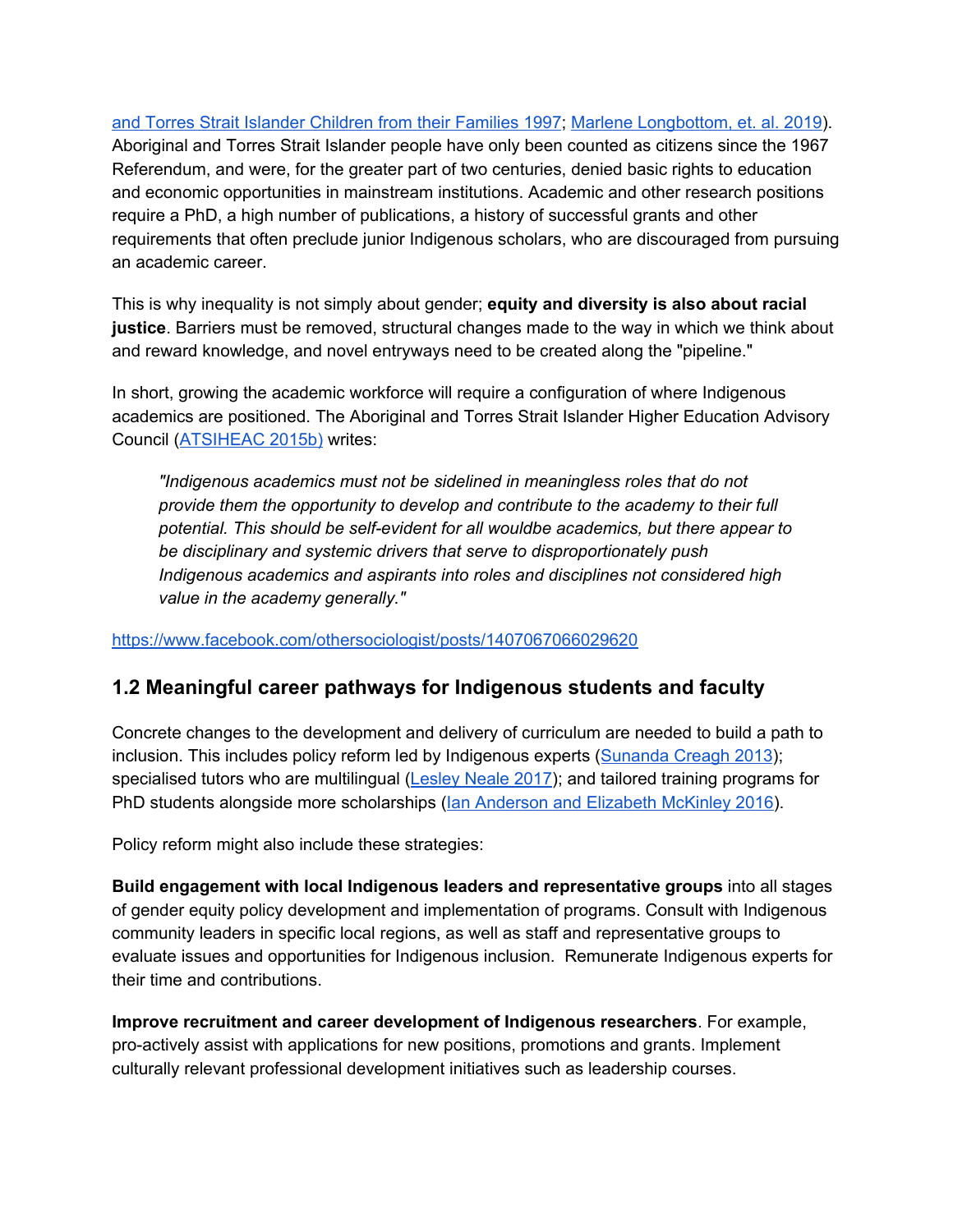and Torres Strait Islander Children from their Families 1997; Marlene Longbottom, et. al. 2019). Aboriginal and Torres Strait Islander people have only been counted as citizens since the 1967 Referendum, and were, for the greater part of two centuries, denied basic rights to education and economic opportunities in mainstream institutions. Academic and other research positions require a PhD, a high number of publications, a history of successful grants and other requirements that often preclude junior Indigenous scholars, who are discouraged from pursuing an academic career.

This is why inequality is not simply about gender; **equity and diversity is also about racial justice**. Barriers must be removed, structural changes made to the way in which we think about and reward knowledge, and novel entryways need to be created along the "pipeline."

In short, growing the academic workforce will require a configuration of where Indigenous academics are positioned. The Aboriginal and Torres Strait Islander Higher Education Advisory Council (ATSIHEAC 2015b) writes:

> *"Indigenous academics must not be sidelined in meaningless roles that do not provide them the opportunity to develop and contribute to the academy to their full potential. This should be self-evident for all wouldbe academics, but there appear to be disciplinary and systemic drivers that serve to disproportionately push Indigenous academics and aspirants into roles and disciplines not considered high value in the academy generally."*

https://www.facebook.com/othersociologist/posts/1407067066029620

## 1.2 Meaningful career pathways for Indigenous students and faculty

Concrete changes to the development and delivery of curriculum are needed to build a path to inclusion. This includes policy reform led by Indigenous experts (Sunanda Creagh 2013); specialised tutors who are multilingual (Lesley Neale 2017); and tailored training programs for PhD students alongside more scholarships (Ian Anderson and Elizabeth McKinley 2016).

Policy reform might also include these strategies:

**Build engagement with local Indigenous leaders and representative groups** into all stages of gender equity policy development and implementation of programs. Consult with Indigenous community leaders in specific local regions, as well as staff and representative groups to evaluate issues and opportunities for Indigenous inclusion. Remunerate Indigenous experts for their time and contributions.

**Improve recruitment and career development of Indigenous researchers**. For example, pro-actively assist with applications for new positions, promotions and grants. Implement culturally relevant professional development initiatives such as leadership courses.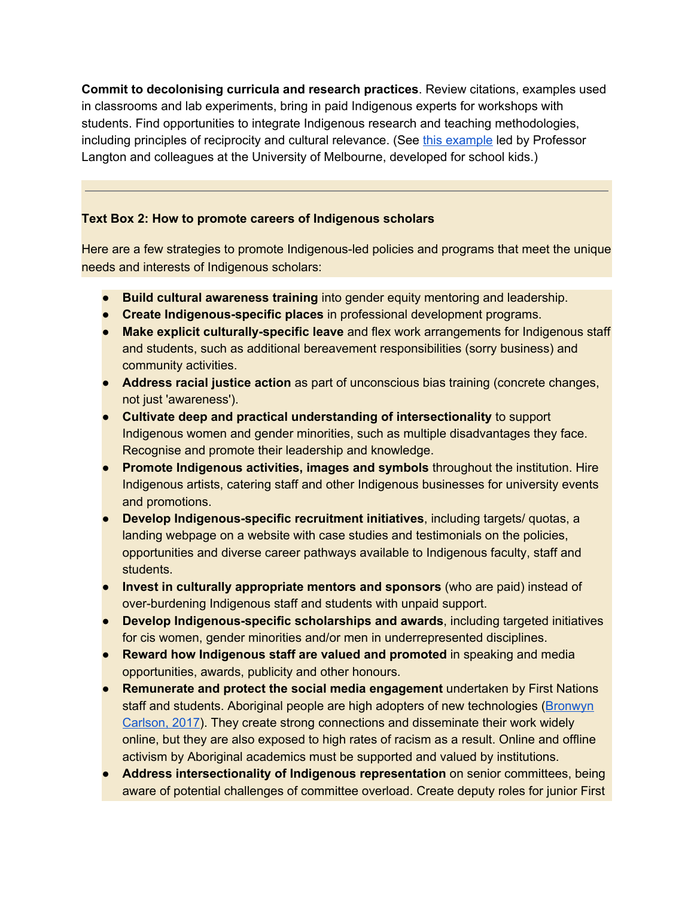**Commit to decolonising curricula and research practices**. Review citations, examples used in classrooms and lab experiments, bring in paid Indigenous experts for workshops with students. Find opportunities to integrate Indigenous research and teaching methodologies, including principles of reciprocity and cultural relevance. (See [this example](#) led by Professor Langton and colleagues at the University of Melbourne, developed for school kids.)

---

**Text Box 2: How to promote careers of Indigenous scholars**

Here are a few strategies to promote Indigenous-led policies and programs that meet the unique needs and interests of Indigenous scholars:

- **Build cultural awareness training** into gender equity mentoring and leadership.
- **Create Indigenous-specific places** in professional development programs.
- **Make explicit culturally-specific leave** and flex work arrangements for Indigenous staff and students, such as additional bereavement responsibilities (sorry business) and community activities.
- **Address racial justice action** as part of unconscious bias training (concrete changes, not just 'awareness').
- **Cultivate deep and practical understanding of intersectionality** to support Indigenous women and gender minorities, such as multiple disadvantages they face. Recognise and promote their leadership and knowledge.
- **Promote Indigenous activities, images and symbols** throughout the institution. Hire Indigenous artists, catering staff and other Indigenous businesses for university events and promotions.
- **Develop Indigenous-specific recruitment initiatives**, including targets/ quotas, a landing webpage on a website with case studies and testimonials on the policies, opportunities and diverse career pathways available to Indigenous faculty, staff and students.
- **Invest in culturally appropriate mentors and sponsors** (who are paid) instead of over-burdening Indigenous staff and students with unpaid support.
- **Develop Indigenous-specific scholarships and awards**, including targeted initiatives for cis women, gender minorities and/or men in underrepresented disciplines.
- **Reward how Indigenous staff are valued and promoted** in speaking and media opportunities, awards, publicity and other honours.
- **Remunerate and protect the social media engagement** undertaken by First Nations staff and students. Aboriginal people are high adopters of new technologies ([Bronwyn Carlson, 2017](#)). They create strong connections and disseminate their work widely online, but they are also exposed to high rates of racism as a result. Online and offline activism by Aboriginal academics must be supported and valued by institutions.
- **Address intersectionality of Indigenous representation** on senior committees, being aware of potential challenges of committee overload. Create deputy roles for junior First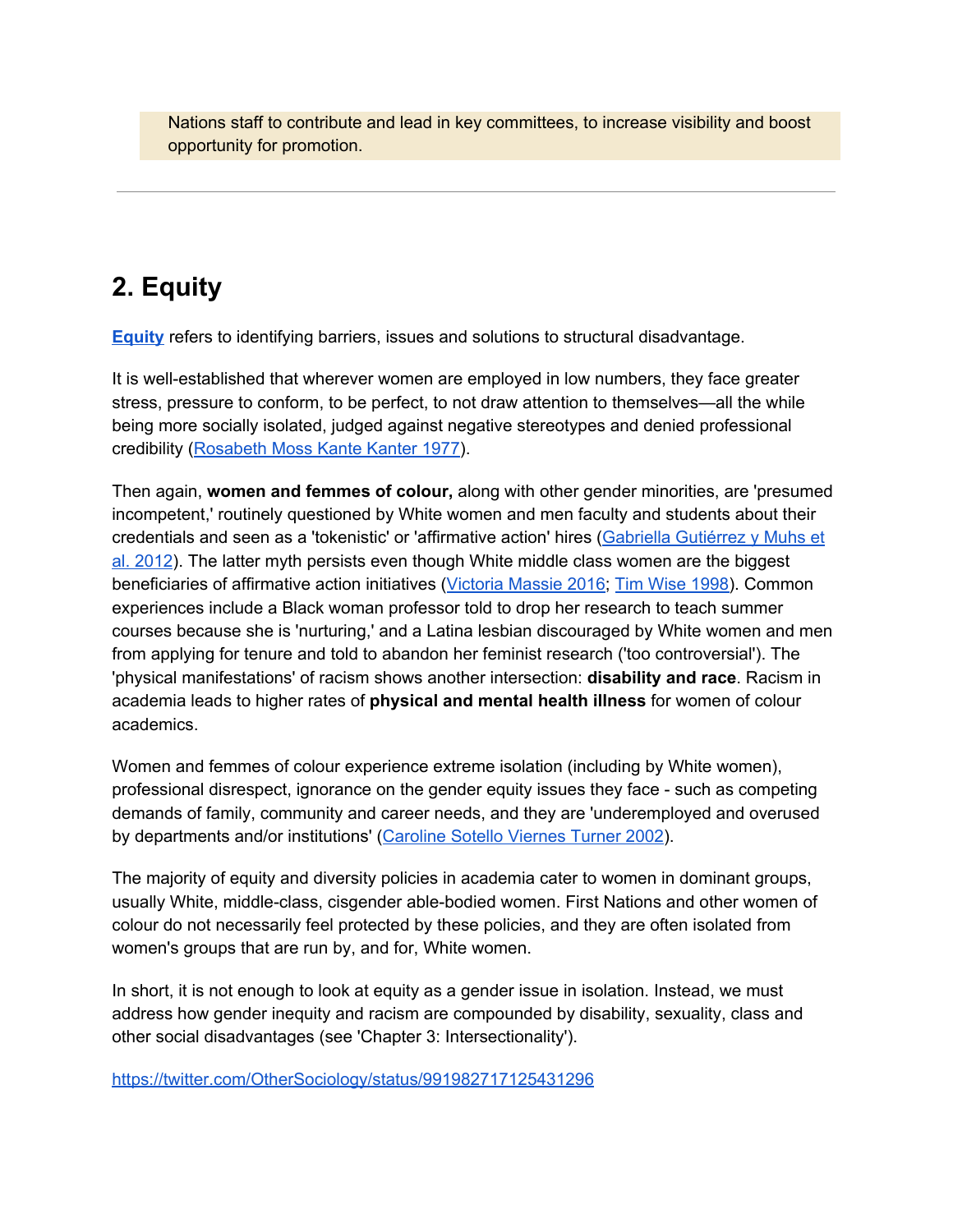Nations staff to contribute and lead in key committees, to increase visibility and boost opportunity for promotion.

---

## 2. Equity

**Equity** refers to identifying barriers, issues and solutions to structural disadvantage.

It is well-established that wherever women are employed in low numbers, they face greater stress, pressure to conform, to be perfect, to not draw attention to themselves—all the while being more socially isolated, judged against negative stereotypes and denied professional credibility (Rosabeth Moss Kante Kanter 1977).

Then again, **women and femmes of colour,** along with other gender minorities, are 'presumed incompetent,' routinely questioned by White women and men faculty and students about their credentials and seen as a 'tokenistic' or 'affirmative action' hires (Gabriella Gutiérrez y Muhs et al. 2012). The latter myth persists even though White middle class women are the biggest beneficiaries of affirmative action initiatives (Victoria Massie 2016; Tim Wise 1998). Common experiences include a Black woman professor told to drop her research to teach summer courses because she is 'nurturing,' and a Latina lesbian discouraged by White women and men from applying for tenure and told to abandon her feminist research ('too controversial'). The 'physical manifestations' of racism shows another intersection: **disability and race**. Racism in academia leads to higher rates of **physical and mental health illness** for women of colour academics.

Women and femmes of colour experience extreme isolation (including by White women), professional disrespect, ignorance on the gender equity issues they face - such as competing demands of family, community and career needs, and they are 'underemployed and overused by departments and/or institutions' (Caroline Sotello Viernes Turner 2002).

The majority of equity and diversity policies in academia cater to women in dominant groups, usually White, middle-class, cisgender able-bodied women. First Nations and other women of colour do not necessarily feel protected by these policies, and they are often isolated from women's groups that are run by, and for, White women.

In short, it is not enough to look at equity as a gender issue in isolation. Instead, we must address how gender inequity and racism are compounded by disability, sexuality, class and other social disadvantages (see 'Chapter 3: Intersectionality').

https://twitter.com/OtherSociology/status/991982717125431296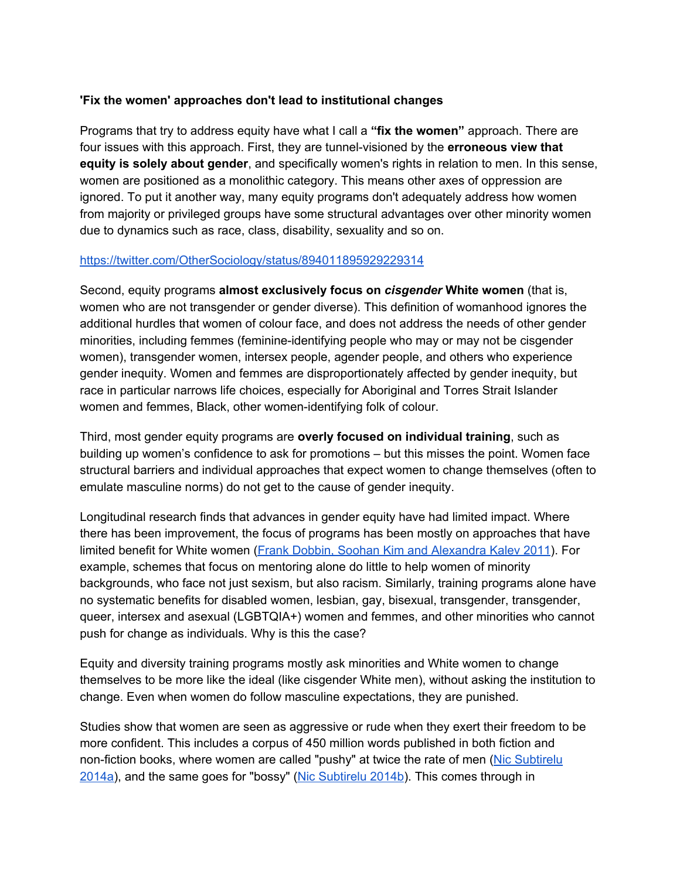**'Fix the women' approaches don't lead to institutional changes**

Programs that try to address equity have what I call a **"fix the women"** approach. There are four issues with this approach. First, they are tunnel-visioned by the **erroneous view that equity is solely about gender**, and specifically women's rights in relation to men. In this sense, women are positioned as a monolithic category. This means other axes of oppression are ignored. To put it another way, many equity programs don't adequately address how women from majority or privileged groups have some structural advantages over other minority women due to dynamics such as race, class, disability, sexuality and so on.

https://twitter.com/OtherSociology/status/894011895929229314

Second, equity programs **almost exclusively focus on *cisgender* White women** (that is, women who are not transgender or gender diverse). This definition of womanhood ignores the additional hurdles that women of colour face, and does not address the needs of other gender minorities, including femmes (feminine-identifying people who may or may not be cisgender women), transgender women, intersex people, agender people, and others who experience gender inequity. Women and femmes are disproportionately affected by gender inequity, but race in particular narrows life choices, especially for Aboriginal and Torres Strait Islander women and femmes, Black, other women-identifying folk of colour.

Third, most gender equity programs are **overly focused on individual training**, such as building up women's confidence to ask for promotions – but this misses the point. Women face structural barriers and individual approaches that expect women to change themselves (often to emulate masculine norms) do not get to the cause of gender inequity.

Longitudinal research finds that advances in gender equity have had limited impact. Where there has been improvement, the focus of programs has been mostly on approaches that have limited benefit for White women ([Frank Dobbin, Soohan Kim and Alexandra Kalev 2011](#)). For example, schemes that focus on mentoring alone do little to help women of minority backgrounds, who face not just sexism, but also racism. Similarly, training programs alone have no systematic benefits for disabled women, lesbian, gay, bisexual, transgender, transgender, queer, intersex and asexual (LGBTQIA+) women and femmes, and other minorities who cannot push for change as individuals. Why is this the case?

Equity and diversity training programs mostly ask minorities and White women to change themselves to be more like the ideal (like cisgender White men), without asking the institution to change. Even when women do follow masculine expectations, they are punished.

Studies show that women are seen as aggressive or rude when they exert their freedom to be more confident. This includes a corpus of 450 million words published in both fiction and non-fiction books, where women are called "pushy" at twice the rate of men ([Nic Subtirelu 2014a](#)), and the same goes for "bossy" ([Nic Subtirelu 2014b](#)). This comes through in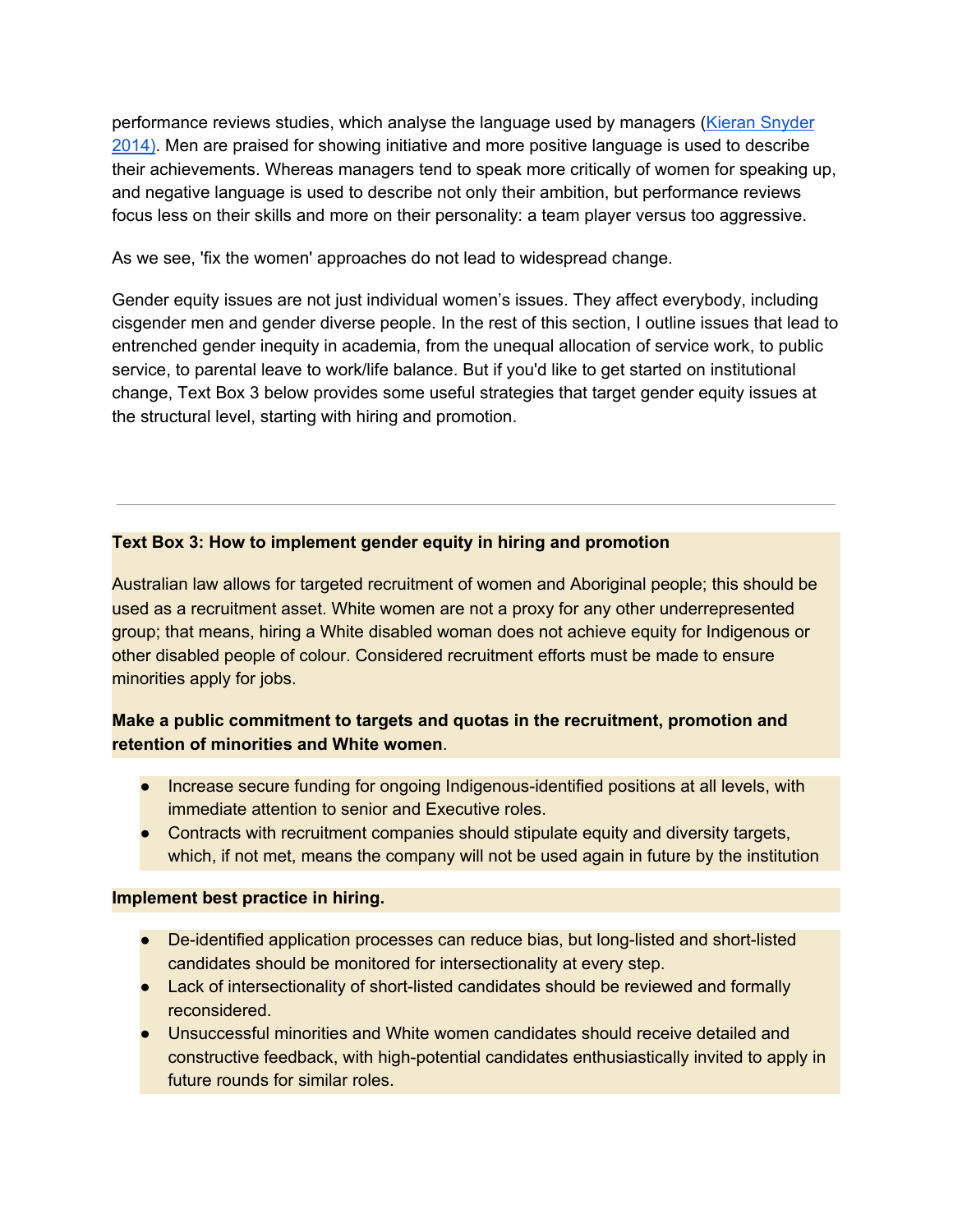performance reviews studies, which analyse the language used by managers (Kieran Snyder 2014). Men are praised for showing initiative and more positive language is used to describe their achievements. Whereas managers tend to speak more critically of women for speaking up, and negative language is used to describe not only their ambition, but performance reviews focus less on their skills and more on their personality: a team player versus too aggressive.

As we see, 'fix the women' approaches do not lead to widespread change.

Gender equity issues are not just individual women's issues. They affect everybody, including cisgender men and gender diverse people. In the rest of this section, I outline issues that lead to entrenched gender inequity in academia, from the unequal allocation of service work, to public service, to parental leave to work/life balance. But if you'd like to get started on institutional change, Text Box 3 below provides some useful strategies that target gender equity issues at the structural level, starting with hiring and promotion.

---

**Text Box 3: How to implement gender equity in hiring and promotion**

Australian law allows for targeted recruitment of women and Aboriginal people; this should be used as a recruitment asset. White women are not a proxy for any other underrepresented group; that means, hiring a White disabled woman does not achieve equity for Indigenous or other disabled people of colour. Considered recruitment efforts must be made to ensure minorities apply for jobs.

**Make a public commitment to targets and quotas in the recruitment, promotion and retention of minorities and White women**.

- Increase secure funding for ongoing Indigenous-identified positions at all levels, with immediate attention to senior and Executive roles.
- Contracts with recruitment companies should stipulate equity and diversity targets, which, if not met, means the company will not be used again in future by the institution

**Implement best practice in hiring.**

- De-identified application processes can reduce bias, but long-listed and short-listed candidates should be monitored for intersectionality at every step.
- Lack of intersectionality of short-listed candidates should be reviewed and formally reconsidered.
- Unsuccessful minorities and White women candidates should receive detailed and constructive feedback, with high-potential candidates enthusiastically invited to apply in future rounds for similar roles.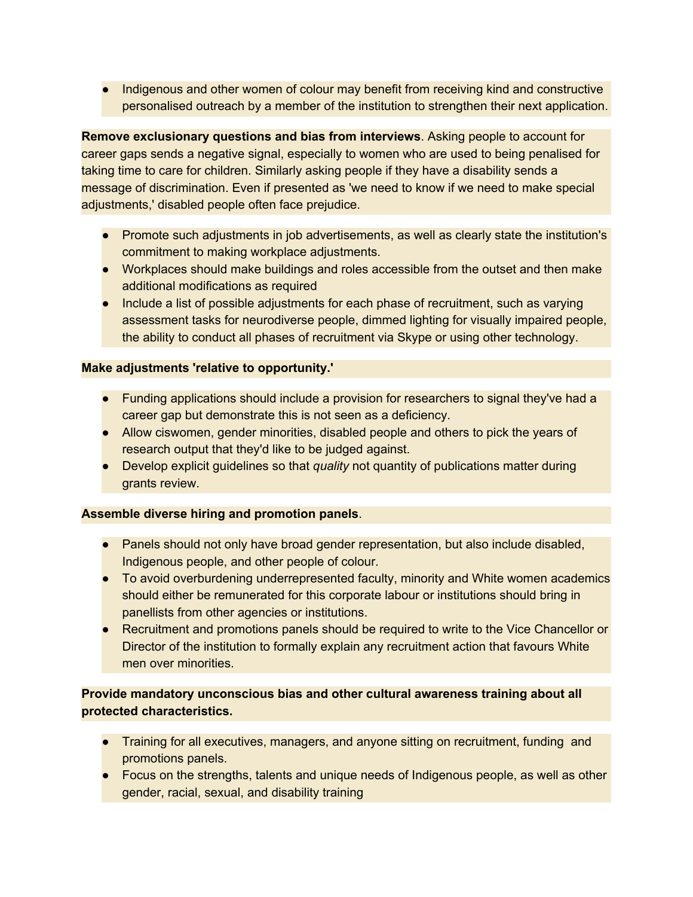- Indigenous and other women of colour may benefit from receiving kind and constructive personalised outreach by a member of the institution to strengthen their next application.

**Remove exclusionary questions and bias from interviews**. Asking people to account for career gaps sends a negative signal, especially to women who are used to being penalised for taking time to care for children. Similarly asking people if they have a disability sends a message of discrimination. Even if presented as 'we need to know if we need to make special adjustments,' disabled people often face prejudice.

- Promote such adjustments in job advertisements, as well as clearly state the institution's commitment to making workplace adjustments.
- Workplaces should make buildings and roles accessible from the outset and then make additional modifications as required
- Include a list of possible adjustments for each phase of recruitment, such as varying assessment tasks for neurodiverse people, dimmed lighting for visually impaired people, the ability to conduct all phases of recruitment via Skype or using other technology.

**Make adjustments 'relative to opportunity.'**

- Funding applications should include a provision for researchers to signal they've had a career gap but demonstrate this is not seen as a deficiency.
- Allow ciswomen, gender minorities, disabled people and others to pick the years of research output that they'd like to be judged against.
- Develop explicit guidelines so that *quality* not quantity of publications matter during grants review.

**Assemble diverse hiring and promotion panels**.

- Panels should not only have broad gender representation, but also include disabled, Indigenous people, and other people of colour.
- To avoid overburdening underrepresented faculty, minority and White women academics should either be remunerated for this corporate labour or institutions should bring in panellists from other agencies or institutions.
- Recruitment and promotions panels should be required to write to the Vice Chancellor or Director of the institution to formally explain any recruitment action that favours White men over minorities.

**Provide mandatory unconscious bias and other cultural awareness training about all protected characteristics.**

- Training for all executives, managers, and anyone sitting on recruitment, funding and promotions panels.
- Focus on the strengths, talents and unique needs of Indigenous people, as well as other gender, racial, sexual, and disability training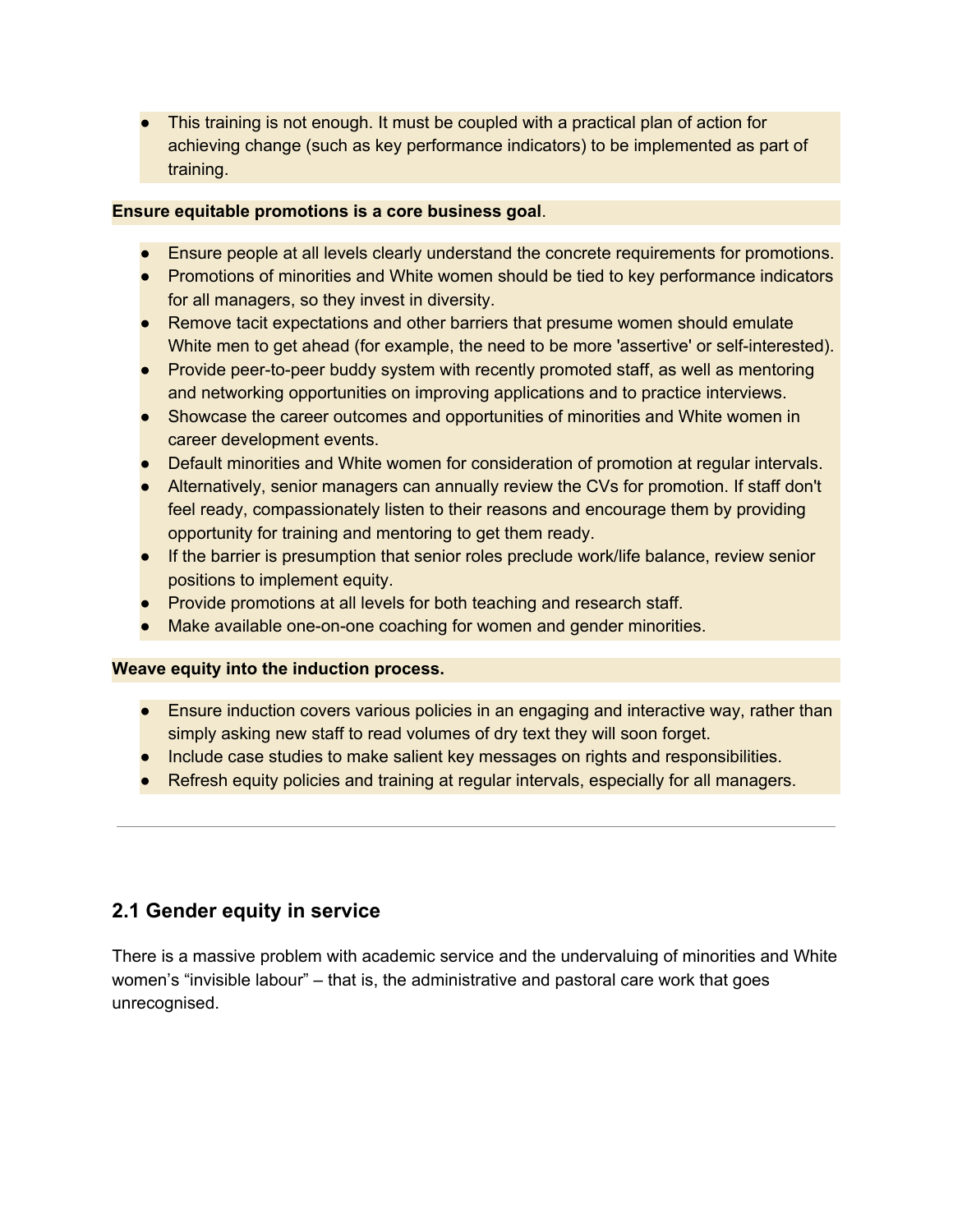- This training is not enough. It must be coupled with a practical plan of action for achieving change (such as key performance indicators) to be implemented as part of training.

**Ensure equitable promotions is a core business goal**.

- Ensure people at all levels clearly understand the concrete requirements for promotions.
- Promotions of minorities and White women should be tied to key performance indicators for all managers, so they invest in diversity.
- Remove tacit expectations and other barriers that presume women should emulate White men to get ahead (for example, the need to be more 'assertive' or self-interested).
- Provide peer-to-peer buddy system with recently promoted staff, as well as mentoring and networking opportunities on improving applications and to practice interviews.
- Showcase the career outcomes and opportunities of minorities and White women in career development events.
- Default minorities and White women for consideration of promotion at regular intervals.
- Alternatively, senior managers can annually review the CVs for promotion. If staff don't feel ready, compassionately listen to their reasons and encourage them by providing opportunity for training and mentoring to get them ready.
- If the barrier is presumption that senior roles preclude work/life balance, review senior positions to implement equity.
- Provide promotions at all levels for both teaching and research staff.
- Make available one-on-one coaching for women and gender minorities.

**Weave equity into the induction process.**

- Ensure induction covers various policies in an engaging and interactive way, rather than simply asking new staff to read volumes of dry text they will soon forget.
- Include case studies to make salient key messages on rights and responsibilities.
- Refresh equity policies and training at regular intervals, especially for all managers.

---

## 2.1 Gender equity in service

There is a massive problem with academic service and the undervaluing of minorities and White women's "invisible labour" – that is, the administrative and pastoral care work that goes unrecognised.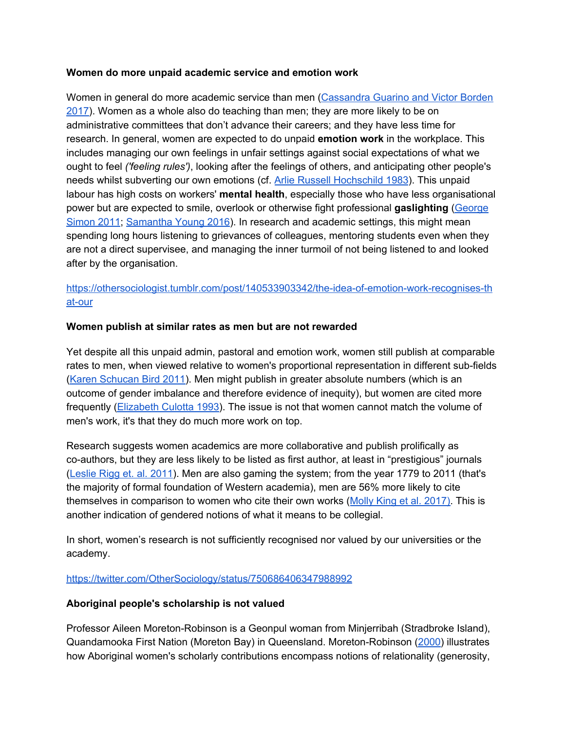**Women do more unpaid academic service and emotion work**

Women in general do more academic service than men (Cassandra Guarino and Victor Borden 2017). Women as a whole also do teaching than men; they are more likely to be on administrative committees that don't advance their careers; and they have less time for research. In general, women are expected to do unpaid **emotion work** in the workplace. This includes managing our own feelings in unfair settings against social expectations of what we ought to feel *('feeling rules')*, looking after the feelings of others, and anticipating other people's needs whilst subverting our own emotions (cf. Arlie Russell Hochschild 1983). This unpaid labour has high costs on workers' **mental health**, especially those who have less organisational power but are expected to smile, overlook or otherwise fight professional **gaslighting** (George Simon 2011; Samantha Young 2016). In research and academic settings, this might mean spending long hours listening to grievances of colleagues, mentoring students even when they are not a direct supervisee, and managing the inner turmoil of not being listened to and looked after by the organisation.

https://othersociologist.tumblr.com/post/140533903342/the-idea-of-emotion-work-recognises-that-our

**Women publish at similar rates as men but are not rewarded**

Yet despite all this unpaid admin, pastoral and emotion work, women still publish at comparable rates to men, when viewed relative to women's proportional representation in different sub-fields (Karen Schucan Bird 2011). Men might publish in greater absolute numbers (which is an outcome of gender imbalance and therefore evidence of inequity), but women are cited more frequently (Elizabeth Culotta 1993). The issue is not that women cannot match the volume of men's work, it's that they do much more work on top.

Research suggests women academics are more collaborative and publish prolifically as co-authors, but they are less likely to be listed as first author, at least in "prestigious" journals (Leslie Rigg et. al. 2011). Men are also gaming the system; from the year 1779 to 2011 (that's the majority of formal foundation of Western academia), men are 56% more likely to cite themselves in comparison to women who cite their own works (Molly King et al. 2017). This is another indication of gendered notions of what it means to be collegial.

In short, women's research is not sufficiently recognised nor valued by our universities or the academy.

https://twitter.com/OtherSociology/status/750686406347988992

**Aboriginal people's scholarship is not valued**

Professor Aileen Moreton-Robinson is a Geonpul woman from Minjerribah (Stradbroke Island), Quandamooka First Nation (Moreton Bay) in Queensland. Moreton-Robinson (2000) illustrates how Aboriginal women's scholarly contributions encompass notions of relationality (generosity,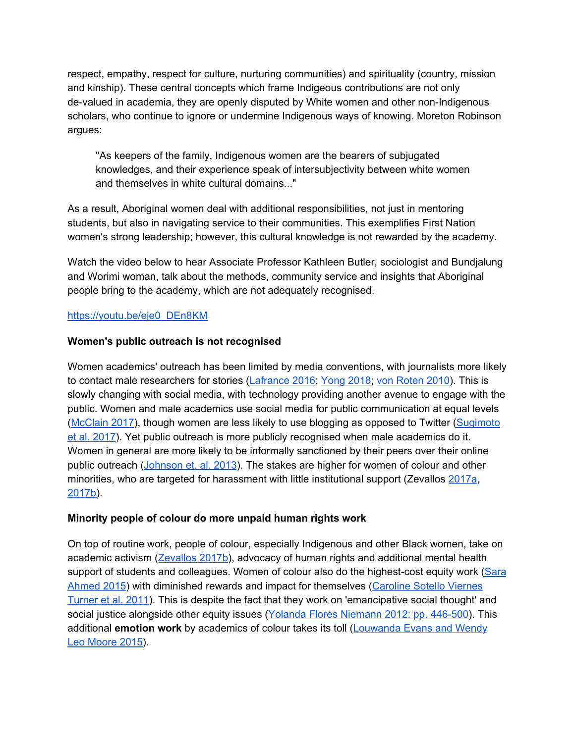respect, empathy, respect for culture, nurturing communities) and spirituality (country, mission and kinship). These central concepts which frame Indigeous contributions are not only de-valued in academia, they are openly disputed by White women and other non-Indigenous scholars, who continue to ignore or undermine Indigenous ways of knowing. Moreton Robinson argues:

> "As keepers of the family, Indigenous women are the bearers of subjugated knowledges, and their experience speak of intersubjectivity between white women and themselves in white cultural domains..."

As a result, Aboriginal women deal with additional responsibilities, not just in mentoring students, but also in navigating service to their communities. This exemplifies First Nation women's strong leadership; however, this cultural knowledge is not rewarded by the academy.

Watch the video below to hear Associate Professor Kathleen Butler, sociologist and Bundjalung and Worimi woman, talk about the methods, community service and insights that Aboriginal people bring to the academy, which are not adequately recognised.

https://youtu.be/eje0_DEn8KM

**Women's public outreach is not recognised**

Women academics' outreach has been limited by media conventions, with journalists more likely to contact male researchers for stories (Lafrance 2016; Yong 2018; von Roten 2010). This is slowly changing with social media, with technology providing another avenue to engage with the public. Women and male academics use social media for public communication at equal levels (McClain 2017), though women are less likely to use blogging as opposed to Twitter (Sugimoto et al. 2017). Yet public outreach is more publicly recognised when male academics do it. Women in general are more likely to be informally sanctioned by their peers over their online public outreach (Johnson et. al. 2013). The stakes are higher for women of colour and other minorities, who are targeted for harassment with little institutional support (Zevallos 2017a, 2017b).

**Minority people of colour do more unpaid human rights work**

On top of routine work, people of colour, especially Indigenous and other Black women, take on academic activism (Zevallos 2017b), advocacy of human rights and additional mental health support of students and colleagues. Women of colour also do the highest-cost equity work (Sara Ahmed 2015) with diminished rewards and impact for themselves (Caroline Sotello Viernes Turner et al. 2011). This is despite the fact that they work on 'emancipative social thought' and social justice alongside other equity issues (Yolanda Flores Niemann 2012: pp. 446-500). This additional **emotion work** by academics of colour takes its toll (Louwanda Evans and Wendy Leo Moore 2015).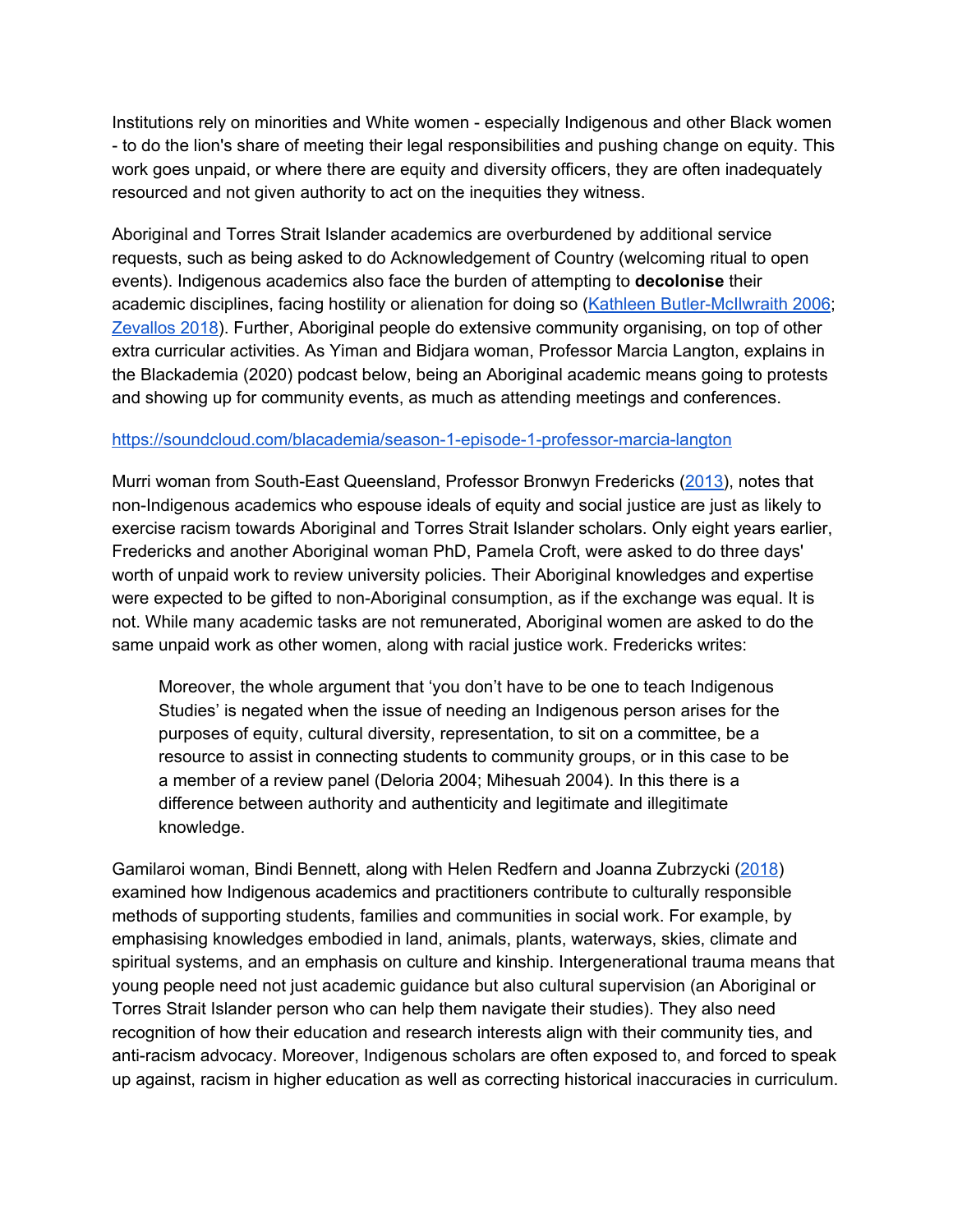Institutions rely on minorities and White women - especially Indigenous and other Black women - to do the lion's share of meeting their legal responsibilities and pushing change on equity. This work goes unpaid, or where there are equity and diversity officers, they are often inadequately resourced and not given authority to act on the inequities they witness.

Aboriginal and Torres Strait Islander academics are overburdened by additional service requests, such as being asked to do Acknowledgement of Country (welcoming ritual to open events). Indigenous academics also face the burden of attempting to **decolonise** their academic disciplines, facing hostility or alienation for doing so (Kathleen Butler-McIlwraith 2006; Zevallos 2018). Further, Aboriginal people do extensive community organising, on top of other extra curricular activities. As Yiman and Bidjara woman, Professor Marcia Langton, explains in the Blackademia (2020) podcast below, being an Aboriginal academic means going to protests and showing up for community events, as much as attending meetings and conferences.

https://soundcloud.com/blacademia/season-1-episode-1-professor-marcia-langton

Murri woman from South-East Queensland, Professor Bronwyn Fredericks (2013), notes that non-Indigenous academics who espouse ideals of equity and social justice are just as likely to exercise racism towards Aboriginal and Torres Strait Islander scholars. Only eight years earlier, Fredericks and another Aboriginal woman PhD, Pamela Croft, were asked to do three days' worth of unpaid work to review university policies. Their Aboriginal knowledges and expertise were expected to be gifted to non-Aboriginal consumption, as if the exchange was equal. It is not. While many academic tasks are not remunerated, Aboriginal women are asked to do the same unpaid work as other women, along with racial justice work. Fredericks writes:

> Moreover, the whole argument that 'you don't have to be one to teach Indigenous Studies' is negated when the issue of needing an Indigenous person arises for the purposes of equity, cultural diversity, representation, to sit on a committee, be a resource to assist in connecting students to community groups, or in this case to be a member of a review panel (Deloria 2004; Mihesuah 2004). In this there is a difference between authority and authenticity and legitimate and illegitimate knowledge.

Gamilaroi woman, Bindi Bennett, along with Helen Redfern and Joanna Zubrzycki (2018) examined how Indigenous academics and practitioners contribute to culturally responsible methods of supporting students, families and communities in social work. For example, by emphasising knowledges embodied in land, animals, plants, waterways, skies, climate and spiritual systems, and an emphasis on culture and kinship. Intergenerational trauma means that young people need not just academic guidance but also cultural supervision (an Aboriginal or Torres Strait Islander person who can help them navigate their studies). They also need recognition of how their education and research interests align with their community ties, and anti-racism advocacy. Moreover, Indigenous scholars are often exposed to, and forced to speak up against, racism in higher education as well as correcting historical inaccuracies in curriculum.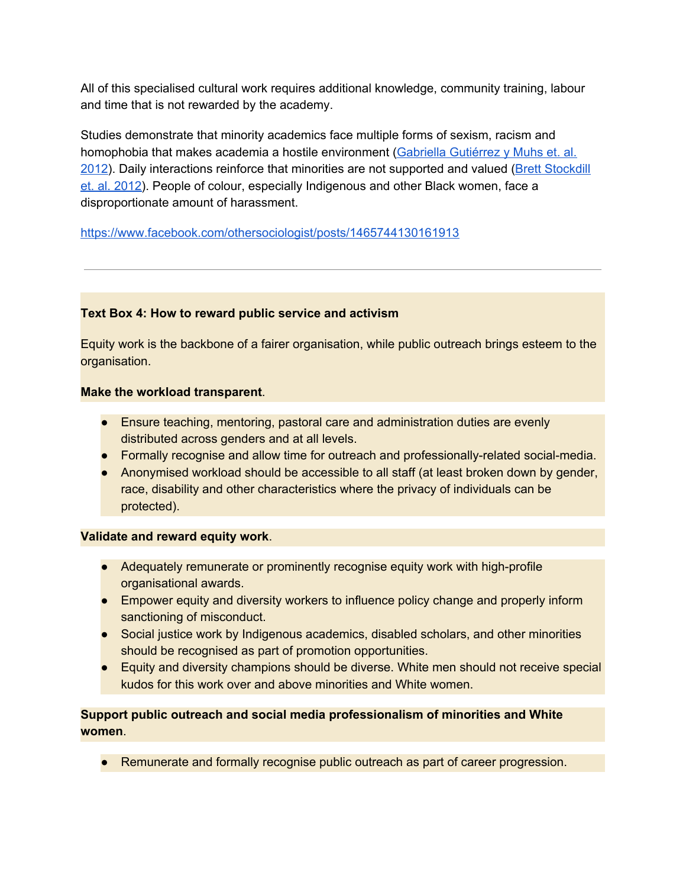All of this specialised cultural work requires additional knowledge, community training, labour and time that is not rewarded by the academy.

Studies demonstrate that minority academics face multiple forms of sexism, racism and homophobia that makes academia a hostile environment ([Gabriella Gutiérrez y Muhs et. al. 2012](#)). Daily interactions reinforce that minorities are not supported and valued ([Brett Stockdill et. al. 2012](#)). People of colour, especially Indigenous and other Black women, face a disproportionate amount of harassment.

https://www.facebook.com/othersociologist/posts/1465744130161913

---

**Text Box 4: How to reward public service and activism**

Equity work is the backbone of a fairer organisation, while public outreach brings esteem to the organisation.

**Make the workload transparent**.

- Ensure teaching, mentoring, pastoral care and administration duties are evenly distributed across genders and at all levels.
- Formally recognise and allow time for outreach and professionally-related social-media.
- Anonymised workload should be accessible to all staff (at least broken down by gender, race, disability and other characteristics where the privacy of individuals can be protected).

**Validate and reward equity work**.

- Adequately remunerate or prominently recognise equity work with high-profile organisational awards.
- Empower equity and diversity workers to influence policy change and properly inform sanctioning of misconduct.
- Social justice work by Indigenous academics, disabled scholars, and other minorities should be recognised as part of promotion opportunities.
- Equity and diversity champions should be diverse. White men should not receive special kudos for this work over and above minorities and White women.

**Support public outreach and social media professionalism of minorities and White women**.

- Remunerate and formally recognise public outreach as part of career progression.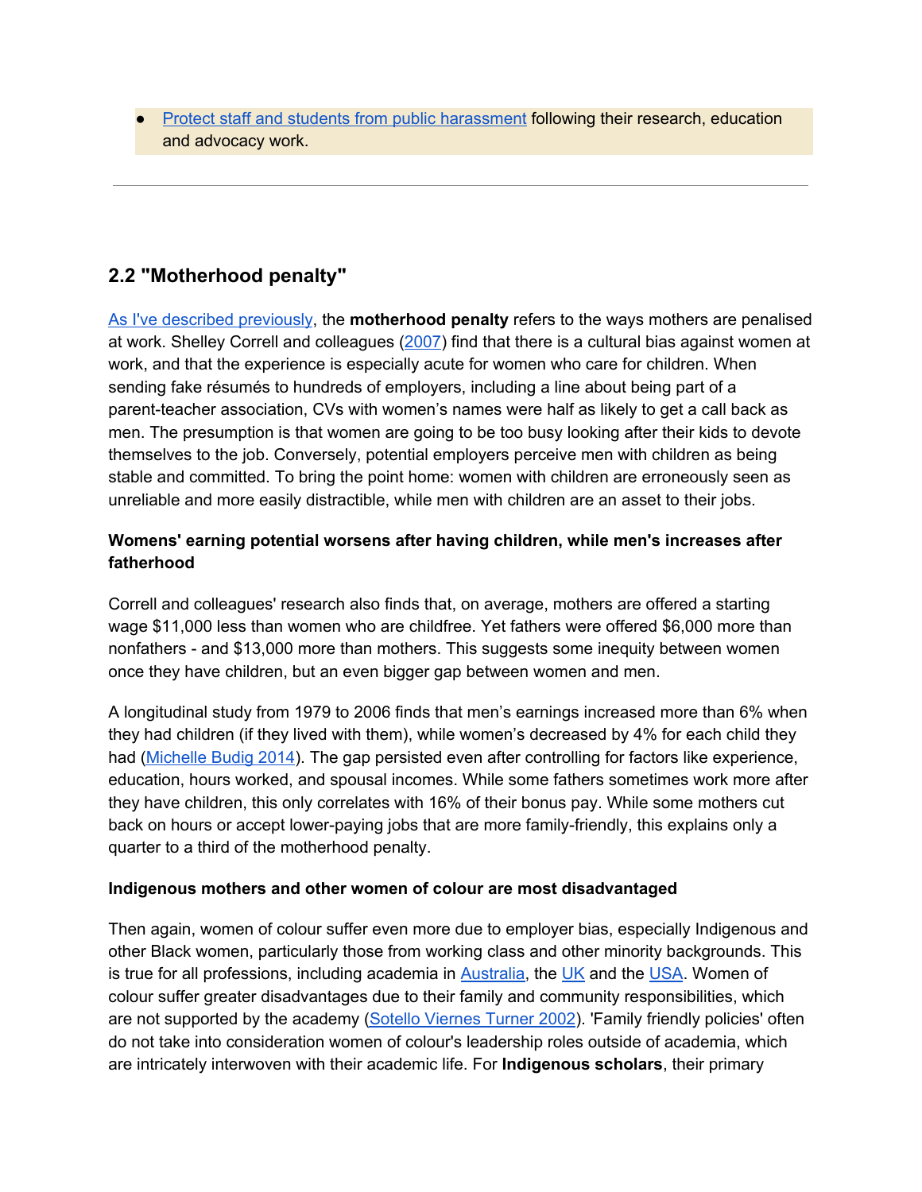- Protect staff and students from public harassment following their research, education and advocacy work.

---

## 2.2 "Motherhood penalty"

As I've described previously, the **motherhood penalty** refers to the ways mothers are penalised at work. Shelley Correll and colleagues (2007) find that there is a cultural bias against women at work, and that the experience is especially acute for women who care for children. When sending fake résumés to hundreds of employers, including a line about being part of a parent-teacher association, CVs with women's names were half as likely to get a call back as men. The presumption is that women are going to be too busy looking after their kids to devote themselves to the job. Conversely, potential employers perceive men with children as being stable and committed. To bring the point home: women with children are erroneously seen as unreliable and more easily distractible, while men with children are an asset to their jobs.

**Womens' earning potential worsens after having children, while men's increases after fatherhood**

Correll and colleagues' research also finds that, on average, mothers are offered a starting wage $11,000 less than women who are childfree. Yet fathers were offered $6,000 more than nonfathers - and $13,000 more than mothers. This suggests some inequity between women once they have children, but an even bigger gap between women and men.

A longitudinal study from 1979 to 2006 finds that men's earnings increased more than 6% when they had children (if they lived with them), while women's decreased by 4% for each child they had (Michelle Budig 2014). The gap persisted even after controlling for factors like experience, education, hours worked, and spousal incomes. While some fathers sometimes work more after they have children, this only correlates with 16% of their bonus pay. While some mothers cut back on hours or accept lower-paying jobs that are more family-friendly, this explains only a quarter to a third of the motherhood penalty.

**Indigenous mothers and other women of colour are most disadvantaged**

Then again, women of colour suffer even more due to employer bias, especially Indigenous and other Black women, particularly those from working class and other minority backgrounds. This is true for all professions, including academia in Australia, the UK and the USA. Women of colour suffer greater disadvantages due to their family and community responsibilities, which are not supported by the academy (Sotello Viernes Turner 2002). 'Family friendly policies' often do not take into consideration women of colour's leadership roles outside of academia, which are intricately interwoven with their academic life. For **Indigenous scholars**, their primary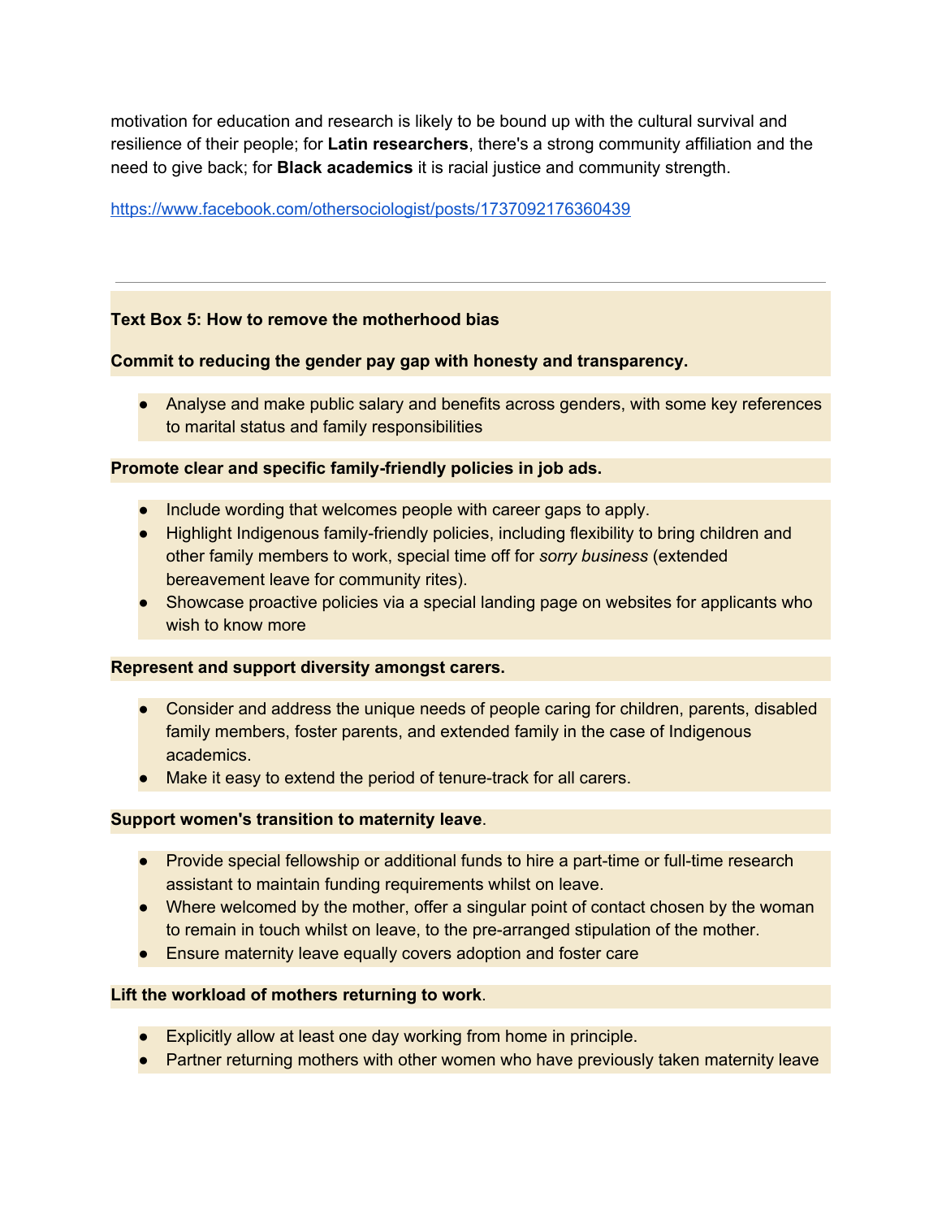motivation for education and research is likely to be bound up with the cultural survival and resilience of their people; for **Latin researchers**, there's a strong community affiliation and the need to give back; for **Black academics** it is racial justice and community strength.

https://www.facebook.com/othersociologist/posts/1737092176360439

---

**Text Box 5: How to remove the motherhood bias**

**Commit to reducing the gender pay gap with honesty and transparency.**

- Analyse and make public salary and benefits across genders, with some key references to marital status and family responsibilities

**Promote clear and specific family-friendly policies in job ads.**

- Include wording that welcomes people with career gaps to apply.
- Highlight Indigenous family-friendly policies, including flexibility to bring children and other family members to work, special time off for *sorry business* (extended bereavement leave for community rites).
- Showcase proactive policies via a special landing page on websites for applicants who wish to know more

**Represent and support diversity amongst carers.**

- Consider and address the unique needs of people caring for children, parents, disabled family members, foster parents, and extended family in the case of Indigenous academics.
- Make it easy to extend the period of tenure-track for all carers.

**Support women's transition to maternity leave**.

- Provide special fellowship or additional funds to hire a part-time or full-time research assistant to maintain funding requirements whilst on leave.
- Where welcomed by the mother, offer a singular point of contact chosen by the woman to remain in touch whilst on leave, to the pre-arranged stipulation of the mother.
- Ensure maternity leave equally covers adoption and foster care

**Lift the workload of mothers returning to work**.

- Explicitly allow at least one day working from home in principle.
- Partner returning mothers with other women who have previously taken maternity leave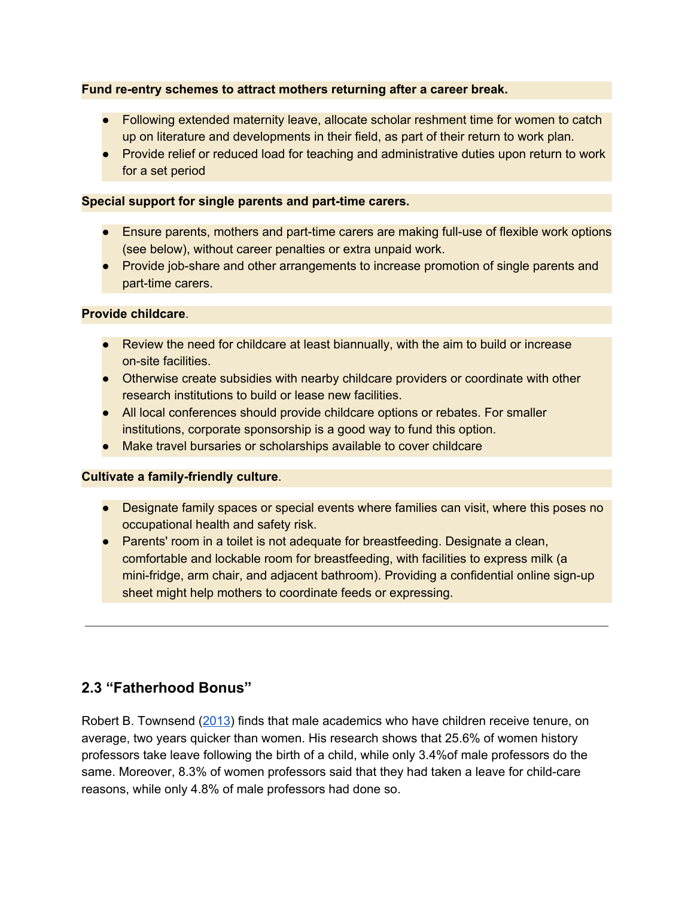**Fund re-entry schemes to attract mothers returning after a career break.**

- Following extended maternity leave, allocate scholar reshment time for women to catch up on literature and developments in their field, as part of their return to work plan.
- Provide relief or reduced load for teaching and administrative duties upon return to work for a set period

**Special support for single parents and part-time carers.**

- Ensure parents, mothers and part-time carers are making full-use of flexible work options (see below), without career penalties or extra unpaid work.
- Provide job-share and other arrangements to increase promotion of single parents and part-time carers.

**Provide childcare**.

- Review the need for childcare at least biannually, with the aim to build or increase on-site facilities.
- Otherwise create subsidies with nearby childcare providers or coordinate with other research institutions to build or lease new facilities.
- All local conferences should provide childcare options or rebates. For smaller institutions, corporate sponsorship is a good way to fund this option.
- Make travel bursaries or scholarships available to cover childcare

**Cultivate a family-friendly culture**.

- Designate family spaces or special events where families can visit, where this poses no occupational health and safety risk.
- Parents' room in a toilet is not adequate for breastfeeding. Designate a clean, comfortable and lockable room for breastfeeding, with facilities to express milk (a mini-fridge, arm chair, and adjacent bathroom). Providing a confidential online sign-up sheet might help mothers to coordinate feeds or expressing.

---

## 2.3 "Fatherhood Bonus"

Robert B. Townsend (2013) finds that male academics who have children receive tenure, on average, two years quicker than women. His research shows that 25.6% of women history professors take leave following the birth of a child, while only 3.4%of male professors do the same. Moreover, 8.3% of women professors said that they had taken a leave for child-care reasons, while only 4.8% of male professors had done so.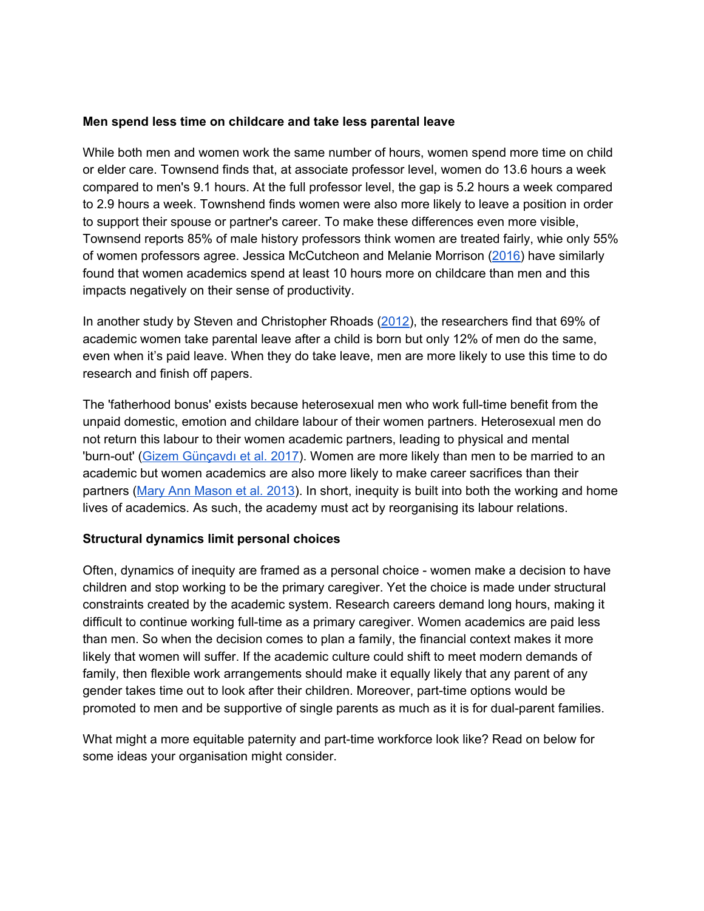**Men spend less time on childcare and take less parental leave**

While both men and women work the same number of hours, women spend more time on child or elder care. Townsend finds that, at associate professor level, women do 13.6 hours a week compared to men's 9.1 hours. At the full professor level, the gap is 5.2 hours a week compared to 2.9 hours a week. Townshend finds women were also more likely to leave a position in order to support their spouse or partner's career. To make these differences even more visible, Townsend reports 85% of male history professors think women are treated fairly, whie only 55% of women professors agree. Jessica McCutcheon and Melanie Morrison (2016) have similarly found that women academics spend at least 10 hours more on childcare than men and this impacts negatively on their sense of productivity.

In another study by Steven and Christopher Rhoads (2012), the researchers find that 69% of academic women take parental leave after a child is born but only 12% of men do the same, even when it's paid leave. When they do take leave, men are more likely to use this time to do research and finish off papers.

The 'fatherhood bonus' exists because heterosexual men who work full-time benefit from the unpaid domestic, emotion and childare labour of their women partners. Heterosexual men do not return this labour to their women academic partners, leading to physical and mental 'burn-out' (Gizem Günçavdı et al. 2017). Women are more likely than men to be married to an academic but women academics are also more likely to make career sacrifices than their partners (Mary Ann Mason et al. 2013). In short, inequity is built into both the working and home lives of academics. As such, the academy must act by reorganising its labour relations.

**Structural dynamics limit personal choices**

Often, dynamics of inequity are framed as a personal choice - women make a decision to have children and stop working to be the primary caregiver. Yet the choice is made under structural constraints created by the academic system. Research careers demand long hours, making it difficult to continue working full-time as a primary caregiver. Women academics are paid less than men. So when the decision comes to plan a family, the financial context makes it more likely that women will suffer. If the academic culture could shift to meet modern demands of family, then flexible work arrangements should make it equally likely that any parent of any gender takes time out to look after their children. Moreover, part-time options would be promoted to men and be supportive of single parents as much as it is for dual-parent families.

What might a more equitable paternity and part-time workforce look like? Read on below for some ideas your organisation might consider.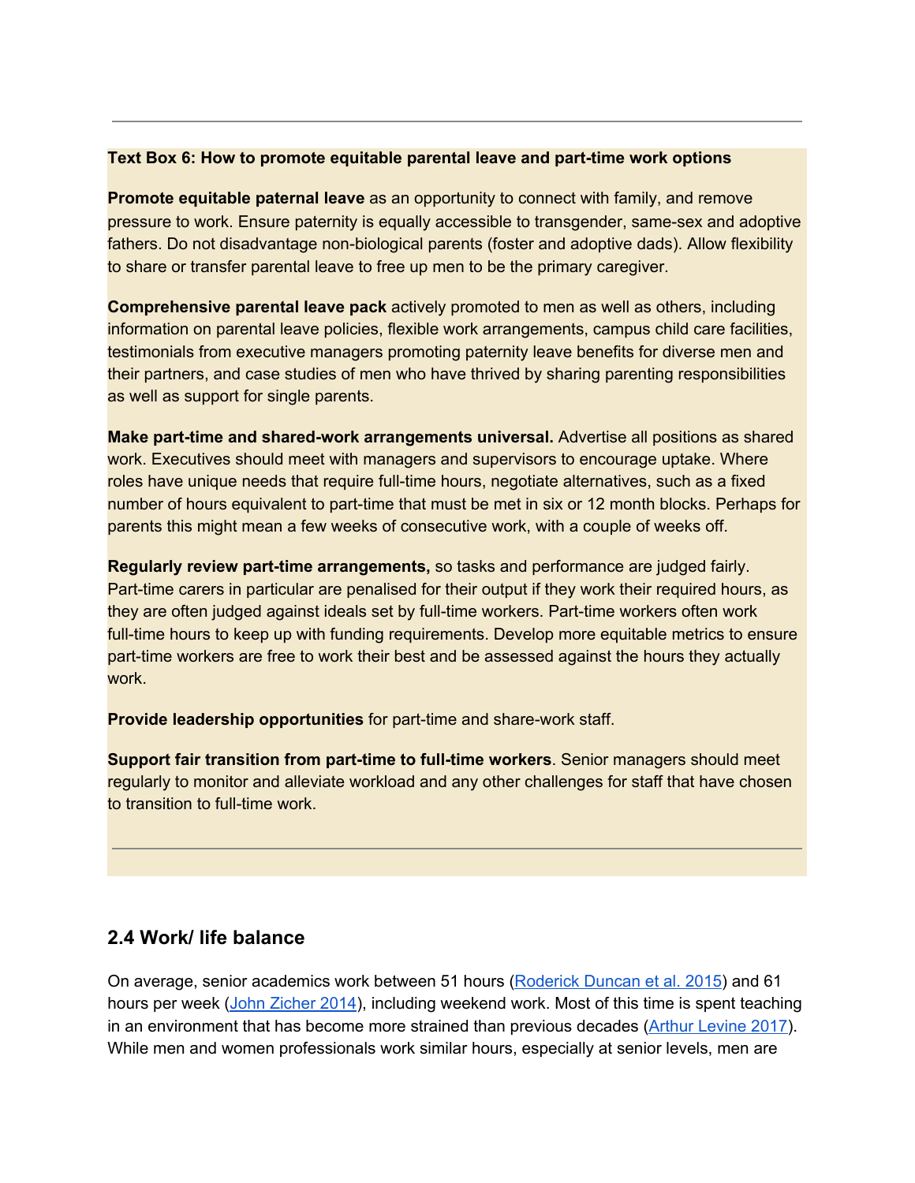---

**Text Box 6: How to promote equitable parental leave and part-time work options**

**Promote equitable paternal leave** as an opportunity to connect with family, and remove pressure to work. Ensure paternity is equally accessible to transgender, same-sex and adoptive fathers. Do not disadvantage non-biological parents (foster and adoptive dads). Allow flexibility to share or transfer parental leave to free up men to be the primary caregiver.

**Comprehensive parental leave pack** actively promoted to men as well as others, including information on parental leave policies, flexible work arrangements, campus child care facilities, testimonials from executive managers promoting paternity leave benefits for diverse men and their partners, and case studies of men who have thrived by sharing parenting responsibilities as well as support for single parents.

**Make part-time and shared-work arrangements universal.** Advertise all positions as shared work. Executives should meet with managers and supervisors to encourage uptake. Where roles have unique needs that require full-time hours, negotiate alternatives, such as a fixed number of hours equivalent to part-time that must be met in six or 12 month blocks. Perhaps for parents this might mean a few weeks of consecutive work, with a couple of weeks off.

**Regularly review part-time arrangements,** so tasks and performance are judged fairly. Part-time carers in particular are penalised for their output if they work their required hours, as they are often judged against ideals set by full-time workers. Part-time workers often work full-time hours to keep up with funding requirements. Develop more equitable metrics to ensure part-time workers are free to work their best and be assessed against the hours they actually work.

**Provide leadership opportunities** for part-time and share-work staff.

**Support fair transition from part-time to full-time workers**. Senior managers should meet regularly to monitor and alleviate workload and any other challenges for staff that have chosen to transition to full-time work.

---

## 2.4 Work/ life balance

On average, senior academics work between 51 hours (Roderick Duncan et al. 2015) and 61 hours per week (John Zicher 2014), including weekend work. Most of this time is spent teaching in an environment that has become more strained than previous decades (Arthur Levine 2017). While men and women professionals work similar hours, especially at senior levels, men are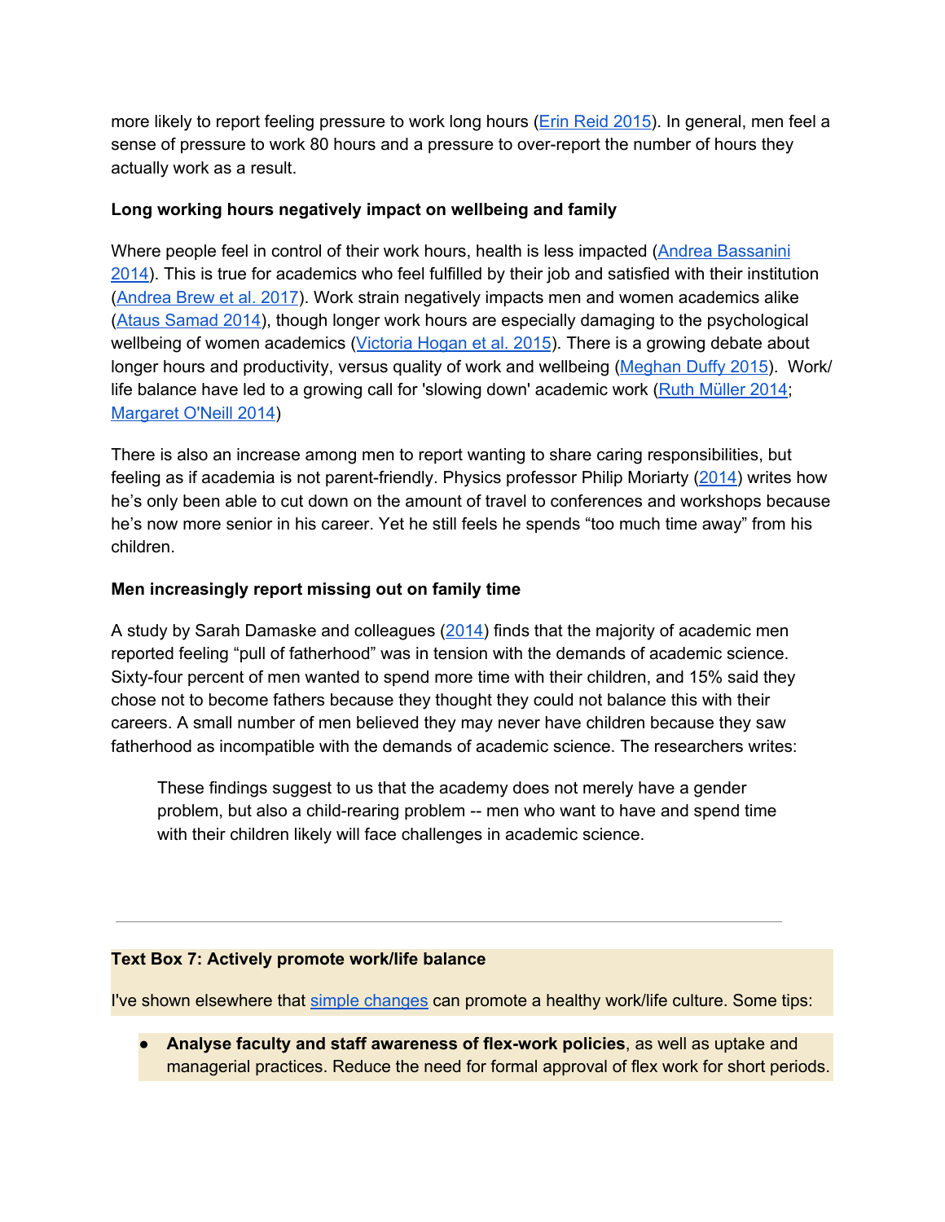more likely to report feeling pressure to work long hours ([Erin Reid 2015]). In general, men feel a sense of pressure to work 80 hours and a pressure to over-report the number of hours they actually work as a result.

**Long working hours negatively impact on wellbeing and family**

Where people feel in control of their work hours, health is less impacted (Andrea Bassanini 2014). This is true for academics who feel fulfilled by their job and satisfied with their institution (Andrea Brew et al. 2017). Work strain negatively impacts men and women academics alike (Ataus Samad 2014), though longer work hours are especially damaging to the psychological wellbeing of women academics (Victoria Hogan et al. 2015). There is a growing debate about longer hours and productivity, versus quality of work and wellbeing (Meghan Duffy 2015). Work/ life balance have led to a growing call for 'slowing down' academic work (Ruth Müller 2014; Margaret O'Neill 2014)

There is also an increase among men to report wanting to share caring responsibilities, but feeling as if academia is not parent-friendly. Physics professor Philip Moriarty (2014) writes how he's only been able to cut down on the amount of travel to conferences and workshops because he's now more senior in his career. Yet he still feels he spends "too much time away" from his children.

**Men increasingly report missing out on family time**

A study by Sarah Damaske and colleagues (2014) finds that the majority of academic men reported feeling "pull of fatherhood" was in tension with the demands of academic science. Sixty-four percent of men wanted to spend more time with their children, and 15% said they chose not to become fathers because they thought they could not balance this with their careers. A small number of men believed they may never have children because they saw fatherhood as incompatible with the demands of academic science. The researchers writes:

> These findings suggest to us that the academy does not merely have a gender problem, but also a child-rearing problem -- men who want to have and spend time with their children likely will face challenges in academic science.

---

**Text Box 7: Actively promote work/life balance**

I've shown elsewhere that simple changes can promote a healthy work/life culture. Some tips:

- **Analyse faculty and staff awareness of flex-work policies**, as well as uptake and managerial practices. Reduce the need for formal approval of flex work for short periods.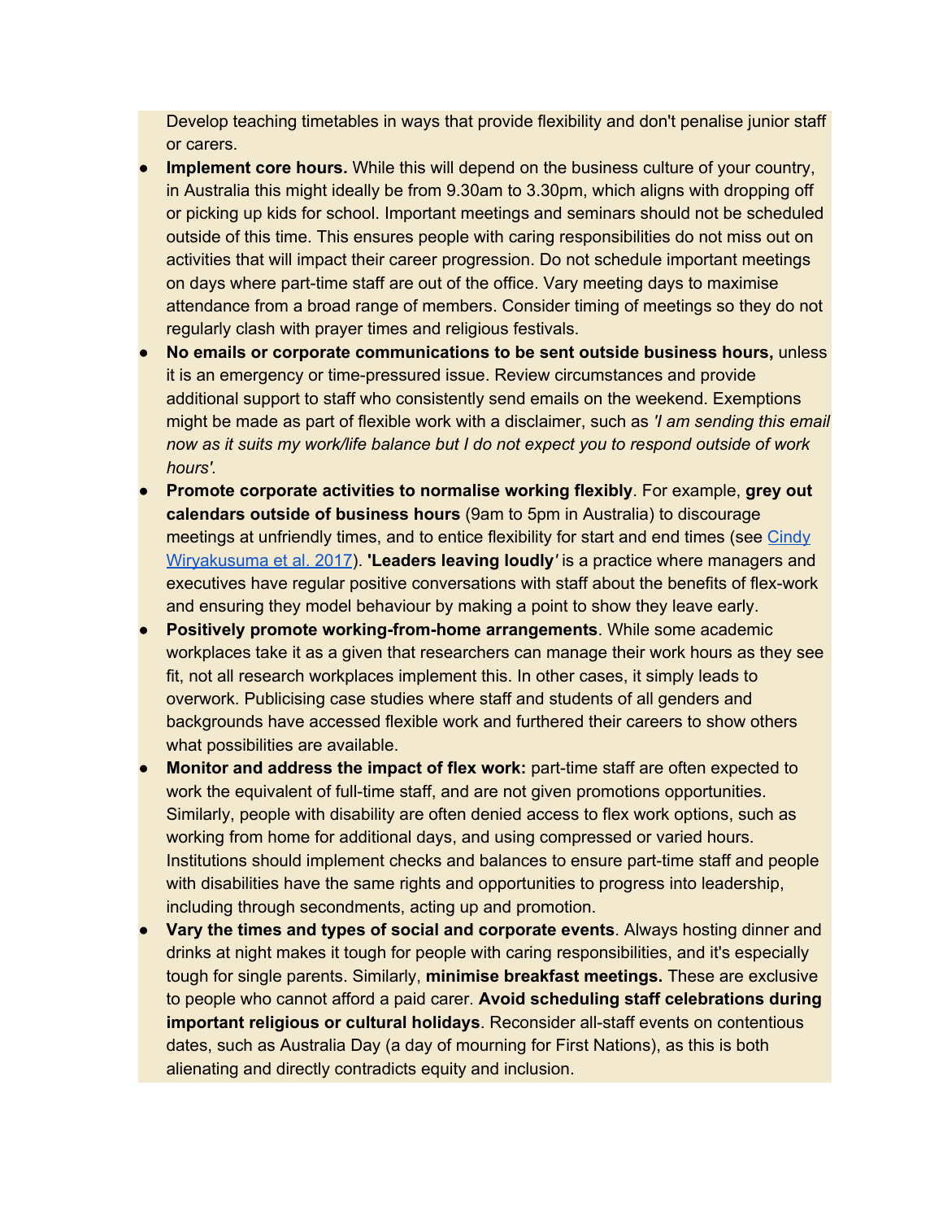Develop teaching timetables in ways that provide flexibility and don't penalise junior staff or carers.

- **Implement core hours.** While this will depend on the business culture of your country, in Australia this might ideally be from 9.30am to 3.30pm, which aligns with dropping off or picking up kids for school. Important meetings and seminars should not be scheduled outside of this time. This ensures people with caring responsibilities do not miss out on activities that will impact their career progression. Do not schedule important meetings on days where part-time staff are out of the office. Vary meeting days to maximise attendance from a broad range of members. Consider timing of meetings so they do not regularly clash with prayer times and religious festivals.
- **No emails or corporate communications to be sent outside business hours,** unless it is an emergency or time-pressured issue. Review circumstances and provide additional support to staff who consistently send emails on the weekend. Exemptions might be made as part of flexible work with a disclaimer, such as *'I am sending this email now as it suits my work/life balance but I do not expect you to respond outside of work hours'.*
- **Promote corporate activities to normalise working flexibly**. For example, **grey out calendars outside of business hours** (9am to 5pm in Australia) to discourage meetings at unfriendly times, and to entice flexibility for start and end times (see [Cindy Wiryakusuma et al. 2017](#)). **'Leaders leaving loudly***'* is a practice where managers and executives have regular positive conversations with staff about the benefits of flex-work and ensuring they model behaviour by making a point to show they leave early.
- **Positively promote working-from-home arrangements**. While some academic workplaces take it as a given that researchers can manage their work hours as they see fit, not all research workplaces implement this. In other cases, it simply leads to overwork. Publicising case studies where staff and students of all genders and backgrounds have accessed flexible work and furthered their careers to show others what possibilities are available.
- **Monitor and address the impact of flex work:** part-time staff are often expected to work the equivalent of full-time staff, and are not given promotions opportunities. Similarly, people with disability are often denied access to flex work options, such as working from home for additional days, and using compressed or varied hours. Institutions should implement checks and balances to ensure part-time staff and people with disabilities have the same rights and opportunities to progress into leadership, including through secondments, acting up and promotion.
- **Vary the times and types of social and corporate events**. Always hosting dinner and drinks at night makes it tough for people with caring responsibilities, and it's especially tough for single parents. Similarly, **minimise breakfast meetings.** These are exclusive to people who cannot afford a paid carer. **Avoid scheduling staff celebrations during important religious or cultural holidays**. Reconsider all-staff events on contentious dates, such as Australia Day (a day of mourning for First Nations), as this is both alienating and directly contradicts equity and inclusion.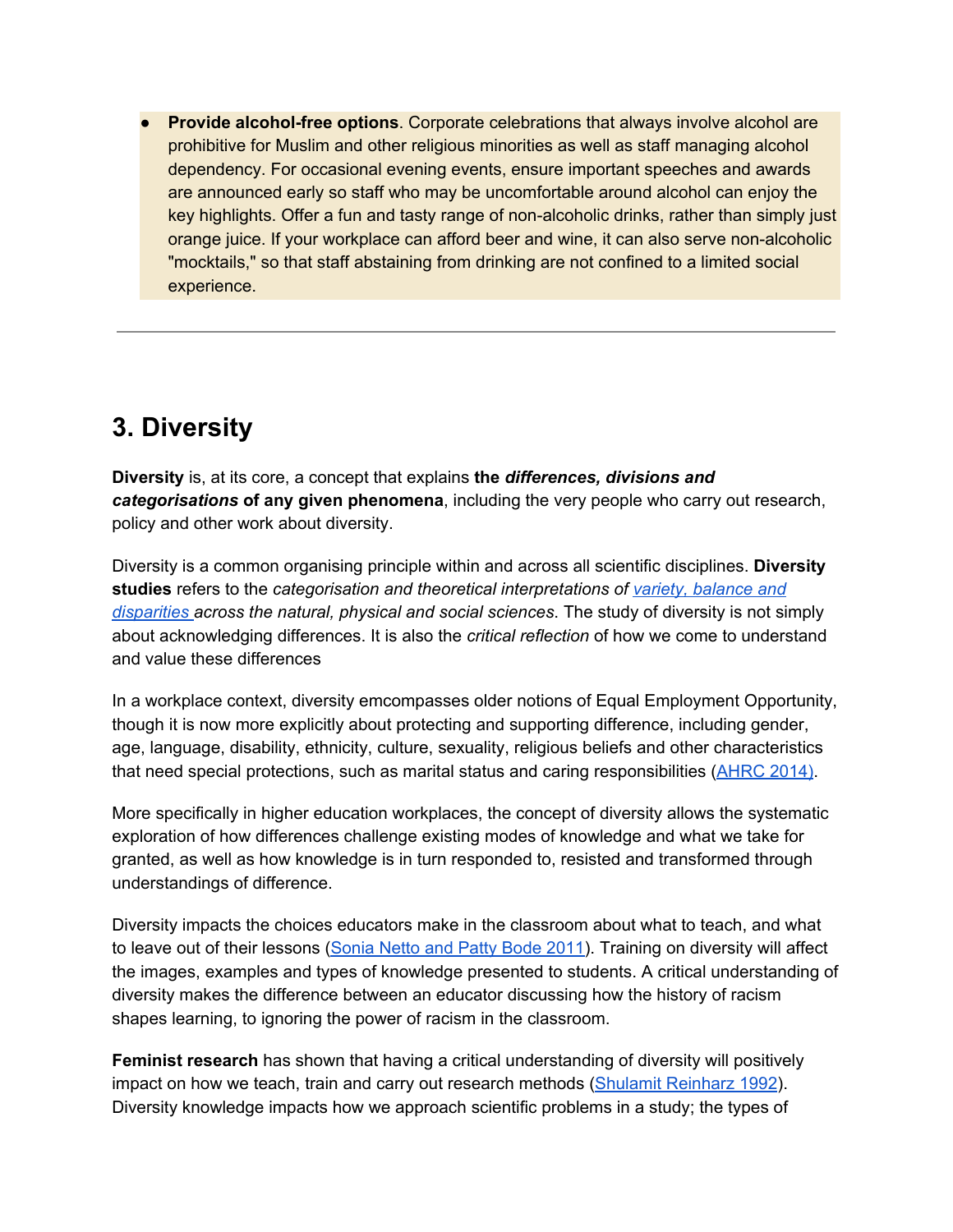- **Provide alcohol-free options**. Corporate celebrations that always involve alcohol are prohibitive for Muslim and other religious minorities as well as staff managing alcohol dependency. For occasional evening events, ensure important speeches and awards are announced early so staff who may be uncomfortable around alcohol can enjoy the key highlights. Offer a fun and tasty range of non-alcoholic drinks, rather than simply just orange juice. If your workplace can afford beer and wine, it can also serve non-alcoholic "mocktails," so that staff abstaining from drinking are not confined to a limited social experience.

---

## 3. Diversity

**Diversity** is, at its core, a concept that explains **the *differences, divisions and categorisations* of any given phenomena**, including the very people who carry out research, policy and other work about diversity.

Diversity is a common organising principle within and across all scientific disciplines. **Diversity studies** refers to the *categorisation and theoretical interpretations of [variety, balance and disparities](#) across the natural, physical and social sciences*. The study of diversity is not simply about acknowledging differences. It is also the *critical reflection* of how we come to understand and value these differences

In a workplace context, diversity emcompasses older notions of Equal Employment Opportunity, though it is now more explicitly about protecting and supporting difference, including gender, age, language, disability, ethnicity, culture, sexuality, religious beliefs and other characteristics that need special protections, such as marital status and caring responsibilities ([AHRC 2014)](#).

More specifically in higher education workplaces, the concept of diversity allows the systematic exploration of how differences challenge existing modes of knowledge and what we take for granted, as well as how knowledge is in turn responded to, resisted and transformed through understandings of difference.

Diversity impacts the choices educators make in the classroom about what to teach, and what to leave out of their lessons ([Sonia Netto and Patty Bode 2011](#)). Training on diversity will affect the images, examples and types of knowledge presented to students. A critical understanding of diversity makes the difference between an educator discussing how the history of racism shapes learning, to ignoring the power of racism in the classroom.

**Feminist research** has shown that having a critical understanding of diversity will positively impact on how we teach, train and carry out research methods ([Shulamit Reinharz 1992](#)). Diversity knowledge impacts how we approach scientific problems in a study; the types of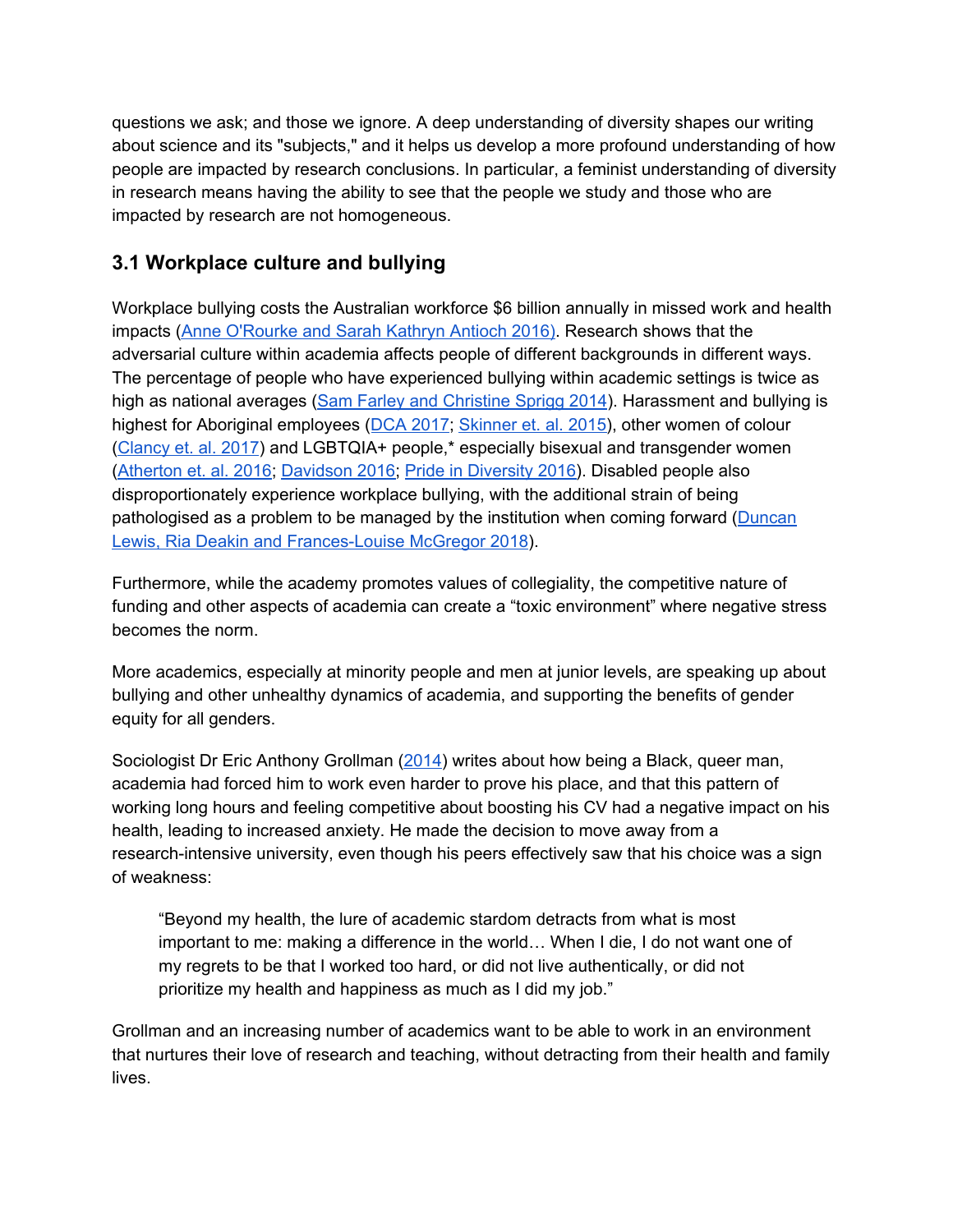questions we ask; and those we ignore. A deep understanding of diversity shapes our writing about science and its "subjects," and it helps us develop a more profound understanding of how people are impacted by research conclusions. In particular, a feminist understanding of diversity in research means having the ability to see that the people we study and those who are impacted by research are not homogeneous.

### 3.1 Workplace culture and bullying

Workplace bullying costs the Australian workforce $6 billion annually in missed work and health impacts (Anne O'Rourke and Sarah Kathryn Antioch 2016). Research shows that the adversarial culture within academia affects people of different backgrounds in different ways. The percentage of people who have experienced bullying within academic settings is twice as high as national averages (Sam Farley and Christine Sprigg 2014). Harassment and bullying is highest for Aboriginal employees (DCA 2017; Skinner et. al. 2015), other women of colour (Clancy et. al. 2017) and LGBTQIA+ people,* especially bisexual and transgender women (Atherton et. al. 2016; Davidson 2016; Pride in Diversity 2016). Disabled people also disproportionately experience workplace bullying, with the additional strain of being pathologised as a problem to be managed by the institution when coming forward (Duncan Lewis, Ria Deakin and Frances-Louise McGregor 2018).

Furthermore, while the academy promotes values of collegiality, the competitive nature of funding and other aspects of academia can create a "toxic environment" where negative stress becomes the norm.

More academics, especially at minority people and men at junior levels, are speaking up about bullying and other unhealthy dynamics of academia, and supporting the benefits of gender equity for all genders.

Sociologist Dr Eric Anthony Grollman (2014) writes about how being a Black, queer man, academia had forced him to work even harder to prove his place, and that this pattern of working long hours and feeling competitive about boosting his CV had a negative impact on his health, leading to increased anxiety. He made the decision to move away from a research-intensive university, even though his peers effectively saw that his choice was a sign of weakness:

> "Beyond my health, the lure of academic stardom detracts from what is most important to me: making a difference in the world… When I die, I do not want one of my regrets to be that I worked too hard, or did not live authentically, or did not prioritize my health and happiness as much as I did my job."

Grollman and an increasing number of academics want to be able to work in an environment that nurtures their love of research and teaching, without detracting from their health and family lives.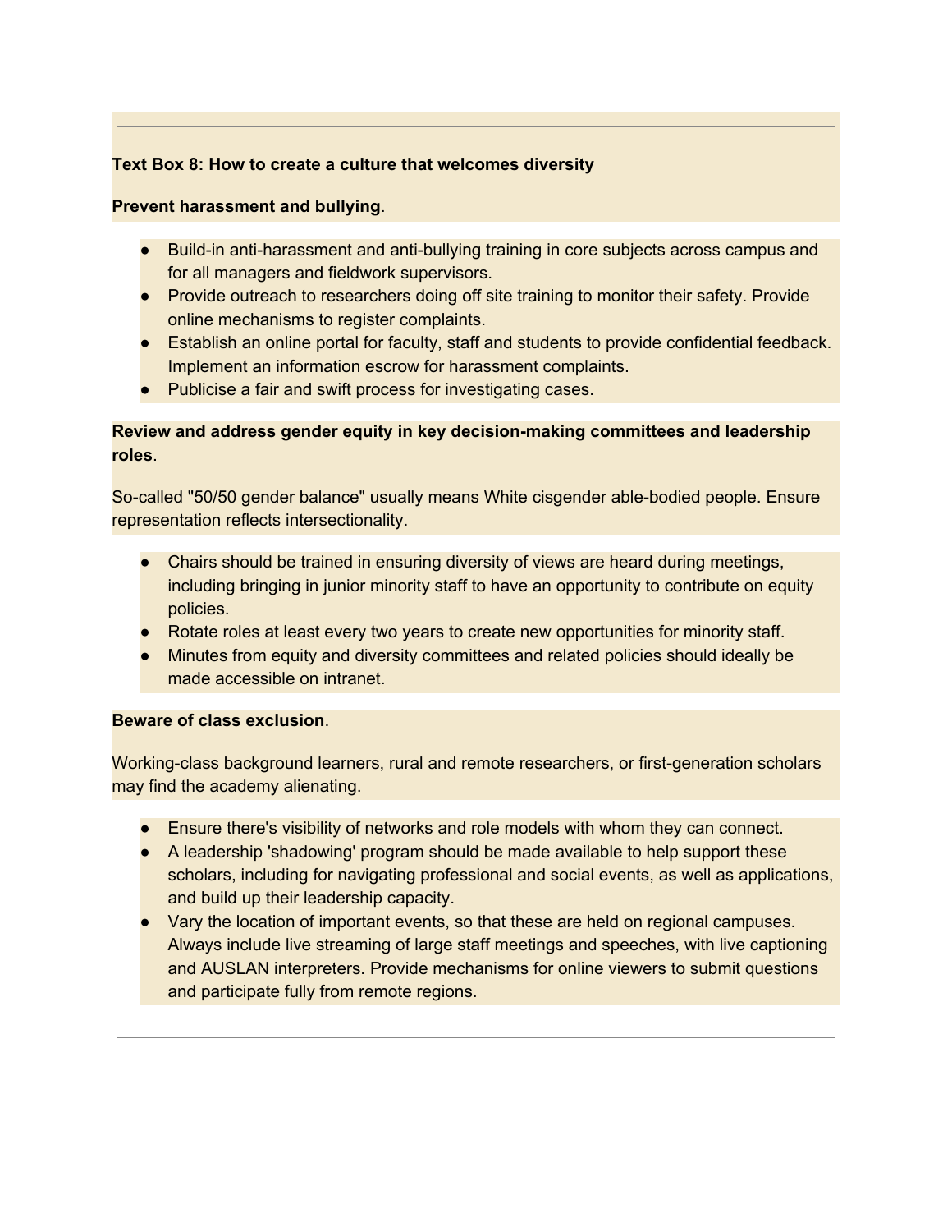---

**Text Box 8: How to create a culture that welcomes diversity**

**Prevent harassment and bullying**.

- Build-in anti-harassment and anti-bullying training in core subjects across campus and for all managers and fieldwork supervisors.
- Provide outreach to researchers doing off site training to monitor their safety. Provide online mechanisms to register complaints.
- Establish an online portal for faculty, staff and students to provide confidential feedback. Implement an information escrow for harassment complaints.
- Publicise a fair and swift process for investigating cases.

**Review and address gender equity in key decision-making committees and leadership roles**.

So-called "50/50 gender balance" usually means White cisgender able-bodied people. Ensure representation reflects intersectionality.

- Chairs should be trained in ensuring diversity of views are heard during meetings, including bringing in junior minority staff to have an opportunity to contribute on equity policies.
- Rotate roles at least every two years to create new opportunities for minority staff.
- Minutes from equity and diversity committees and related policies should ideally be made accessible on intranet.

**Beware of class exclusion**.

Working-class background learners, rural and remote researchers, or first-generation scholars may find the academy alienating.

- Ensure there's visibility of networks and role models with whom they can connect.
- A leadership 'shadowing' program should be made available to help support these scholars, including for navigating professional and social events, as well as applications, and build up their leadership capacity.
- Vary the location of important events, so that these are held on regional campuses. Always include live streaming of large staff meetings and speeches, with live captioning and AUSLAN interpreters. Provide mechanisms for online viewers to submit questions and participate fully from remote regions.

---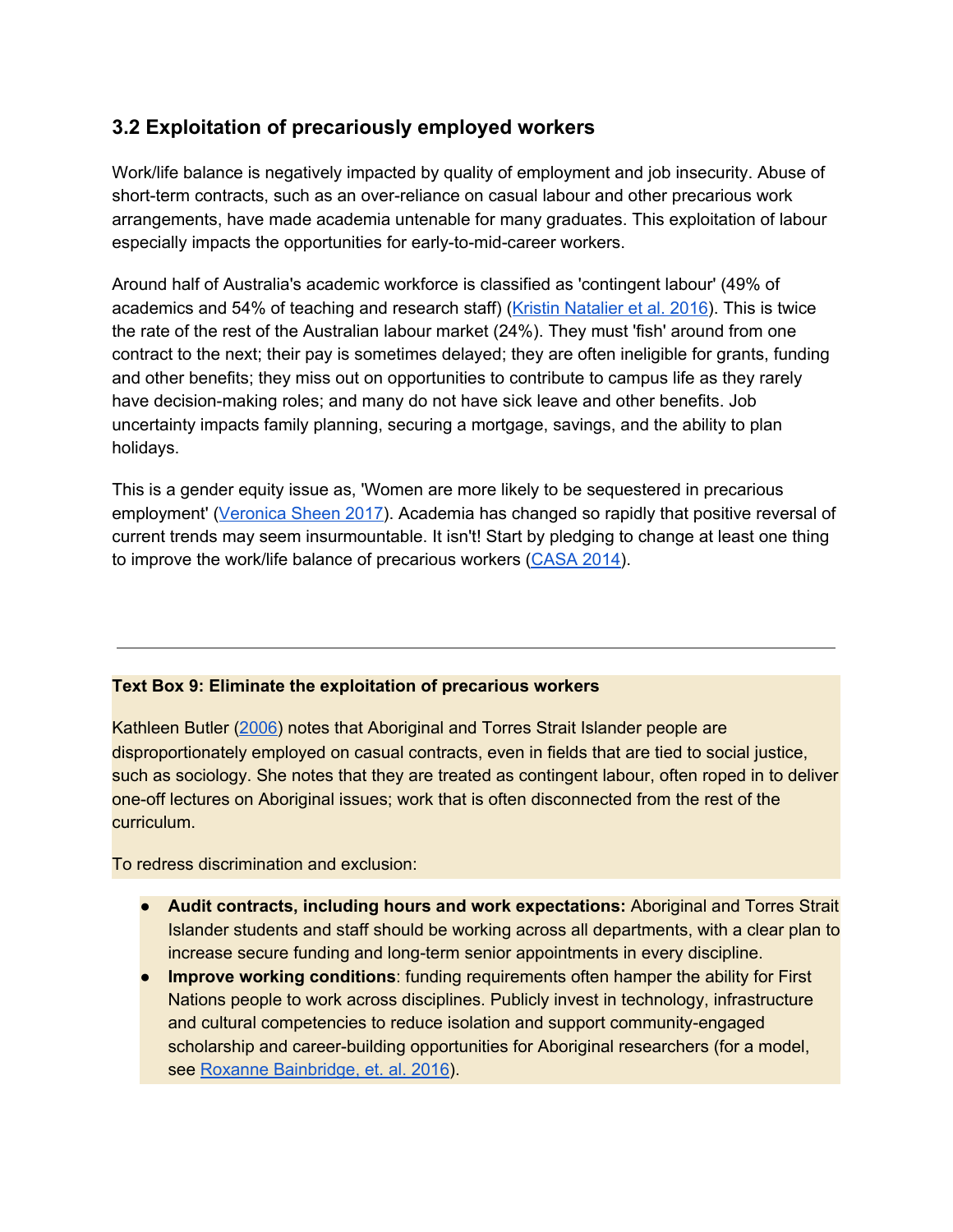### 3.2 Exploitation of precariously employed workers

Work/life balance is negatively impacted by quality of employment and job insecurity. Abuse of short-term contracts, such as an over-reliance on casual labour and other precarious work arrangements, have made academia untenable for many graduates. This exploitation of labour especially impacts the opportunities for early-to-mid-career workers.

Around half of Australia's academic workforce is classified as 'contingent labour' (49% of academics and 54% of teaching and research staff) (Kristin Natalier et al. 2016). This is twice the rate of the rest of the Australian labour market (24%). They must 'fish' around from one contract to the next; their pay is sometimes delayed; they are often ineligible for grants, funding and other benefits; they miss out on opportunities to contribute to campus life as they rarely have decision-making roles; and many do not have sick leave and other benefits. Job uncertainty impacts family planning, securing a mortgage, savings, and the ability to plan holidays.

This is a gender equity issue as, 'Women are more likely to be sequestered in precarious employment' (Veronica Sheen 2017). Academia has changed so rapidly that positive reversal of current trends may seem insurmountable. It isn't! Start by pledging to change at least one thing to improve the work/life balance of precarious workers (CASA 2014).

---

**Text Box 9: Eliminate the exploitation of precarious workers**

Kathleen Butler (2006) notes that Aboriginal and Torres Strait Islander people are disproportionately employed on casual contracts, even in fields that are tied to social justice, such as sociology. She notes that they are treated as contingent labour, often roped in to deliver one-off lectures on Aboriginal issues; work that is often disconnected from the rest of the curriculum.

To redress discrimination and exclusion:

- **Audit contracts, including hours and work expectations:** Aboriginal and Torres Strait Islander students and staff should be working across all departments, with a clear plan to increase secure funding and long-term senior appointments in every discipline.
- **Improve working conditions**: funding requirements often hamper the ability for First Nations people to work across disciplines. Publicly invest in technology, infrastructure and cultural competencies to reduce isolation and support community-engaged scholarship and career-building opportunities for Aboriginal researchers (for a model, see Roxanne Bainbridge, et. al. 2016).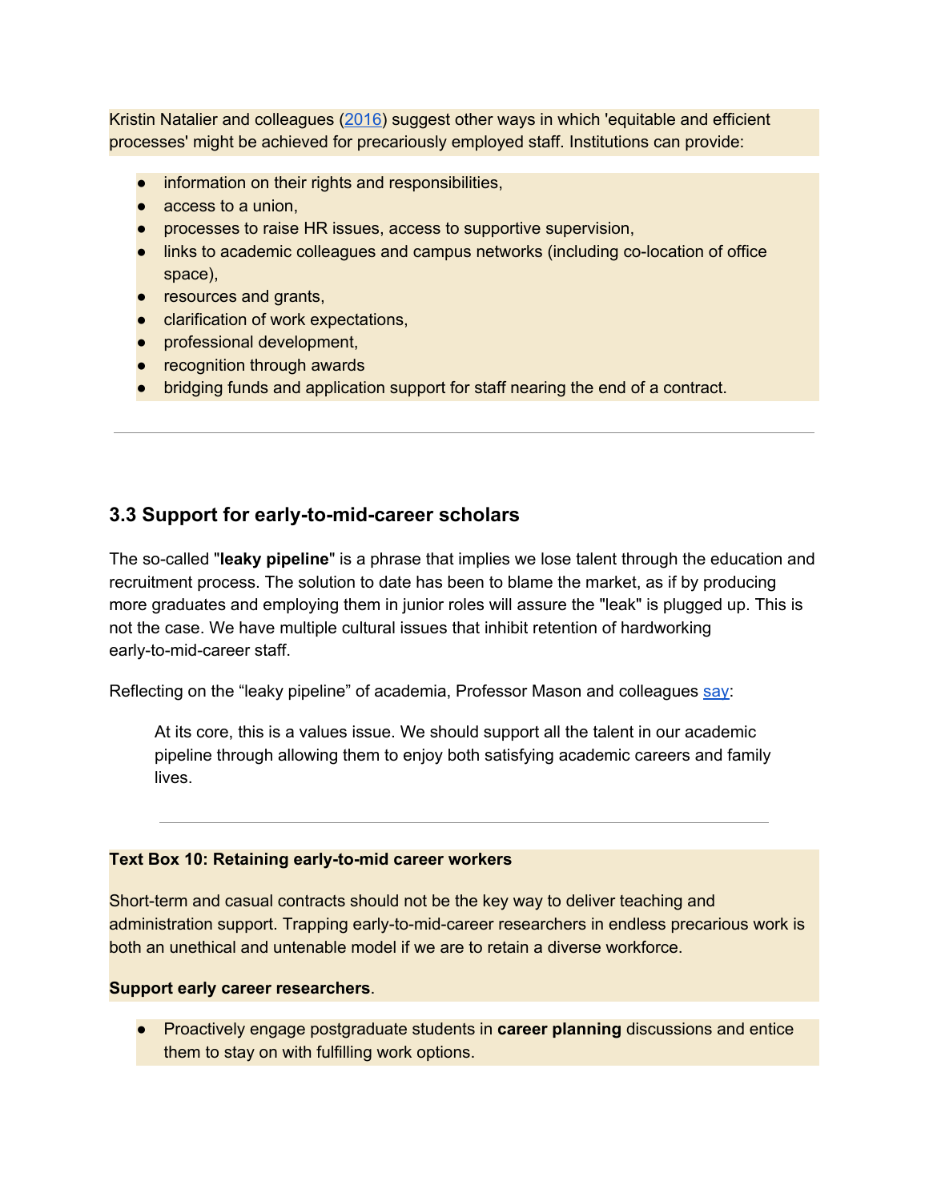Kristin Natalier and colleagues ([2016]) suggest other ways in which 'equitable and efficient processes' might be achieved for precariously employed staff. Institutions can provide:

- information on their rights and responsibilities,
- access to a union,
- processes to raise HR issues, access to supportive supervision,
- links to academic colleagues and campus networks (including co-location of office space),
- resources and grants,
- clarification of work expectations,
- professional development,
- recognition through awards
- bridging funds and application support for staff nearing the end of a contract.

---

### 3.3 Support for early-to-mid-career scholars

The so-called "**leaky pipeline**" is a phrase that implies we lose talent through the education and recruitment process. The solution to date has been to blame the market, as if by producing more graduates and employing them in junior roles will assure the "leak" is plugged up. This is not the case. We have multiple cultural issues that inhibit retention of hardworking early-to-mid-career staff.

Reflecting on the "leaky pipeline" of academia, Professor Mason and colleagues say:

> At its core, this is a values issue. We should support all the talent in our academic pipeline through allowing them to enjoy both satisfying academic careers and family lives.

---

**Text Box 10: Retaining early-to-mid career workers**

Short-term and casual contracts should not be the key way to deliver teaching and administration support. Trapping early-to-mid-career researchers in endless precarious work is both an unethical and untenable model if we are to retain a diverse workforce.

**Support early career researchers**.

- Proactively engage postgraduate students in **career planning** discussions and entice them to stay on with fulfilling work options.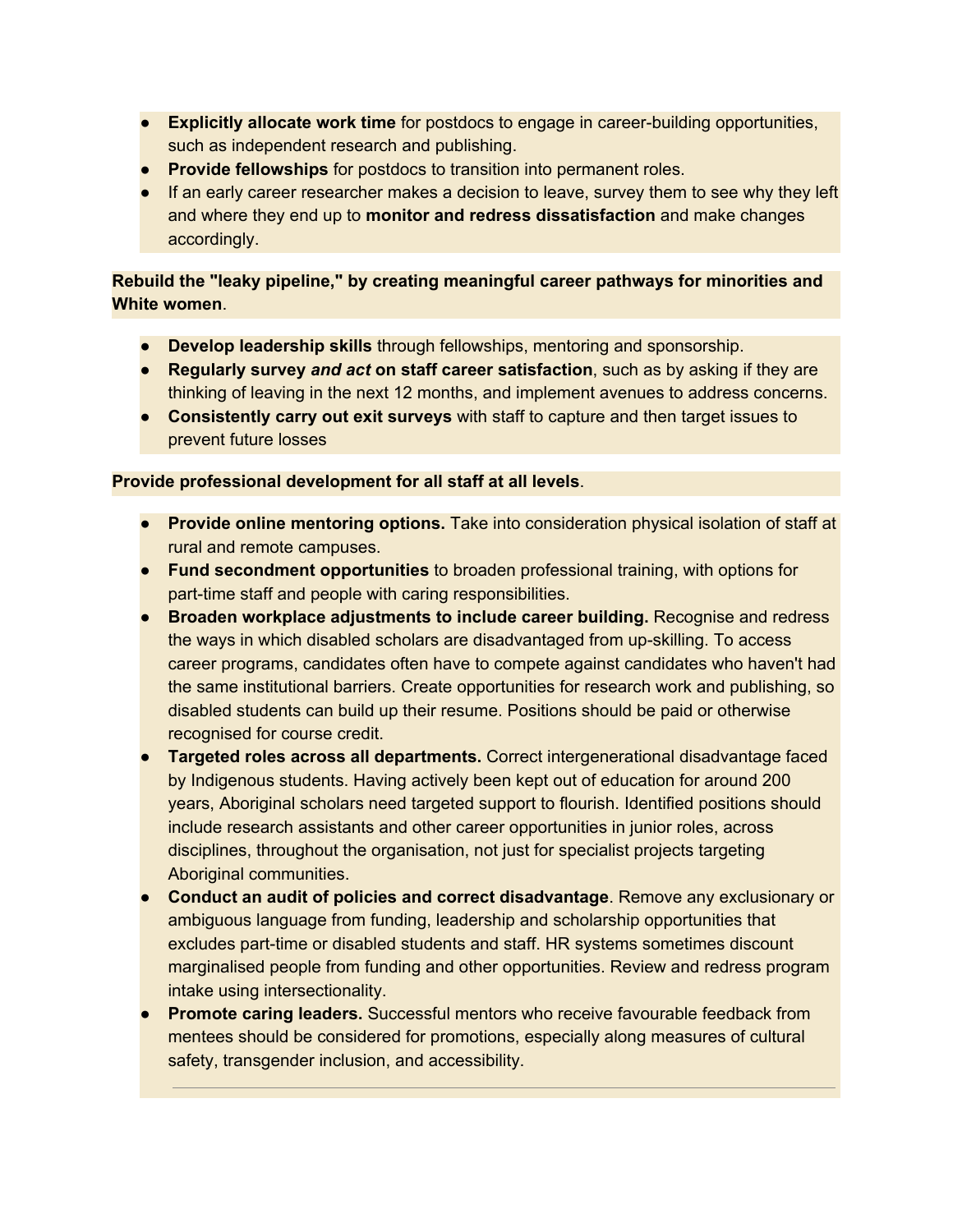- **Explicitly allocate work time** for postdocs to engage in career-building opportunities, such as independent research and publishing.
- **Provide fellowships** for postdocs to transition into permanent roles.
- If an early career researcher makes a decision to leave, survey them to see why they left and where they end up to **monitor and redress dissatisfaction** and make changes accordingly.

**Rebuild the "leaky pipeline," by creating meaningful career pathways for minorities and White women**.

- **Develop leadership skills** through fellowships, mentoring and sponsorship.
- **Regularly survey *and act* on staff career satisfaction**, such as by asking if they are thinking of leaving in the next 12 months, and implement avenues to address concerns.
- **Consistently carry out exit surveys** with staff to capture and then target issues to prevent future losses

**Provide professional development for all staff at all levels**.

- **Provide online mentoring options.** Take into consideration physical isolation of staff at rural and remote campuses.
- **Fund secondment opportunities** to broaden professional training, with options for part-time staff and people with caring responsibilities.
- **Broaden workplace adjustments to include career building.** Recognise and redress the ways in which disabled scholars are disadvantaged from up-skilling. To access career programs, candidates often have to compete against candidates who haven't had the same institutional barriers. Create opportunities for research work and publishing, so disabled students can build up their resume. Positions should be paid or otherwise recognised for course credit.
- **Targeted roles across all departments.** Correct intergenerational disadvantage faced by Indigenous students. Having actively been kept out of education for around 200 years, Aboriginal scholars need targeted support to flourish. Identified positions should include research assistants and other career opportunities in junior roles, across disciplines, throughout the organisation, not just for specialist projects targeting Aboriginal communities.
- **Conduct an audit of policies and correct disadvantage**. Remove any exclusionary or ambiguous language from funding, leadership and scholarship opportunities that excludes part-time or disabled students and staff. HR systems sometimes discount marginalised people from funding and other opportunities. Review and redress program intake using intersectionality.
- **Promote caring leaders.** Successful mentors who receive favourable feedback from mentees should be considered for promotions, especially along measures of cultural safety, transgender inclusion, and accessibility.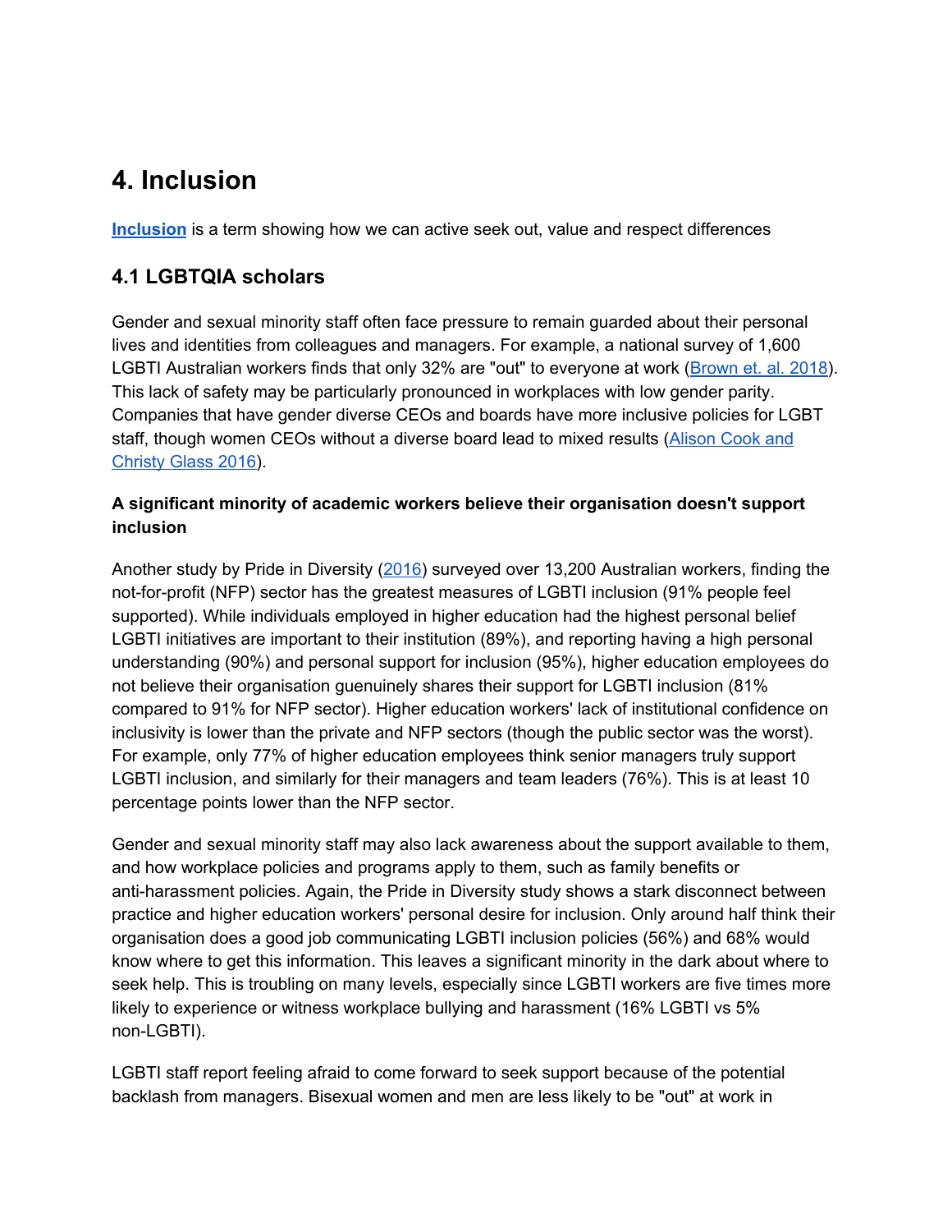# 4. Inclusion

**Inclusion** is a term showing how we can active seek out, value and respect differences

## 4.1 LGBTQIA scholars

Gender and sexual minority staff often face pressure to remain guarded about their personal lives and identities from colleagues and managers. For example, a national survey of 1,600 LGBTI Australian workers finds that only 32% are "out" to everyone at work (Brown et. al. 2018). This lack of safety may be particularly pronounced in workplaces with low gender parity. Companies that have gender diverse CEOs and boards have more inclusive policies for LGBT staff, though women CEOs without a diverse board lead to mixed results (Alison Cook and Christy Glass 2016).

**A significant minority of academic workers believe their organisation doesn't support inclusion**

Another study by Pride in Diversity (2016) surveyed over 13,200 Australian workers, finding the not-for-profit (NFP) sector has the greatest measures of LGBTI inclusion (91% people feel supported). While individuals employed in higher education had the highest personal belief LGBTI initiatives are important to their institution (89%), and reporting having a high personal understanding (90%) and personal support for inclusion (95%), higher education employees do not believe their organisation guenuinely shares their support for LGBTI inclusion (81% compared to 91% for NFP sector). Higher education workers' lack of institutional confidence on inclusivity is lower than the private and NFP sectors (though the public sector was the worst). For example, only 77% of higher education employees think senior managers truly support LGBTI inclusion, and similarly for their managers and team leaders (76%). This is at least 10 percentage points lower than the NFP sector.

Gender and sexual minority staff may also lack awareness about the support available to them, and how workplace policies and programs apply to them, such as family benefits or anti-harassment policies. Again, the Pride in Diversity study shows a stark disconnect between practice and higher education workers' personal desire for inclusion. Only around half think their organisation does a good job communicating LGBTI inclusion policies (56%) and 68% would know where to get this information. This leaves a significant minority in the dark about where to seek help. This is troubling on many levels, especially since LGBTI workers are five times more likely to experience or witness workplace bullying and harassment (16% LGBTI vs 5% non-LGBTI).

LGBTI staff report feeling afraid to come forward to seek support because of the potential backlash from managers. Bisexual women and men are less likely to be "out" at work in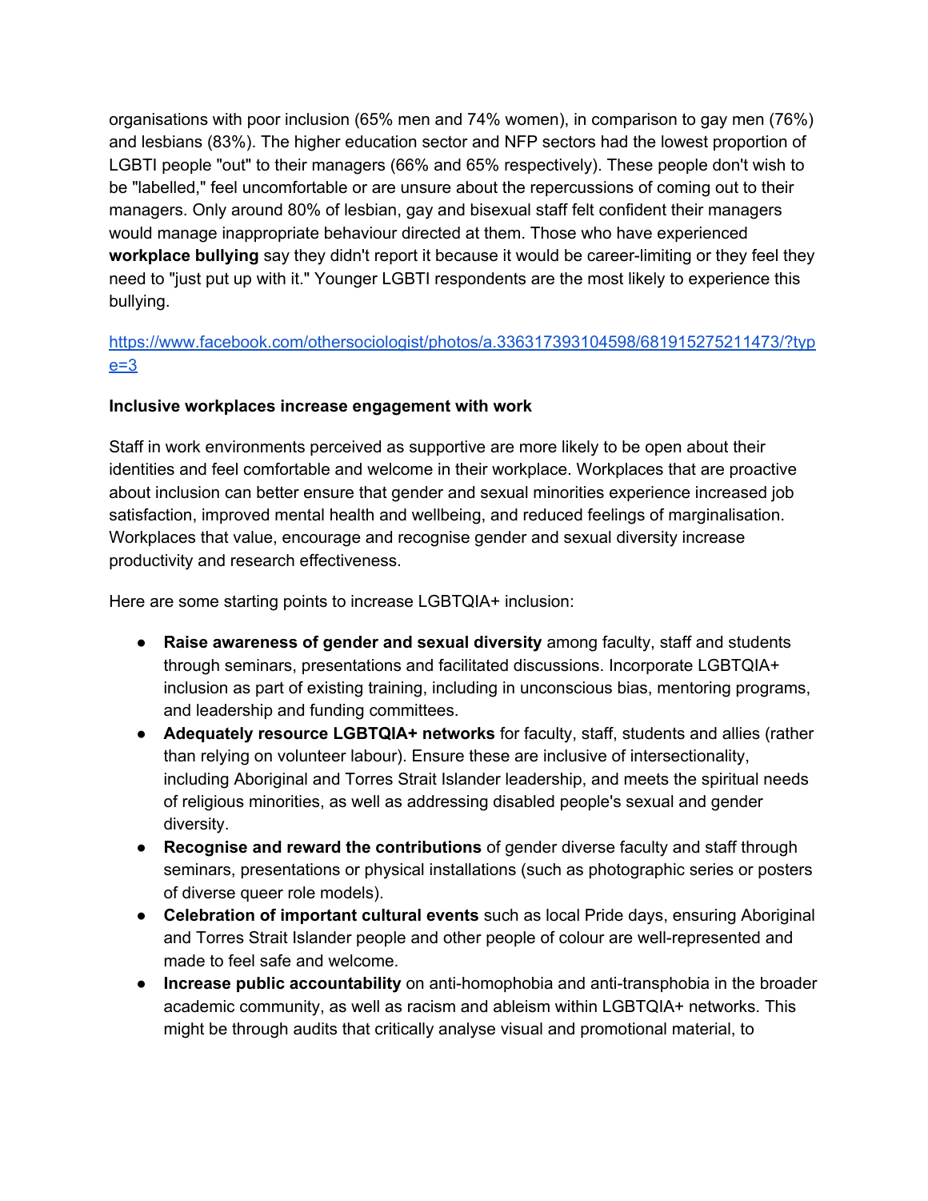organisations with poor inclusion (65% men and 74% women), in comparison to gay men (76%) and lesbians (83%). The higher education sector and NFP sectors had the lowest proportion of LGBTI people "out" to their managers (66% and 65% respectively). These people don't wish to be "labelled," feel uncomfortable or are unsure about the repercussions of coming out to their managers. Only around 80% of lesbian, gay and bisexual staff felt confident their managers would manage inappropriate behaviour directed at them. Those who have experienced **workplace bullying** say they didn't report it because it would be career-limiting or they feel they need to "just put up with it." Younger LGBTI respondents are the most likely to experience this bullying.

https://www.facebook.com/othersociologist/photos/a.336317393104598/681915275211473/?type=3

**Inclusive workplaces increase engagement with work**

Staff in work environments perceived as supportive are more likely to be open about their identities and feel comfortable and welcome in their workplace. Workplaces that are proactive about inclusion can better ensure that gender and sexual minorities experience increased job satisfaction, improved mental health and wellbeing, and reduced feelings of marginalisation. Workplaces that value, encourage and recognise gender and sexual diversity increase productivity and research effectiveness.

Here are some starting points to increase LGBTQIA+ inclusion:

- **Raise awareness of gender and sexual diversity** among faculty, staff and students through seminars, presentations and facilitated discussions. Incorporate LGBTQIA+ inclusion as part of existing training, including in unconscious bias, mentoring programs, and leadership and funding committees.
- **Adequately resource LGBTQIA+ networks** for faculty, staff, students and allies (rather than relying on volunteer labour). Ensure these are inclusive of intersectionality, including Aboriginal and Torres Strait Islander leadership, and meets the spiritual needs of religious minorities, as well as addressing disabled people's sexual and gender diversity.
- **Recognise and reward the contributions** of gender diverse faculty and staff through seminars, presentations or physical installations (such as photographic series or posters of diverse queer role models).
- **Celebration of important cultural events** such as local Pride days, ensuring Aboriginal and Torres Strait Islander people and other people of colour are well-represented and made to feel safe and welcome.
- **Increase public accountability** on anti-homophobia and anti-transphobia in the broader academic community, as well as racism and ableism within LGBTQIA+ networks. This might be through audits that critically analyse visual and promotional material, to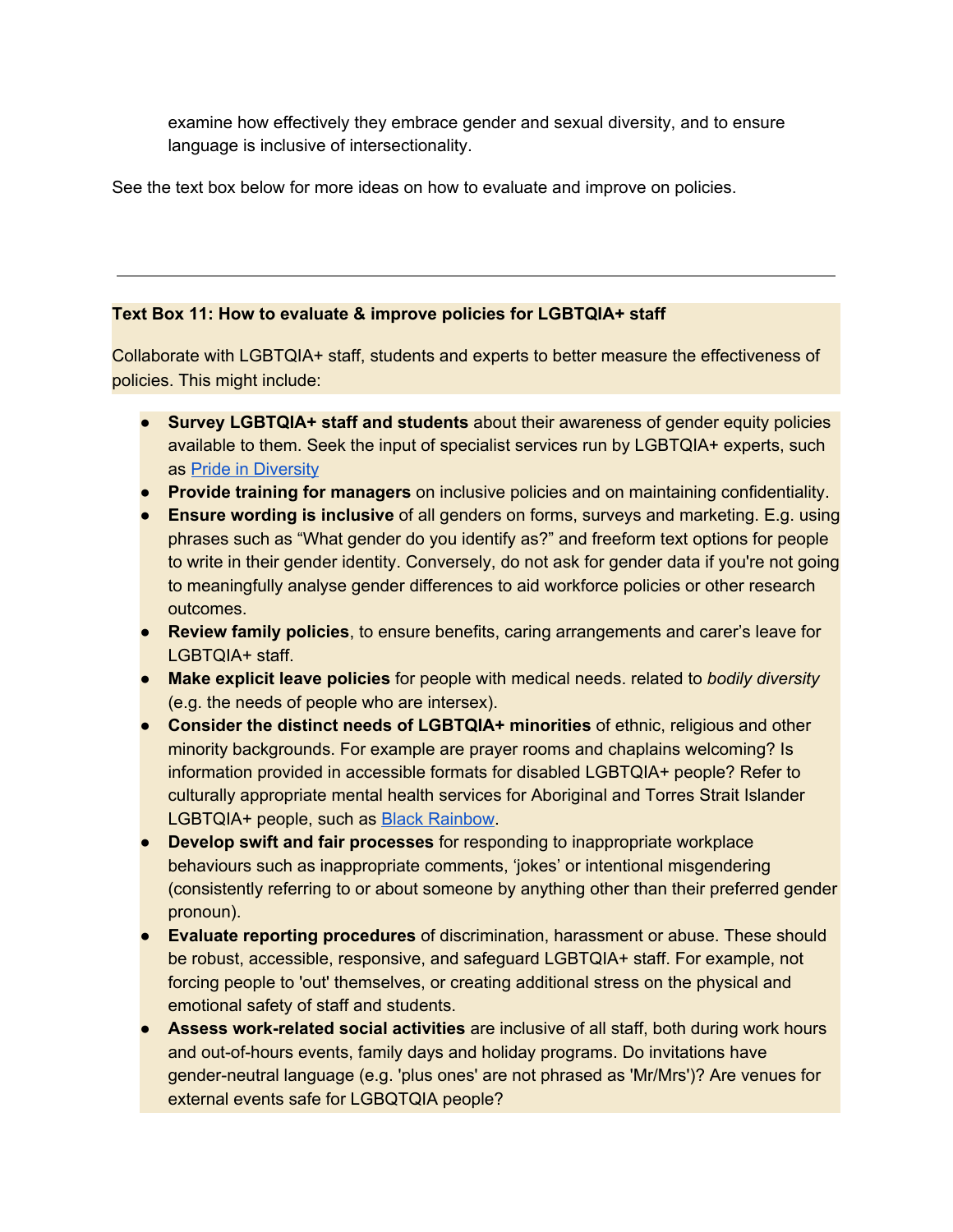examine how effectively they embrace gender and sexual diversity, and to ensure language is inclusive of intersectionality.

See the text box below for more ideas on how to evaluate and improve on policies.

---

**Text Box 11: How to evaluate & improve policies for LGBTQIA+ staff**

Collaborate with LGBTQIA+ staff, students and experts to better measure the effectiveness of policies. This might include:

- **Survey LGBTQIA+ staff and students** about their awareness of gender equity policies available to them. Seek the input of specialist services run by LGBTQIA+ experts, such as [Pride in Diversity](#)
- **Provide training for managers** on inclusive policies and on maintaining confidentiality.
- **Ensure wording is inclusive** of all genders on forms, surveys and marketing. E.g. using phrases such as "What gender do you identify as?" and freeform text options for people to write in their gender identity. Conversely, do not ask for gender data if you're not going to meaningfully analyse gender differences to aid workforce policies or other research outcomes.
- **Review family policies**, to ensure benefits, caring arrangements and carer's leave for LGBTQIA+ staff.
- **Make explicit leave policies** for people with medical needs. related to *bodily diversity* (e.g. the needs of people who are intersex).
- **Consider the distinct needs of LGBTQIA+ minorities** of ethnic, religious and other minority backgrounds. For example are prayer rooms and chaplains welcoming? Is information provided in accessible formats for disabled LGBTQIA+ people? Refer to culturally appropriate mental health services for Aboriginal and Torres Strait Islander LGBTQIA+ people, such as [Black Rainbow](#).
- **Develop swift and fair processes** for responding to inappropriate workplace behaviours such as inappropriate comments, 'jokes' or intentional misgendering (consistently referring to or about someone by anything other than their preferred gender pronoun).
- **Evaluate reporting procedures** of discrimination, harassment or abuse. These should be robust, accessible, responsive, and safeguard LGBTQIA+ staff. For example, not forcing people to 'out' themselves, or creating additional stress on the physical and emotional safety of staff and students.
- **Assess work-related social activities** are inclusive of all staff, both during work hours and out-of-hours events, family days and holiday programs. Do invitations have gender-neutral language (e.g. 'plus ones' are not phrased as 'Mr/Mrs')? Are venues for external events safe for LGBQTQIA people?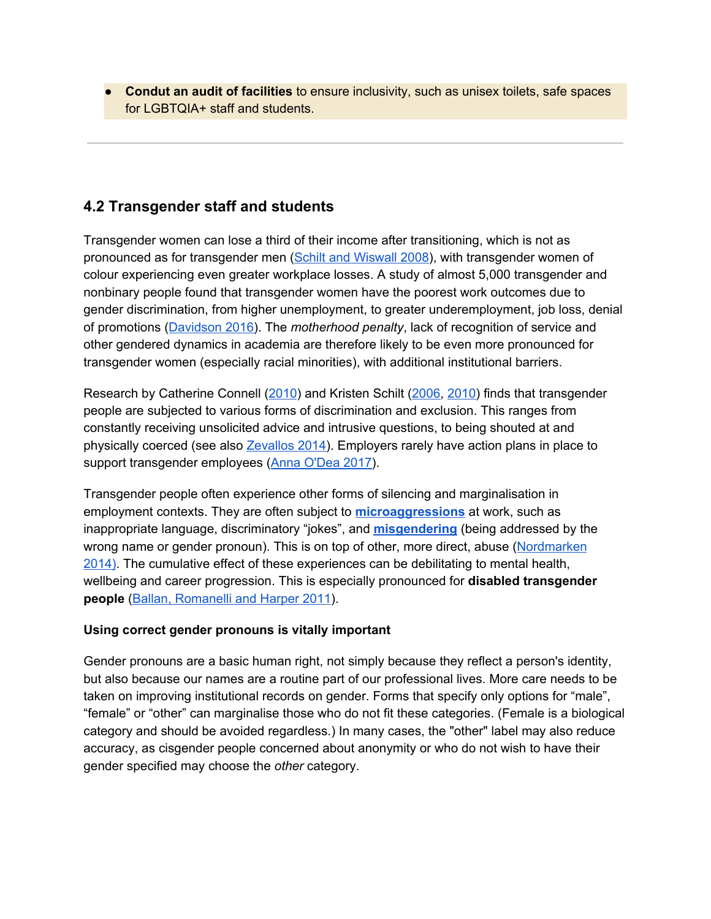- **Condut an audit of facilities** to ensure inclusivity, such as unisex toilets, safe spaces for LGBTQIA+ staff and students.

---

## 4.2 Transgender staff and students

Transgender women can lose a third of their income after transitioning, which is not as pronounced as for transgender men (Schilt and Wiswall 2008), with transgender women of colour experiencing even greater workplace losses. A study of almost 5,000 transgender and nonbinary people found that transgender women have the poorest work outcomes due to gender discrimination, from higher unemployment, to greater underemployment, job loss, denial of promotions (Davidson 2016). The *motherhood penalty*, lack of recognition of service and other gendered dynamics in academia are therefore likely to be even more pronounced for transgender women (especially racial minorities), with additional institutional barriers.

Research by Catherine Connell (2010) and Kristen Schilt (2006, 2010) finds that transgender people are subjected to various forms of discrimination and exclusion. This ranges from constantly receiving unsolicited advice and intrusive questions, to being shouted at and physically coerced (see also Zevallos 2014). Employers rarely have action plans in place to support transgender employees (Anna O'Dea 2017).

Transgender people often experience other forms of silencing and marginalisation in employment contexts. They are often subject to **microaggressions** at work, such as inappropriate language, discriminatory "jokes", and **misgendering** (being addressed by the wrong name or gender pronoun). This is on top of other, more direct, abuse (Nordmarken 2014). The cumulative effect of these experiences can be debilitating to mental health, wellbeing and career progression. This is especially pronounced for **disabled transgender people** (Ballan, Romanelli and Harper 2011).

**Using correct gender pronouns is vitally important**

Gender pronouns are a basic human right, not simply because they reflect a person's identity, but also because our names are a routine part of our professional lives. More care needs to be taken on improving institutional records on gender. Forms that specify only options for "male", "female" or "other" can marginalise those who do not fit these categories. (Female is a biological category and should be avoided regardless.) In many cases, the "other" label may also reduce accuracy, as cisgender people concerned about anonymity or who do not wish to have their gender specified may choose the *other* category.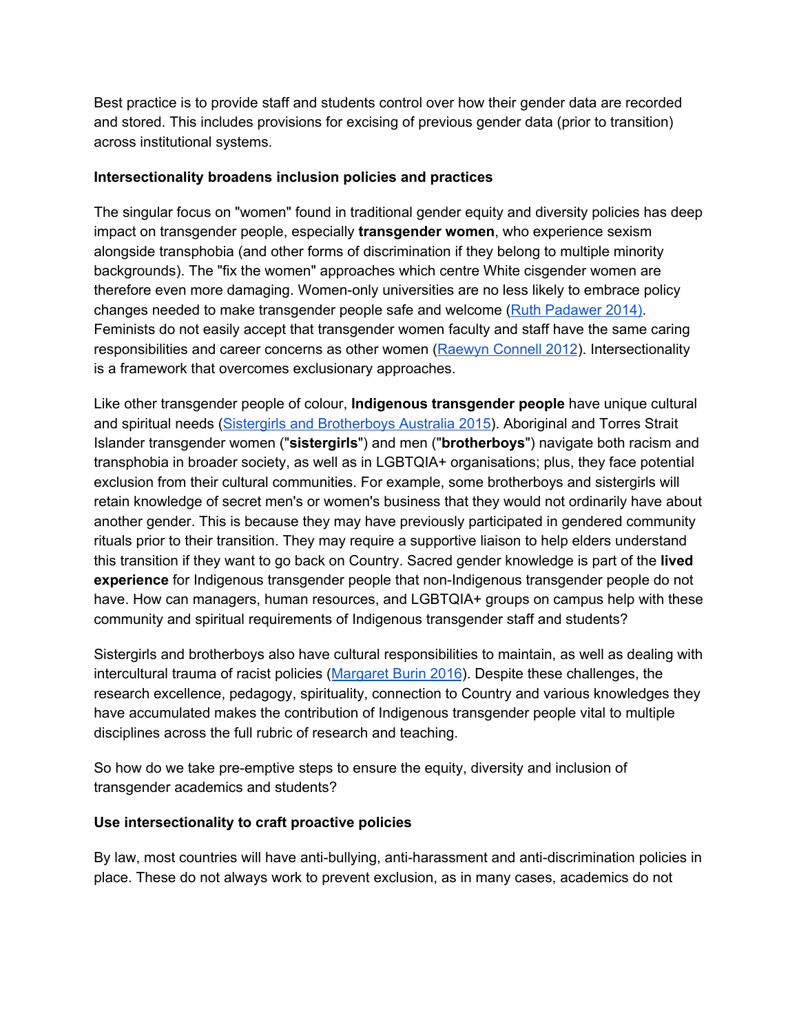Best practice is to provide staff and students control over how their gender data are recorded and stored. This includes provisions for excising of previous gender data (prior to transition) across institutional systems.

**Intersectionality broadens inclusion policies and practices**

The singular focus on "women" found in traditional gender equity and diversity policies has deep impact on transgender people, especially **transgender women**, who experience sexism alongside transphobia (and other forms of discrimination if they belong to multiple minority backgrounds). The "fix the women" approaches which centre White cisgender women are therefore even more damaging. Women-only universities are no less likely to embrace policy changes needed to make transgender people safe and welcome (Ruth Padawer 2014). Feminists do not easily accept that transgender women faculty and staff have the same caring responsibilities and career concerns as other women (Raewyn Connell 2012). Intersectionality is a framework that overcomes exclusionary approaches.

Like other transgender people of colour, **Indigenous transgender people** have unique cultural and spiritual needs (Sistergirls and Brotherboys Australia 2015). Aboriginal and Torres Strait Islander transgender women ("**sistergirls**") and men ("**brotherboys**") navigate both racism and transphobia in broader society, as well as in LGBTQIA+ organisations; plus, they face potential exclusion from their cultural communities. For example, some brotherboys and sistergirls will retain knowledge of secret men's or women's business that they would not ordinarily have about another gender. This is because they may have previously participated in gendered community rituals prior to their transition. They may require a supportive liaison to help elders understand this transition if they want to go back on Country. Sacred gender knowledge is part of the **lived experience** for Indigenous transgender people that non-Indigenous transgender people do not have. How can managers, human resources, and LGBTQIA+ groups on campus help with these community and spiritual requirements of Indigenous transgender staff and students?

Sistergirls and brotherboys also have cultural responsibilities to maintain, as well as dealing with intercultural trauma of racist policies (Margaret Burin 2016). Despite these challenges, the research excellence, pedagogy, spirituality, connection to Country and various knowledges they have accumulated makes the contribution of Indigenous transgender people vital to multiple disciplines across the full rubric of research and teaching.

So how do we take pre-emptive steps to ensure the equity, diversity and inclusion of transgender academics and students?

**Use intersectionality to craft proactive policies**

By law, most countries will have anti-bullying, anti-harassment and anti-discrimination policies in place. These do not always work to prevent exclusion, as in many cases, academics do not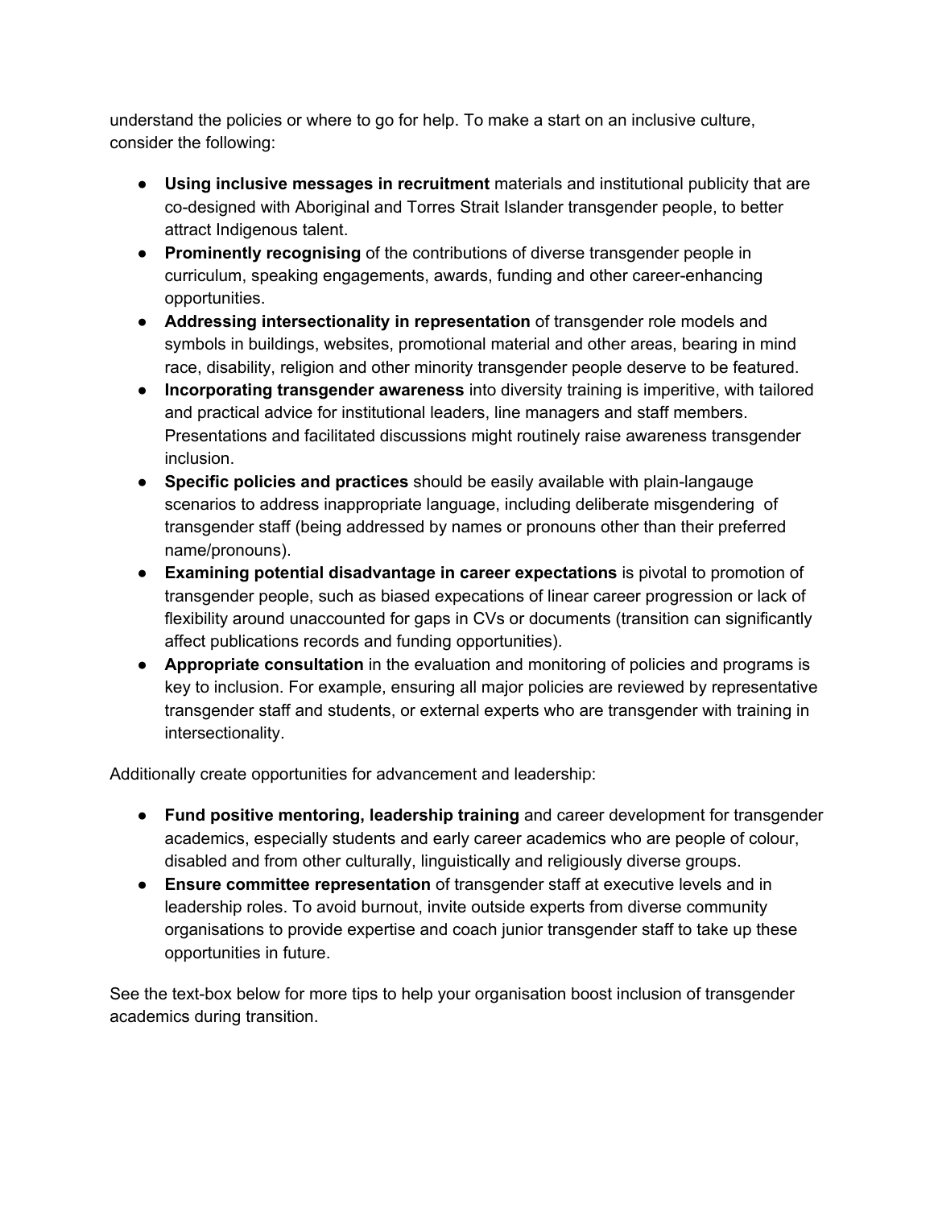understand the policies or where to go for help. To make a start on an inclusive culture, consider the following:

- **Using inclusive messages in recruitment** materials and institutional publicity that are co-designed with Aboriginal and Torres Strait Islander transgender people, to better attract Indigenous talent.
- **Prominently recognising** of the contributions of diverse transgender people in curriculum, speaking engagements, awards, funding and other career-enhancing opportunities.
- **Addressing intersectionality in representation** of transgender role models and symbols in buildings, websites, promotional material and other areas, bearing in mind race, disability, religion and other minority transgender people deserve to be featured.
- **Incorporating transgender awareness** into diversity training is imperitive, with tailored and practical advice for institutional leaders, line managers and staff members. Presentations and facilitated discussions might routinely raise awareness transgender inclusion.
- **Specific policies and practices** should be easily available with plain-langauge scenarios to address inappropriate language, including deliberate misgendering of transgender staff (being addressed by names or pronouns other than their preferred name/pronouns).
- **Examining potential disadvantage in career expectations** is pivotal to promotion of transgender people, such as biased expecations of linear career progression or lack of flexibility around unaccounted for gaps in CVs or documents (transition can significantly affect publications records and funding opportunities).
- **Appropriate consultation** in the evaluation and monitoring of policies and programs is key to inclusion. For example, ensuring all major policies are reviewed by representative transgender staff and students, or external experts who are transgender with training in intersectionality.

Additionally create opportunities for advancement and leadership:

- **Fund positive mentoring, leadership training** and career development for transgender academics, especially students and early career academics who are people of colour, disabled and from other culturally, linguistically and religiously diverse groups.
- **Ensure committee representation** of transgender staff at executive levels and in leadership roles. To avoid burnout, invite outside experts from diverse community organisations to provide expertise and coach junior transgender staff to take up these opportunities in future.

See the text-box below for more tips to help your organisation boost inclusion of transgender academics during transition.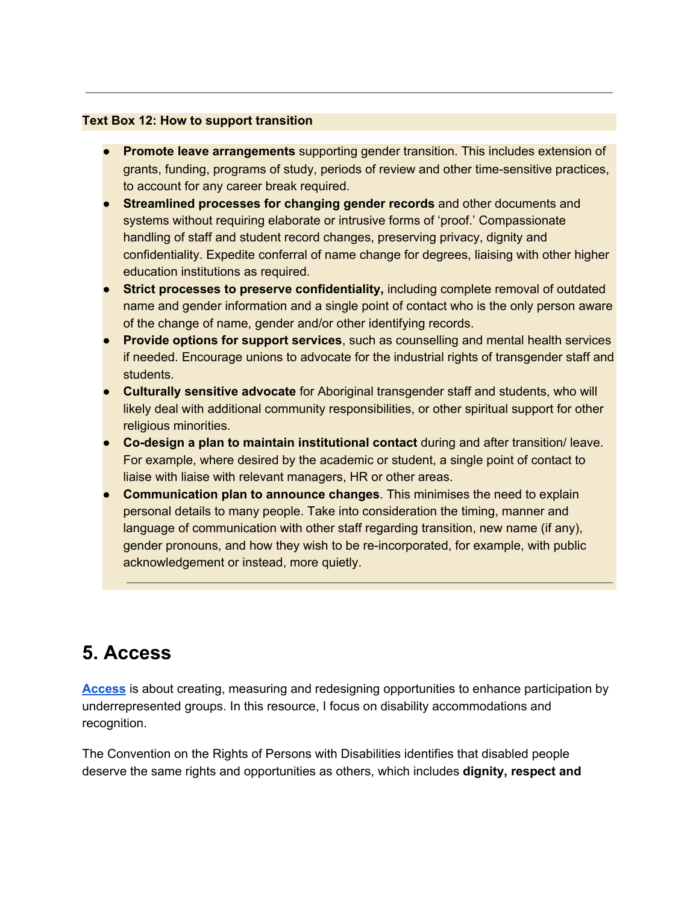**Text Box 12: How to support transition**

- **Promote leave arrangements** supporting gender transition. This includes extension of grants, funding, programs of study, periods of review and other time-sensitive practices, to account for any career break required.
- **Streamlined processes for changing gender records** and other documents and systems without requiring elaborate or intrusive forms of 'proof.' Compassionate handling of staff and student record changes, preserving privacy, dignity and confidentiality. Expedite conferral of name change for degrees, liaising with other higher education institutions as required.
- **Strict processes to preserve confidentiality,** including complete removal of outdated name and gender information and a single point of contact who is the only person aware of the change of name, gender and/or other identifying records.
- **Provide options for support services**, such as counselling and mental health services if needed. Encourage unions to advocate for the industrial rights of transgender staff and students.
- **Culturally sensitive advocate** for Aboriginal transgender staff and students, who will likely deal with additional community responsibilities, or other spiritual support for other religious minorities.
- **Co-design a plan to maintain institutional contact** during and after transition/ leave. For example, where desired by the academic or student, a single point of contact to liaise with liaise with relevant managers, HR or other areas.
- **Communication plan to announce changes**. This minimises the need to explain personal details to many people. Take into consideration the timing, manner and language of communication with other staff regarding transition, new name (if any), gender pronouns, and how they wish to be re-incorporated, for example, with public acknowledgement or instead, more quietly.

---

# 5. Access

**Access** is about creating, measuring and redesigning opportunities to enhance participation by underrepresented groups. In this resource, I focus on disability accommodations and recognition.

The Convention on the Rights of Persons with Disabilities identifies that disabled people deserve the same rights and opportunities as others, which includes **dignity, respect and**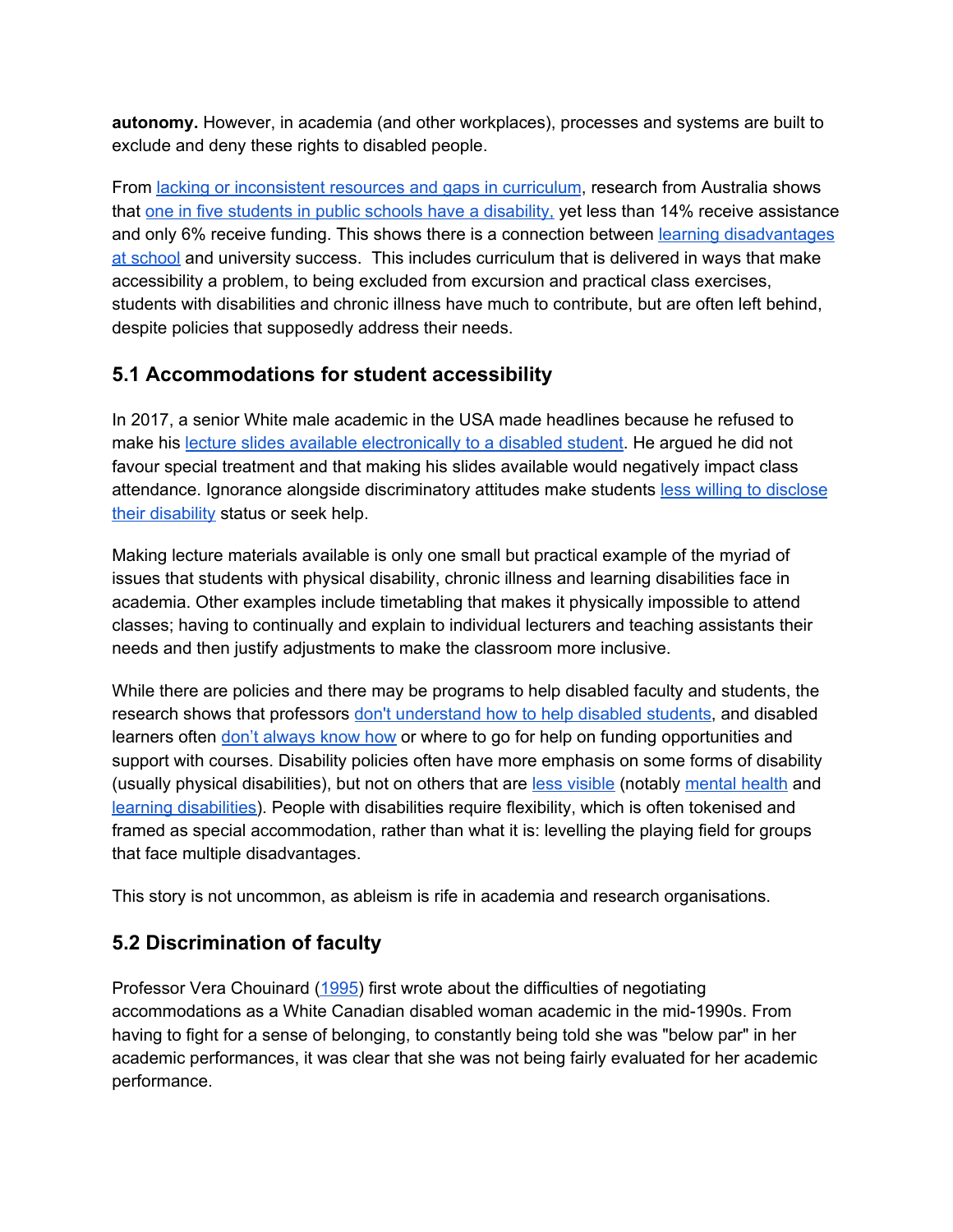**autonomy.** However, in academia (and other workplaces), processes and systems are built to exclude and deny these rights to disabled people.

From lacking or inconsistent resources and gaps in curriculum, research from Australia shows that one in five students in public schools have a disability, yet less than 14% receive assistance and only 6% receive funding. This shows there is a connection between learning disadvantages at school and university success. This includes curriculum that is delivered in ways that make accessibility a problem, to being excluded from excursion and practical class exercises, students with disabilities and chronic illness have much to contribute, but are often left behind, despite policies that supposedly address their needs.

## 5.1 Accommodations for student accessibility

In 2017, a senior White male academic in the USA made headlines because he refused to make his lecture slides available electronically to a disabled student. He argued he did not favour special treatment and that making his slides available would negatively impact class attendance. Ignorance alongside discriminatory attitudes make students less willing to disclose their disability status or seek help.

Making lecture materials available is only one small but practical example of the myriad of issues that students with physical disability, chronic illness and learning disabilities face in academia. Other examples include timetabling that makes it physically impossible to attend classes; having to continually and explain to individual lecturers and teaching assistants their needs and then justify adjustments to make the classroom more inclusive.

While there are policies and there may be programs to help disabled faculty and students, the research shows that professors don't understand how to help disabled students, and disabled learners often don't always know how or where to go for help on funding opportunities and support with courses. Disability policies often have more emphasis on some forms of disability (usually physical disabilities), but not on others that are less visible (notably mental health and learning disabilities). People with disabilities require flexibility, which is often tokenised and framed as special accommodation, rather than what it is: levelling the playing field for groups that face multiple disadvantages.

This story is not uncommon, as ableism is rife in academia and research organisations.

## 5.2 Discrimination of faculty

Professor Vera Chouinard (1995) first wrote about the difficulties of negotiating accommodations as a White Canadian disabled woman academic in the mid-1990s. From having to fight for a sense of belonging, to constantly being told she was "below par" in her academic performances, it was clear that she was not being fairly evaluated for her academic performance.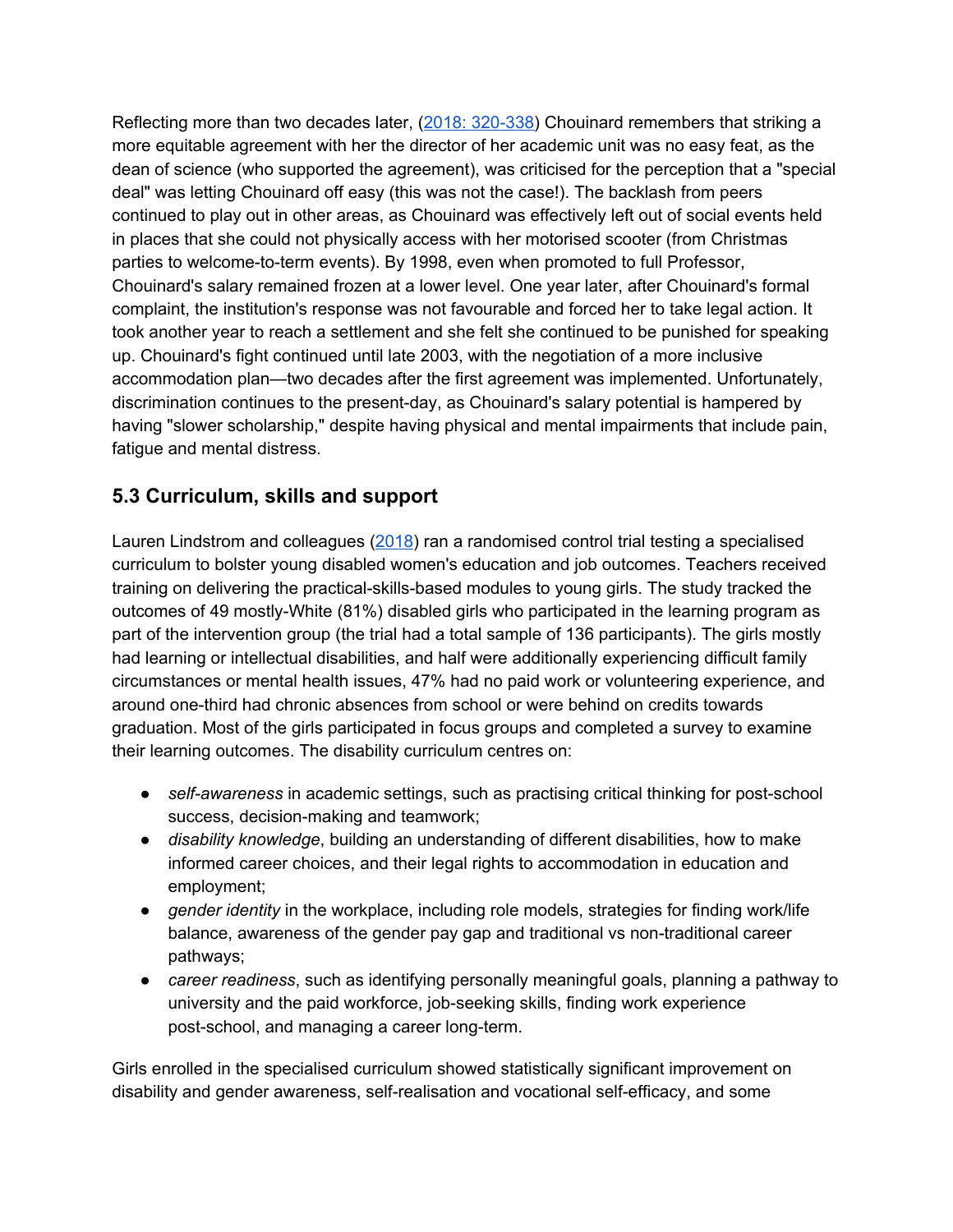Reflecting more than two decades later, ([2018: 320-338]()) Chouinard remembers that striking a more equitable agreement with her the director of her academic unit was no easy feat, as the dean of science (who supported the agreement), was criticised for the perception that a "special deal" was letting Chouinard off easy (this was not the case!). The backlash from peers continued to play out in other areas, as Chouinard was effectively left out of social events held in places that she could not physically access with her motorised scooter (from Christmas parties to welcome-to-term events). By 1998, even when promoted to full Professor, Chouinard's salary remained frozen at a lower level. One year later, after Chouinard's formal complaint, the institution's response was not favourable and forced her to take legal action. It took another year to reach a settlement and she felt she continued to be punished for speaking up. Chouinard's fight continued until late 2003, with the negotiation of a more inclusive accommodation plan—two decades after the first agreement was implemented. Unfortunately, discrimination continues to the present-day, as Chouinard's salary potential is hampered by having "slower scholarship," despite having physical and mental impairments that include pain, fatigue and mental distress.

### 5.3 Curriculum, skills and support

Lauren Lindstrom and colleagues ([2018]()) ran a randomised control trial testing a specialised curriculum to bolster young disabled women's education and job outcomes. Teachers received training on delivering the practical-skills-based modules to young girls. The study tracked the outcomes of 49 mostly-White (81%) disabled girls who participated in the learning program as part of the intervention group (the trial had a total sample of 136 participants). The girls mostly had learning or intellectual disabilities, and half were additionally experiencing difficult family circumstances or mental health issues, 47% had no paid work or volunteering experience, and around one-third had chronic absences from school or were behind on credits towards graduation. Most of the girls participated in focus groups and completed a survey to examine their learning outcomes. The disability curriculum centres on:

- *self-awareness* in academic settings, such as practising critical thinking for post-school success, decision-making and teamwork;
- *disability knowledge*, building an understanding of different disabilities, how to make informed career choices, and their legal rights to accommodation in education and employment;
- *gender identity* in the workplace, including role models, strategies for finding work/life balance, awareness of the gender pay gap and traditional vs non-traditional career pathways;
- *career readiness*, such as identifying personally meaningful goals, planning a pathway to university and the paid workforce, job-seeking skills, finding work experience post-school, and managing a career long-term.

Girls enrolled in the specialised curriculum showed statistically significant improvement on disability and gender awareness, self-realisation and vocational self-efficacy, and some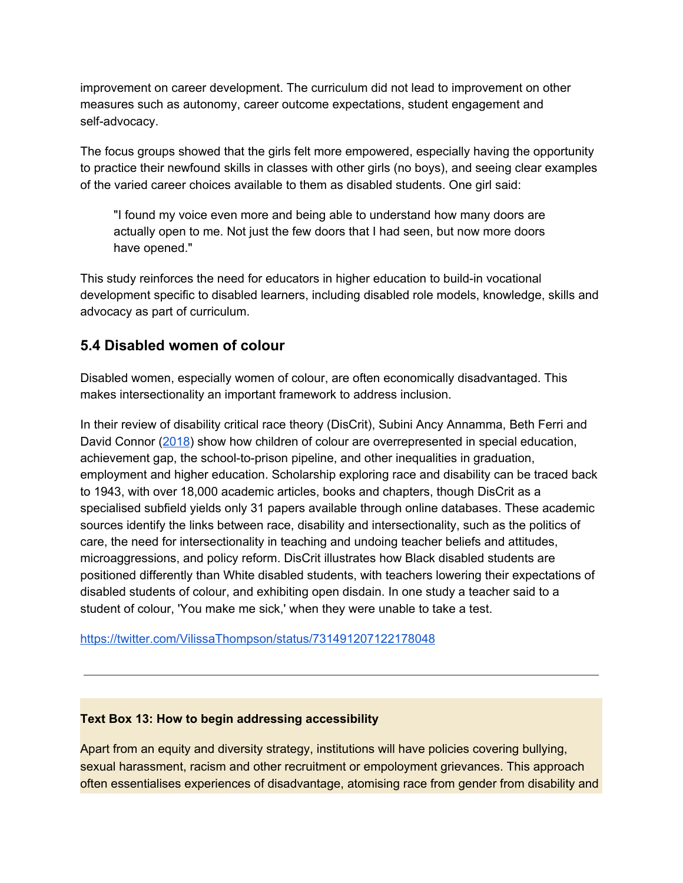improvement on career development. The curriculum did not lead to improvement on other measures such as autonomy, career outcome expectations, student engagement and self-advocacy.

The focus groups showed that the girls felt more empowered, especially having the opportunity to practice their newfound skills in classes with other girls (no boys), and seeing clear examples of the varied career choices available to them as disabled students. One girl said:

> "I found my voice even more and being able to understand how many doors are actually open to me. Not just the few doors that I had seen, but now more doors have opened."

This study reinforces the need for educators in higher education to build-in vocational development specific to disabled learners, including disabled role models, knowledge, skills and advocacy as part of curriculum.

## 5.4 Disabled women of colour

Disabled women, especially women of colour, are often economically disadvantaged. This makes intersectionality an important framework to address inclusion.

In their review of disability critical race theory (DisCrit), Subini Ancy Annamma, Beth Ferri and David Connor (2018) show how children of colour are overrepresented in special education, achievement gap, the school-to-prison pipeline, and other inequalities in graduation, employment and higher education. Scholarship exploring race and disability can be traced back to 1943, with over 18,000 academic articles, books and chapters, though DisCrit as a specialised subfield yields only 31 papers available through online databases. These academic sources identify the links between race, disability and intersectionality, such as the politics of care, the need for intersectionality in teaching and undoing teacher beliefs and attitudes, microaggressions, and policy reform. DisCrit illustrates how Black disabled students are positioned differently than White disabled students, with teachers lowering their expectations of disabled students of colour, and exhibiting open disdain. In one study a teacher said to a student of colour, 'You make me sick,' when they were unable to take a test.

https://twitter.com/VilissaThompson/status/731491207122178048

---

**Text Box 13: How to begin addressing accessibility**

Apart from an equity and diversity strategy, institutions will have policies covering bullying, sexual harassment, racism and other recruitment or empolyment grievances. This approach often essentialises experiences of disadvantage, atomising race from gender from disability and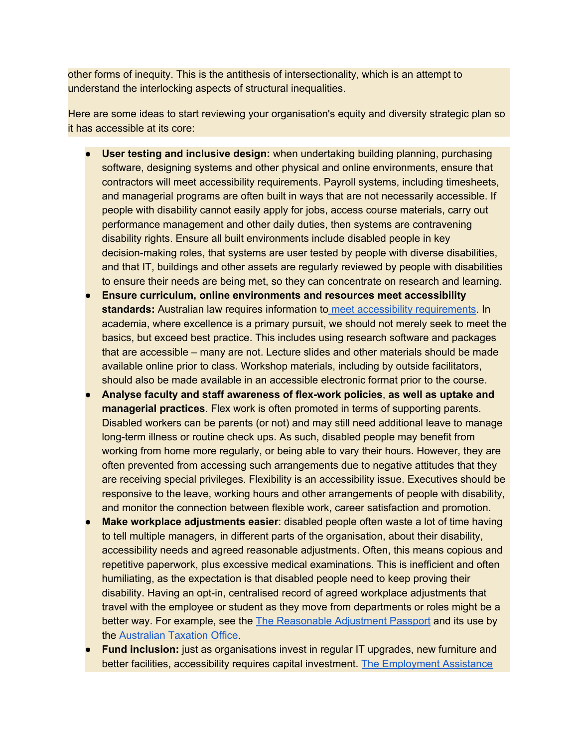other forms of inequity. This is the antithesis of intersectionality, which is an attempt to understand the interlocking aspects of structural inequalities.

Here are some ideas to start reviewing your organisation's equity and diversity strategic plan so it has accessible at its core:

- **User testing and inclusive design:** when undertaking building planning, purchasing software, designing systems and other physical and online environments, ensure that contractors will meet accessibility requirements. Payroll systems, including timesheets, and managerial programs are often built in ways that are not necessarily accessible. If people with disability cannot easily apply for jobs, access course materials, carry out performance management and other daily duties, then systems are contravening disability rights. Ensure all built environments include disabled people in key decision-making roles, that systems are user tested by people with diverse disabilities, and that IT, buildings and other assets are regularly reviewed by people with disabilities to ensure their needs are being met, so they can concentrate on research and learning.
- **Ensure curriculum, online environments and resources meet accessibility standards:** Australian law requires information to meet accessibility requirements. In academia, where excellence is a primary pursuit, we should not merely seek to meet the basics, but exceed best practice. This includes using research software and packages that are accessible – many are not. Lecture slides and other materials should be made available online prior to class. Workshop materials, including by outside facilitators, should also be made available in an accessible electronic format prior to the course.
- **Analyse faculty and staff awareness of flex-work policies**, **as well as uptake and managerial practices**. Flex work is often promoted in terms of supporting parents. Disabled workers can be parents (or not) and may still need additional leave to manage long-term illness or routine check ups. As such, disabled people may benefit from working from home more regularly, or being able to vary their hours. However, they are often prevented from accessing such arrangements due to negative attitudes that they are receiving special privileges. Flexibility is an accessibility issue. Executives should be responsive to the leave, working hours and other arrangements of people with disability, and monitor the connection between flexible work, career satisfaction and promotion.
- **Make workplace adjustments easier**: disabled people often waste a lot of time having to tell multiple managers, in different parts of the organisation, about their disability, accessibility needs and agreed reasonable adjustments. Often, this means copious and repetitive paperwork, plus excessive medical examinations. This is inefficient and often humiliating, as the expectation is that disabled people need to keep proving their disability. Having an opt-in, centralised record of agreed workplace adjustments that travel with the employee or student as they move from departments or roles might be a better way. For example, see the The Reasonable Adjustment Passport and its use by the Australian Taxation Office.
- **Fund inclusion:** just as organisations invest in regular IT upgrades, new furniture and better facilities, accessibility requires capital investment. The Employment Assistance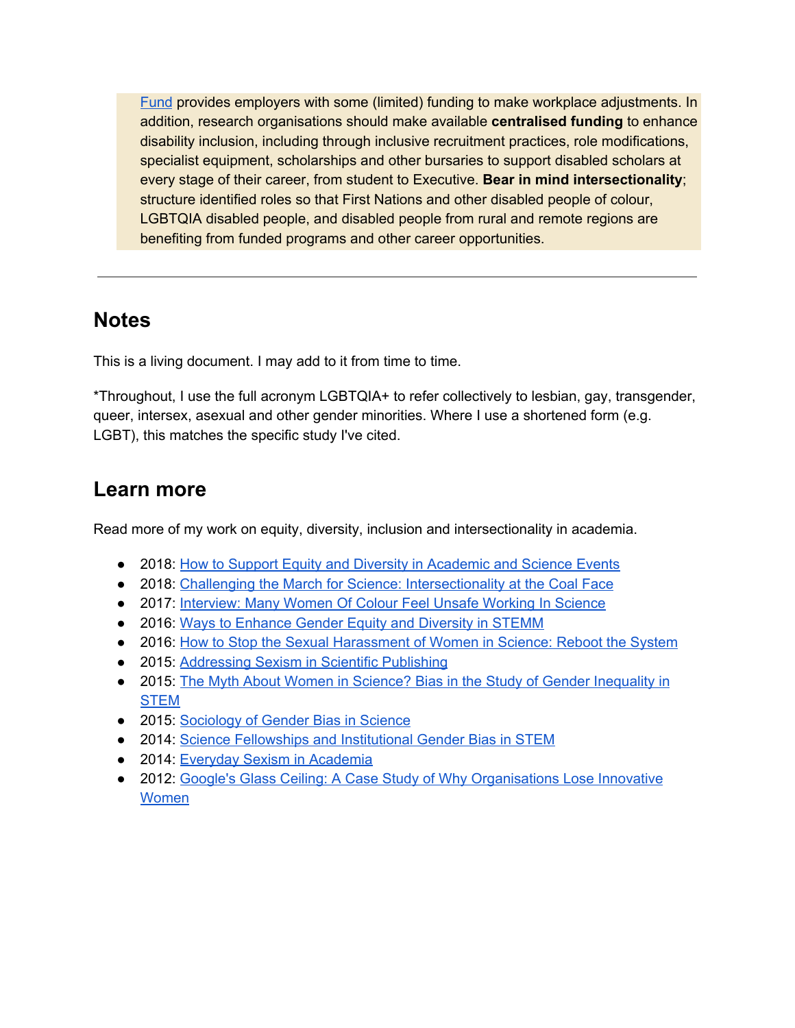> Fund provides employers with some (limited) funding to make workplace adjustments. In addition, research organisations should make available **centralised funding** to enhance disability inclusion, including through inclusive recruitment practices, role modifications, specialist equipment, scholarships and other bursaries to support disabled scholars at every stage of their career, from student to Executive. **Bear in mind intersectionality**; structure identified roles so that First Nations and other disabled people of colour, LGBTQIA disabled people, and disabled people from rural and remote regions are benefiting from funded programs and other career opportunities.

---

## Notes

This is a living document. I may add to it from time to time.

*Throughout, I use the full acronym LGBTQIA+ to refer collectively to lesbian, gay, transgender, queer, intersex, asexual and other gender minorities. Where I use a shortened form (e.g. LGBT), this matches the specific study I've cited.

## Learn more

Read more of my work on equity, diversity, inclusion and intersectionality in academia.

- 2018: How to Support Equity and Diversity in Academic and Science Events
- 2018: Challenging the March for Science: Intersectionality at the Coal Face
- 2017: Interview: Many Women Of Colour Feel Unsafe Working In Science
- 2016: Ways to Enhance Gender Equity and Diversity in STEMM
- 2016: How to Stop the Sexual Harassment of Women in Science: Reboot the System
- 2015: Addressing Sexism in Scientific Publishing
- 2015: The Myth About Women in Science? Bias in the Study of Gender Inequality in STEM
- 2015: Sociology of Gender Bias in Science
- 2014: Science Fellowships and Institutional Gender Bias in STEM
- 2014: Everyday Sexism in Academia
- 2012: Google's Glass Ceiling: A Case Study of Why Organisations Lose Innovative Women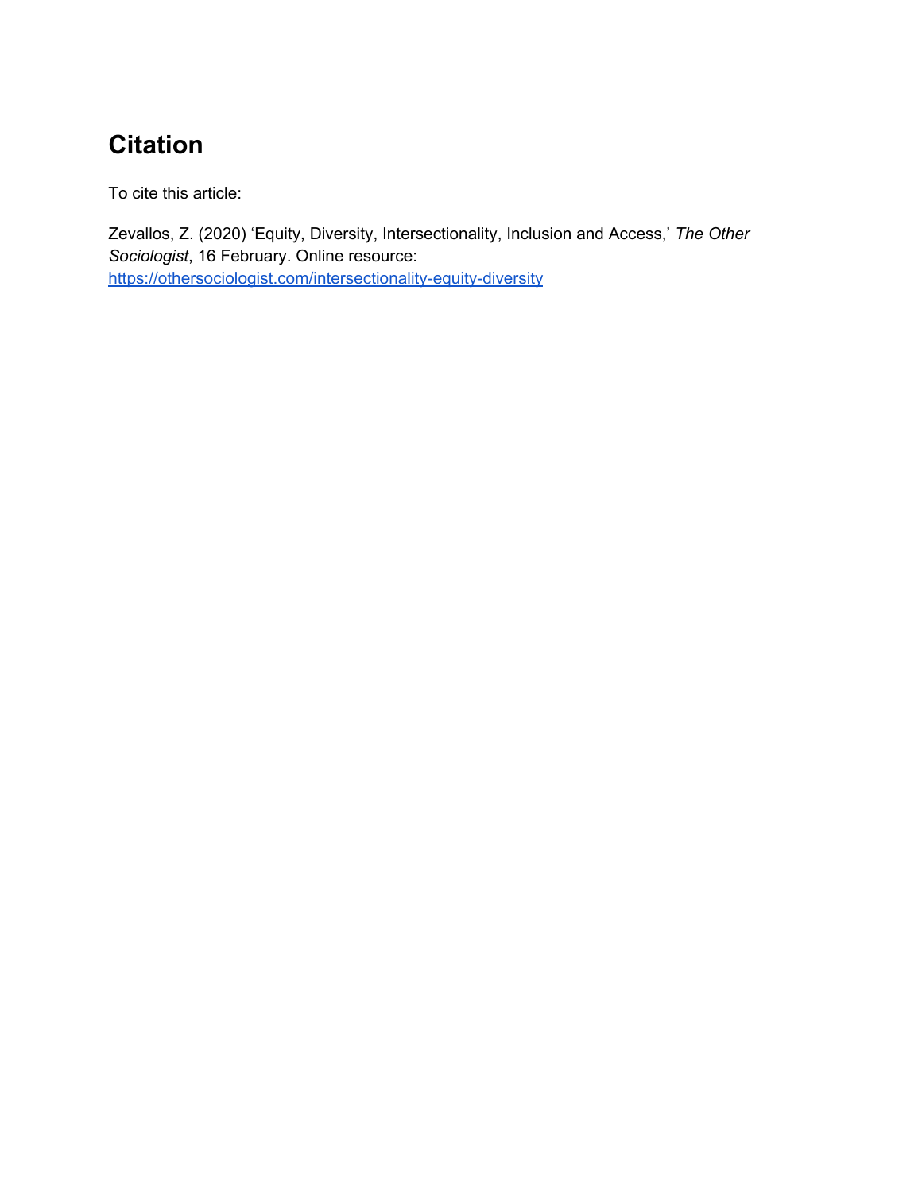## Citation

To cite this article:

Zevallos, Z. (2020) 'Equity, Diversity, Intersectionality, Inclusion and Access,' *The Other Sociologist*, 16 February. Online resource: [https://othersociologist.com/intersectionality-equity-diversity](https://othersociologist.com/intersectionality-equity-diversity)